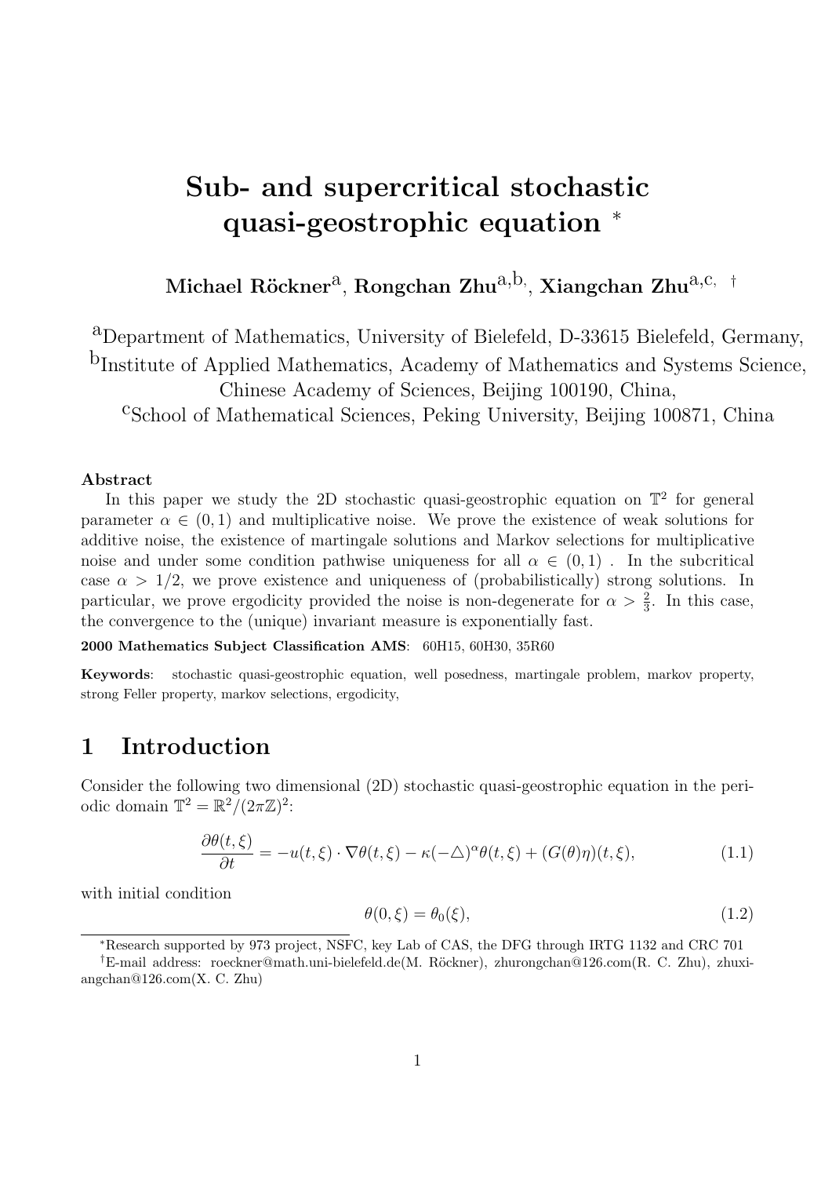# Sub- and supercritical stochastic quasi-geostrophic equation *

**Michael Röckner**[a], **Rongchan Zhu**[a,b], **Xiangchan Zhu**[a,c, †]

[a]Department of Mathematics, University of Bielefeld, D-33615 Bielefeld, Germany,
[b]Institute of Applied Mathematics, Academy of Mathematics and Systems Science, Chinese Academy of Sciences, Beijing 100190, China,
[c]School of Mathematical Sciences, Peking University, Beijing 100871, China

### Abstract

In this paper we study the 2D stochastic quasi-geostrophic equation on $\mathbb{T}^2$ for general parameter $\alpha \in (0,1)$ and multiplicative noise. We prove the existence of weak solutions for additive noise, the existence of martingale solutions and Markov selections for multiplicative noise and under some condition pathwise uniqueness for all $\alpha \in (0,1)$ . In the subcritical case $\alpha > 1/2$, we prove existence and uniqueness of (probabilistically) strong solutions. In particular, we prove ergodicity provided the noise is non-degenerate for $\alpha > \frac{2}{3}$. In this case, the convergence to the (unique) invariant measure is exponentially fast.

**2000 Mathematics Subject Classification AMS**: 60H15, 60H30, 35R60

**Keywords**: stochastic quasi-geostrophic equation, well posedness, martingale problem, markov property, strong Feller property, markov selections, ergodicity,

## 1 Introduction

Consider the following two dimensional (2D) stochastic quasi-geostrophic equation in the periodic domain $\mathbb{T}^2 = \mathbb{R}^2/(2\pi\mathbb{Z})^2$:

$$\frac{\partial \theta(t,\xi)}{\partial t} = -u(t,\xi) \cdot \nabla\theta(t,\xi) - \kappa(-\triangle)^{\alpha}\theta(t,\xi) + (G(\theta)\eta)(t,\xi), \tag{1.1}$$

with initial condition

$$\theta(0,\xi) = \theta_0(\xi), \tag{1.2}$$

---

*Research supported by 973 project, NSFC, key Lab of CAS, the DFG through IRTG 1132 and CRC 701

†E-mail address: roeckner@math.uni-bielefeld.de(M. Röckner), zhurongchan@126.com(R. C. Zhu), zhuxiangchan@126.com(X. C. Zhu)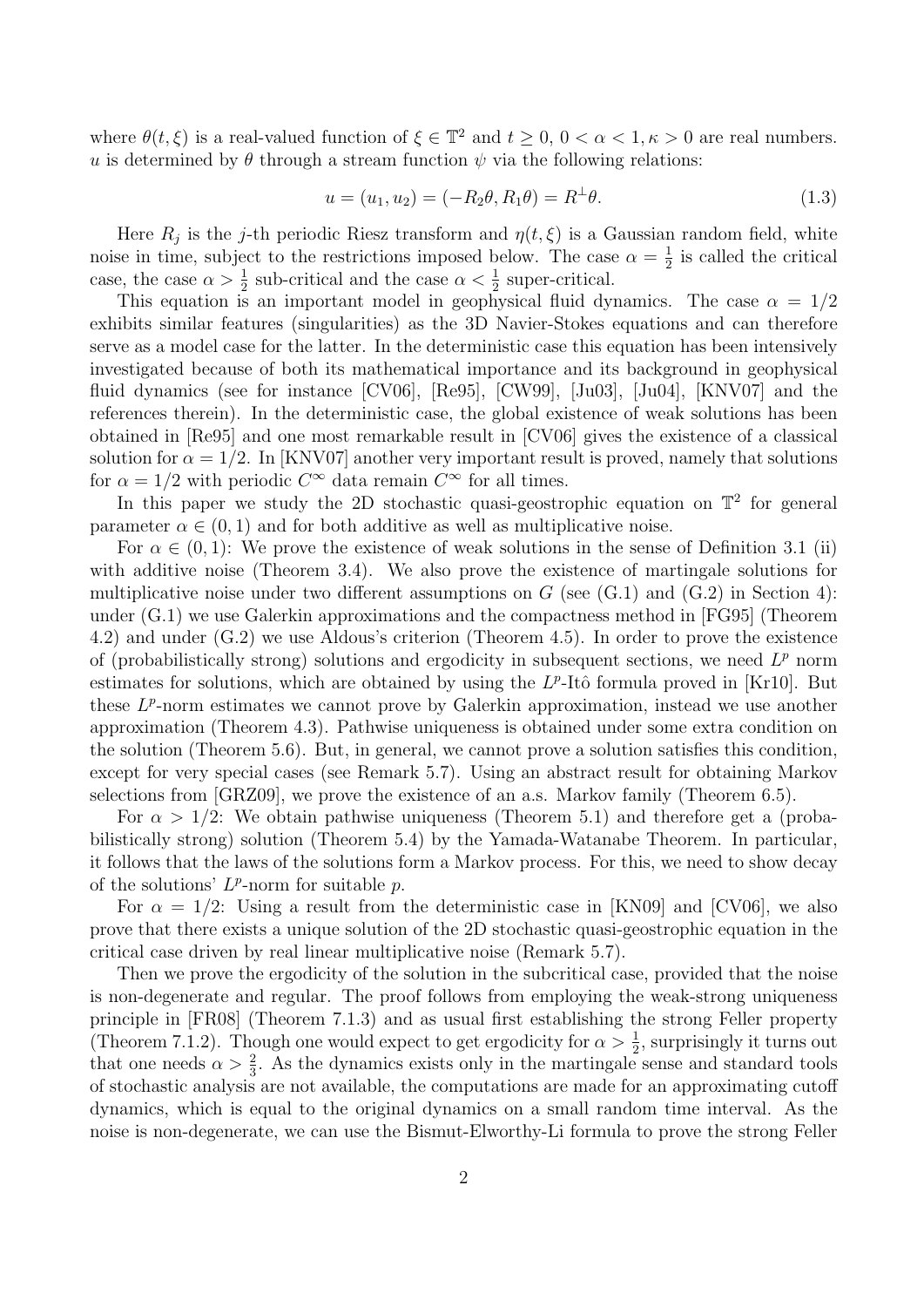where $\theta(t, \xi)$ is a real-valued function of $\xi \in \mathbb{T}^2$ and $t \geq 0$, $0 < \alpha < 1, \kappa > 0$ are real numbers. $u$ is determined by $\theta$ through a stream function $\psi$ via the following relations:

$$u = (u_1, u_2) = (-R_2\theta, R_1\theta) = R^\perp\theta. \tag{1.3}$$

Here $R_j$ is the $j$-th periodic Riesz transform and $\eta(t, \xi)$ is a Gaussian random field, white noise in time, subject to the restrictions imposed below. The case $\alpha = \frac{1}{2}$ is called the critical case, the case $\alpha > \frac{1}{2}$ sub-critical and the case $\alpha < \frac{1}{2}$ super-critical.

This equation is an important model in geophysical fluid dynamics. The case $\alpha = 1/2$ exhibits similar features (singularities) as the 3D Navier-Stokes equations and can therefore serve as a model case for the latter. In the deterministic case this equation has been intensively investigated because of both its mathematical importance and its background in geophysical fluid dynamics (see for instance [CV06], [Re95], [CW99], [Ju03], [Ju04], [KNV07] and the references therein). In the deterministic case, the global existence of weak solutions has been obtained in [Re95] and one most remarkable result in [CV06] gives the existence of a classical solution for $\alpha = 1/2$. In [KNV07] another very important result is proved, namely that solutions for $\alpha = 1/2$ with periodic $C^\infty$ data remain $C^\infty$ for all times.

In this paper we study the 2D stochastic quasi-geostrophic equation on $\mathbb{T}^2$ for general parameter $\alpha \in (0, 1)$ and for both additive as well as multiplicative noise.

For $\alpha \in (0, 1)$: We prove the existence of weak solutions in the sense of Definition 3.1 (ii) with additive noise (Theorem 3.4). We also prove the existence of martingale solutions for multiplicative noise under two different assumptions on $G$ (see (G.1) and (G.2) in Section 4): under (G.1) we use Galerkin approximations and the compactness method in [FG95] (Theorem 4.2) and under (G.2) we use Aldous's criterion (Theorem 4.5). In order to prove the existence of (probabilistically strong) solutions and ergodicity in subsequent sections, we need $L^p$ norm estimates for solutions, which are obtained by using the $L^p$-Itô formula proved in [Kr10]. But these $L^p$-norm estimates we cannot prove by Galerkin approximation, instead we use another approximation (Theorem 4.3). Pathwise uniqueness is obtained under some extra condition on the solution (Theorem 5.6). But, in general, we cannot prove a solution satisfies this condition, except for very special cases (see Remark 5.7). Using an abstract result for obtaining Markov selections from [GRZ09], we prove the existence of an a.s. Markov family (Theorem 6.5).

For $\alpha > 1/2$: We obtain pathwise uniqueness (Theorem 5.1) and therefore get a (probabilistically strong) solution (Theorem 5.4) by the Yamada-Watanabe Theorem. In particular, it follows that the laws of the solutions form a Markov process. For this, we need to show decay of the solutions' $L^p$-norm for suitable $p$.

For $\alpha = 1/2$: Using a result from the deterministic case in [KN09] and [CV06], we also prove that there exists a unique solution of the 2D stochastic quasi-geostrophic equation in the critical case driven by real linear multiplicative noise (Remark 5.7).

Then we prove the ergodicity of the solution in the subcritical case, provided that the noise is non-degenerate and regular. The proof follows from employing the weak-strong uniqueness principle in [FR08] (Theorem 7.1.3) and as usual first establishing the strong Feller property (Theorem 7.1.2). Though one would expect to get ergodicity for $\alpha > \frac{1}{2}$, surprisingly it turns out that one needs $\alpha > \frac{2}{3}$. As the dynamics exists only in the martingale sense and standard tools of stochastic analysis are not available, the computations are made for an approximating cutoff dynamics, which is equal to the original dynamics on a small random time interval. As the noise is non-degenerate, we can use the Bismut-Elworthy-Li formula to prove the strong Feller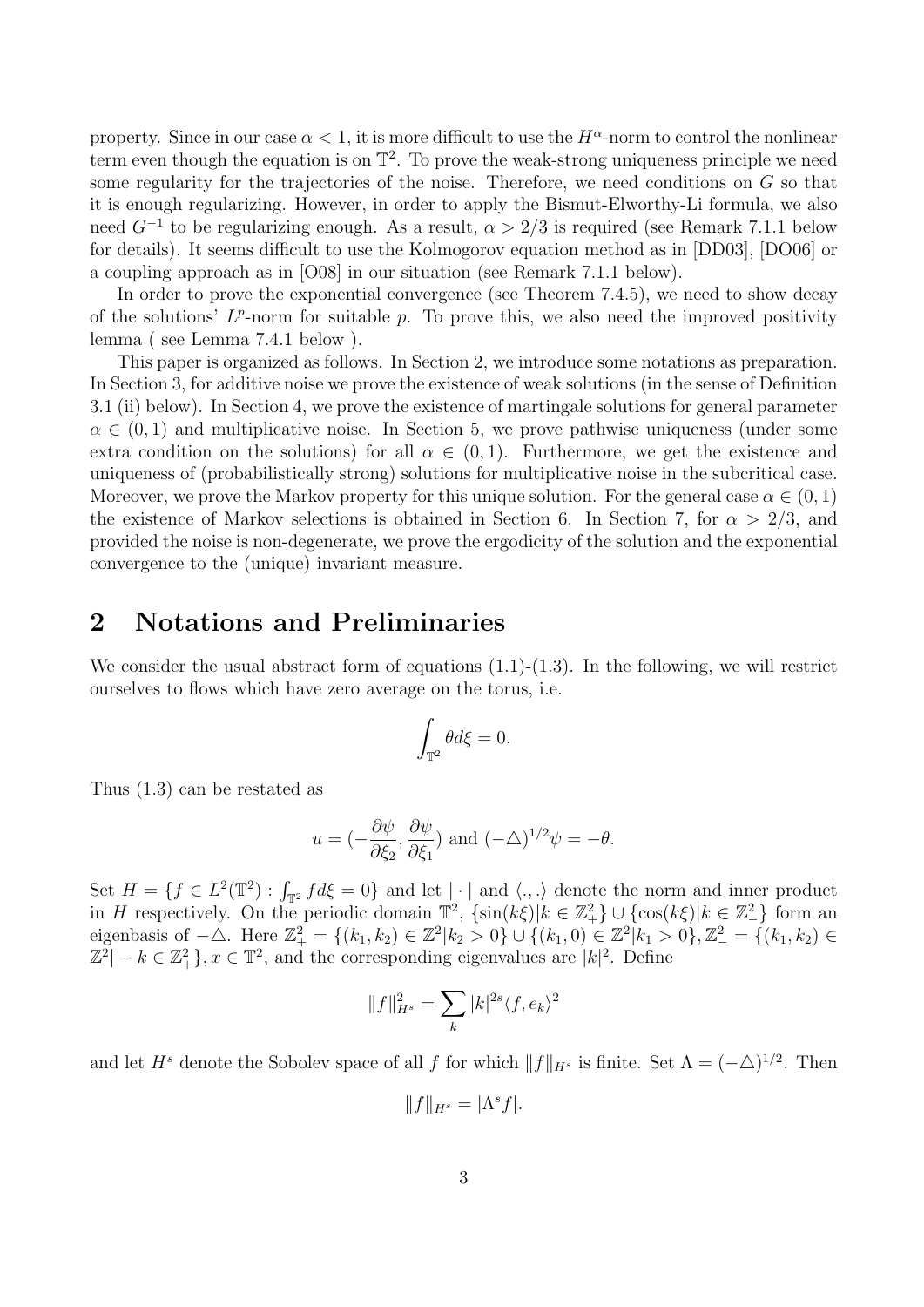property. Since in our case $\alpha < 1$, it is more difficult to use the $H^\alpha$-norm to control the nonlinear term even though the equation is on $\mathbb{T}^2$. To prove the weak-strong uniqueness principle we need some regularity for the trajectories of the noise. Therefore, we need conditions on $G$ so that it is enough regularizing. However, in order to apply the Bismut-Elworthy-Li formula, we also need $G^{-1}$ to be regularizing enough. As a result, $\alpha > 2/3$ is required (see Remark 7.1.1 below for details). It seems difficult to use the Kolmogorov equation method as in [DD03], [DO06] or a coupling approach as in [O08] in our situation (see Remark 7.1.1 below).

In order to prove the exponential convergence (see Theorem 7.4.5), we need to show decay of the solutions' $L^p$-norm for suitable $p$. To prove this, we also need the improved positivity lemma ( see Lemma 7.4.1 below ).

This paper is organized as follows. In Section 2, we introduce some notations as preparation. In Section 3, for additive noise we prove the existence of weak solutions (in the sense of Definition 3.1 (ii) below). In Section 4, we prove the existence of martingale solutions for general parameter $\alpha \in (0, 1)$ and multiplicative noise. In Section 5, we prove pathwise uniqueness (under some extra condition on the solutions) for all $\alpha \in (0, 1)$. Furthermore, we get the existence and uniqueness of (probabilistically strong) solutions for multiplicative noise in the subcritical case. Moreover, we prove the Markov property for this unique solution. For the general case $\alpha \in (0, 1)$ the existence of Markov selections is obtained in Section 6. In Section 7, for $\alpha > 2/3$, and provided the noise is non-degenerate, we prove the ergodicity of the solution and the exponential convergence to the (unique) invariant measure.

## 2 Notations and Preliminaries

We consider the usual abstract form of equations (1.1)-(1.3). In the following, we will restrict ourselves to flows which have zero average on the torus, i.e.

$$\int_{\mathbb{T}^2} \theta d\xi = 0.$$

Thus (1.3) can be restated as

$$u = \left(-\frac{\partial \psi}{\partial \xi_2}, \frac{\partial \psi}{\partial \xi_1}\right) \text{ and } (-\triangle)^{1/2}\psi = -\theta.$$

Set $H = \{f \in L^2(\mathbb{T}^2) : \int_{\mathbb{T}^2} f d\xi = 0\}$ and let $|\cdot|$ and $\langle .,. \rangle$ denote the norm and inner product in $H$ respectively. On the periodic domain $\mathbb{T}^2$, $\{\sin(k\xi)|k \in \mathbb{Z}^2_+\} \cup \{\cos(k\xi)|k \in \mathbb{Z}^2_-\}$ form an eigenbasis of $-\triangle$. Here $\mathbb{Z}^2_+ = \{(k_1, k_2) \in \mathbb{Z}^2|k_2 > 0\} \cup \{(k_1, 0) \in \mathbb{Z}^2|k_1 > 0\}$, $\mathbb{Z}^2_- = \{(k_1, k_2) \in \mathbb{Z}^2| -k \in \mathbb{Z}^2_+\}$, $x \in \mathbb{T}^2$, and the corresponding eigenvalues are $|k|^2$. Define

$$\|f\|^2_{H^s} = \sum_k |k|^{2s} \langle f, e_k \rangle^2$$

and let $H^s$ denote the Sobolev space of all $f$ for which $\|f\|_{H^s}$ is finite. Set $\Lambda = (-\triangle)^{1/2}$. Then

$$\|f\|_{H^s} = |\Lambda^s f|.$$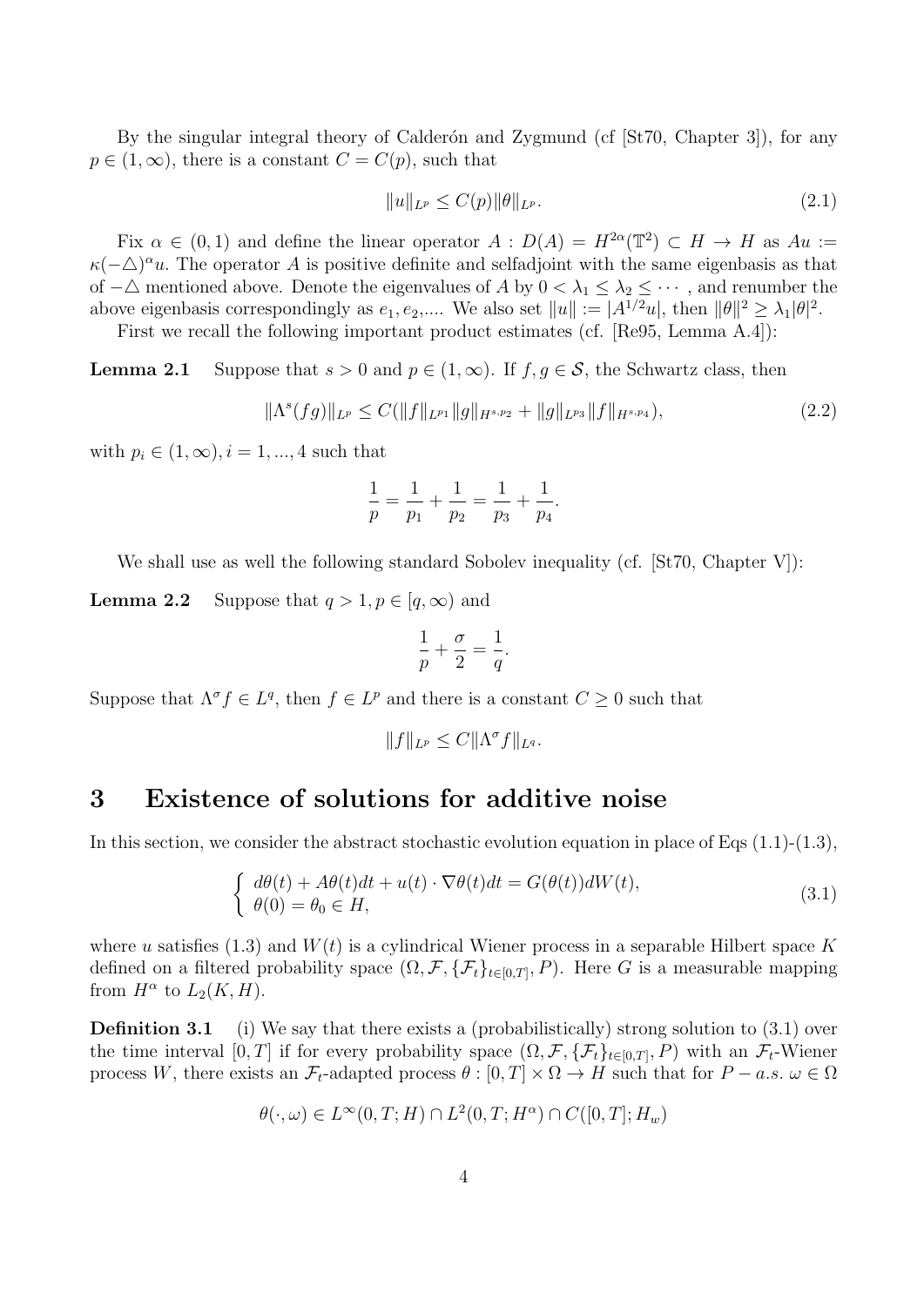By the singular integral theory of Calderón and Zygmund (cf [St70, Chapter 3]), for any $p \in (1, \infty)$, there is a constant $C = C(p)$, such that

$$\|u\|_{L^p} \leq C(p) \|\theta\|_{L^p}. \tag{2.1}$$

Fix $\alpha \in (0, 1)$ and define the linear operator $A : D(A) = H^{2\alpha}(\mathbb{T}^2) \subset H \to H$ as $Au := \kappa(-\triangle)^\alpha u$. The operator $A$ is positive definite and selfadjoint with the same eigenbasis as that of $-\triangle$ mentioned above. Denote the eigenvalues of $A$ by $0 < \lambda_1 \leq \lambda_2 \leq \cdots$, and renumber the above eigenbasis correspondingly as $e_1, e_2, \ldots$. We also set $\|u\| := |A^{1/2}u|$, then $\|\theta\|^2 \geq \lambda_1 |\theta|^2$.

First we recall the following important product estimates (cf. [Re95, Lemma A.4]):

**Lemma 2.1** Suppose that $s > 0$ and $p \in (1, \infty)$. If $f, g \in \mathcal{S}$, the Schwartz class, then

$$\|\Lambda^s(fg)\|_{L^p} \leq C(\|f\|_{L^{p_1}} \|g\|_{H^{s,p_2}} + \|g\|_{L^{p_3}} \|f\|_{H^{s,p_4}}), \tag{2.2}$$

with $p_i \in (1, \infty), i = 1, ..., 4$ such that

$$\frac{1}{p} = \frac{1}{p_1} + \frac{1}{p_2} = \frac{1}{p_3} + \frac{1}{p_4}.$$

We shall use as well the following standard Sobolev inequality (cf. [St70, Chapter V]):

**Lemma 2.2** Suppose that $q > 1, p \in [q, \infty)$ and

$$\frac{1}{p} + \frac{\sigma}{2} = \frac{1}{q}.$$

Suppose that $\Lambda^\sigma f \in L^q$, then $f \in L^p$ and there is a constant $C \geq 0$ such that

$$\|f\|_{L^p} \leq C \|\Lambda^\sigma f\|_{L^q}.$$

# 3 Existence of solutions for additive noise

In this section, we consider the abstract stochastic evolution equation in place of Eqs (1.1)-(1.3),

$$\begin{cases} d\theta(t) + A\theta(t)dt + u(t) \cdot \nabla\theta(t)dt = G(\theta(t))dW(t), \\ \theta(0) = \theta_0 \in H, \end{cases} \tag{3.1}$$

where $u$ satisfies (1.3) and $W(t)$ is a cylindrical Wiener process in a separable Hilbert space $K$ defined on a filtered probability space $(\Omega, \mathcal{F}, \{\mathcal{F}_t\}_{t \in [0,T]}, P)$. Here $G$ is a measurable mapping from $H^\alpha$ to $L_2(K, H)$.

**Definition 3.1** (i) We say that there exists a (probabilistically) strong solution to (3.1) over the time interval $[0, T]$ if for every probability space $(\Omega, \mathcal{F}, \{\mathcal{F}_t\}_{t \in [0,T]}, P)$ with an $\mathcal{F}_t$-Wiener process $W$, there exists an $\mathcal{F}_t$-adapted process $\theta : [0, T] \times \Omega \to H$ such that for $P - a.s.\ \omega \in \Omega$

$$\theta(\cdot, \omega) \in L^\infty(0, T; H) \cap L^2(0, T; H^\alpha) \cap C([0, T]; H_w)$$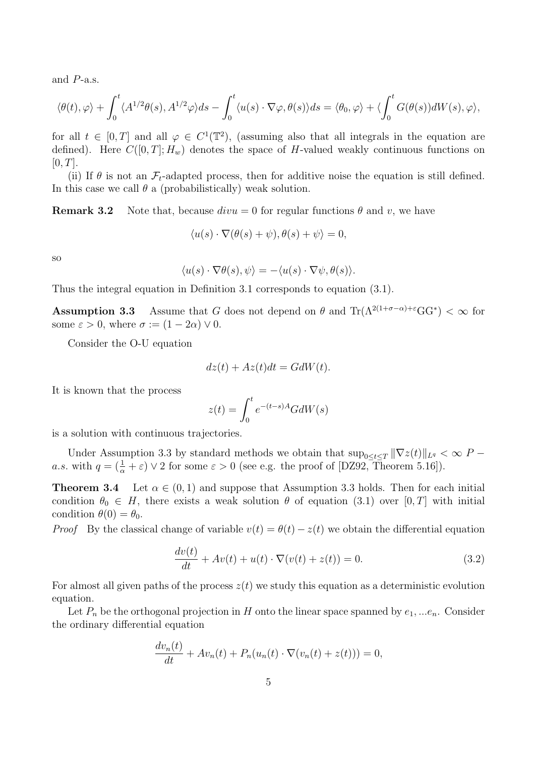and $P$-a.s.

$$\langle \theta(t), \varphi \rangle + \int_0^t \langle A^{1/2}\theta(s), A^{1/2}\varphi \rangle ds - \int_0^t \langle u(s) \cdot \nabla \varphi, \theta(s) \rangle ds = \langle \theta_0, \varphi \rangle + \langle \int_0^t G(\theta(s)) dW(s), \varphi \rangle,$$

for all $t \in [0,T]$ and all $\varphi \in C^1(\mathbb{T}^2)$, (assuming also that all integrals in the equation are defined). Here $C([0,T]; H_w)$ denotes the space of $H$-valued weakly continuous functions on $[0,T]$.

(ii) If $\theta$ is not an $\mathcal{F}_t$-adapted process, then for additive noise the equation is still defined. In this case we call $\theta$ a (probabilistically) weak solution.

**Remark 3.2** Note that, because $div u = 0$ for regular functions $\theta$ and $v$, we have

$$\langle u(s) \cdot \nabla(\theta(s) + \psi), \theta(s) + \psi \rangle = 0,$$

so

$$\langle u(s) \cdot \nabla \theta(s), \psi \rangle = -\langle u(s) \cdot \nabla \psi, \theta(s) \rangle.$$

Thus the integral equation in Definition 3.1 corresponds to equation (3.1).

**Assumption 3.3** Assume that $G$ does not depend on $\theta$ and $\mathrm{Tr}(\Lambda^{2(1+\sigma-\alpha)+\varepsilon} \mathrm{G}\mathrm{G}^*) < \infty$ for some $\varepsilon > 0$, where $\sigma := (1 - 2\alpha) \vee 0$.

Consider the O-U equation

$$dz(t) + Az(t)dt = GdW(t).$$

It is known that the process

$$z(t) = \int_0^t e^{-(t-s)A} G dW(s)$$

is a solution with continuous trajectories.

Under Assumption 3.3 by standard methods we obtain that $\sup_{0 \le t \le T} \|\nabla z(t)\|_{L^q} < \infty$ $P-a.s.$ with $q = (\frac{1}{\alpha} + \varepsilon) \vee 2$ for some $\varepsilon > 0$ (see e.g. the proof of [DZ92, Theorem 5.16]).

**Theorem 3.4** Let $\alpha \in (0,1)$ and suppose that Assumption 3.3 holds. Then for each initial condition $\theta_0 \in H$, there exists a weak solution $\theta$ of equation (3.1) over $[0,T]$ with initial condition $\theta(0) = \theta_0$.

*Proof* By the classical change of variable $v(t) = \theta(t) - z(t)$ we obtain the differential equation

$$\frac{dv(t)}{dt} + Av(t) + u(t) \cdot \nabla(v(t) + z(t)) = 0. \tag{3.2}$$

For almost all given paths of the process $z(t)$ we study this equation as a deterministic evolution equation.

Let $P_n$ be the orthogonal projection in $H$ onto the linear space spanned by $e_1, ... e_n$. Consider the ordinary differential equation

$$\frac{dv_n(t)}{dt} + Av_n(t) + P_n(u_n(t) \cdot \nabla(v_n(t) + z(t))) = 0,$$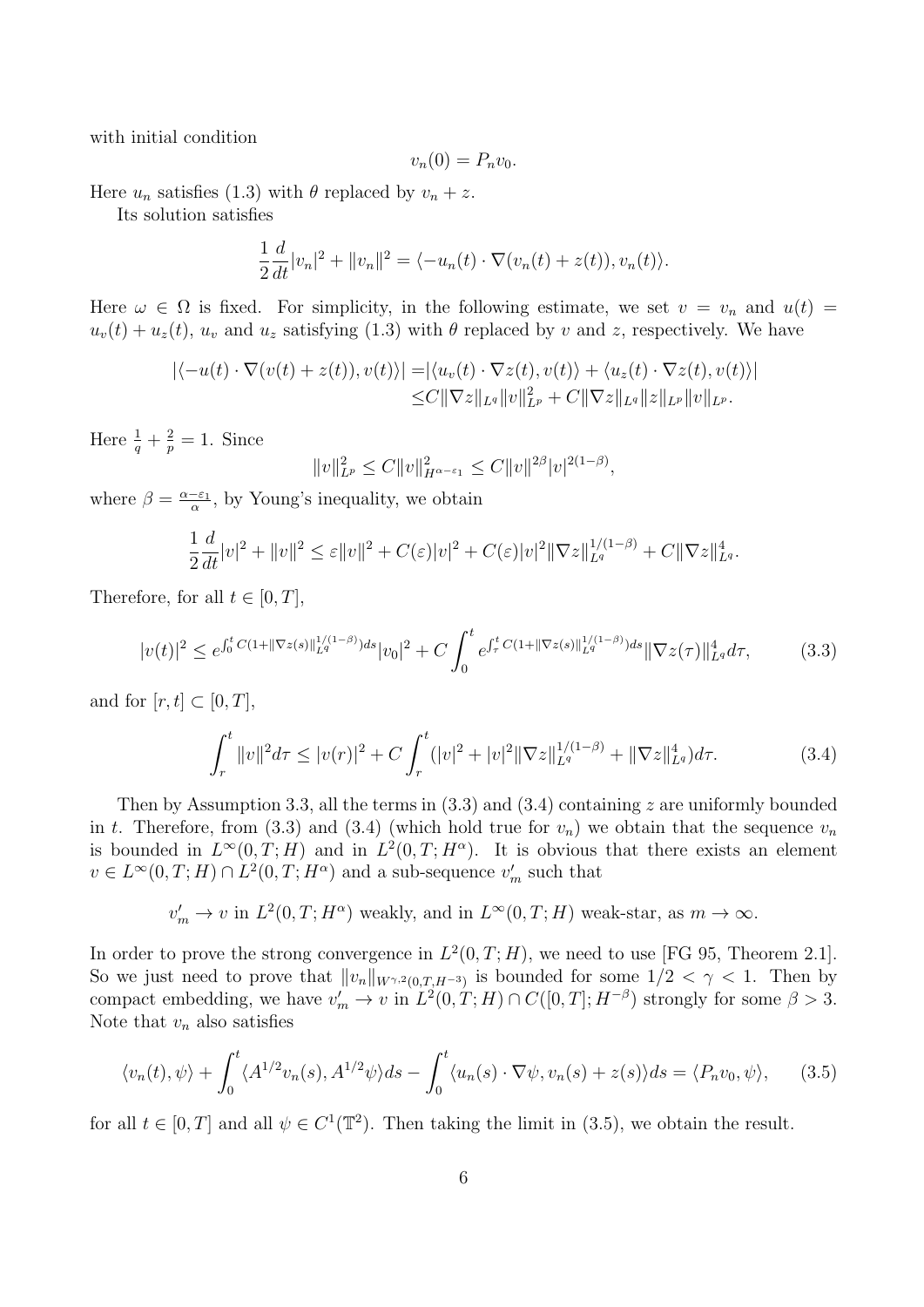with initial condition

$$v_n(0) = P_n v_0.$$

Here $u_n$ satisfies (1.3) with $\theta$ replaced by $v_n + z$.

Its solution satisfies

$$\frac{1}{2}\frac{d}{dt}|v_n|^2 + \|v_n\|^2 = \langle -u_n(t)\cdot\nabla(v_n(t)+z(t)), v_n(t)\rangle.$$

Here $\omega \in \Omega$ is fixed. For simplicity, in the following estimate, we set $v = v_n$ and $u(t) = u_v(t) + u_z(t)$, $u_v$ and $u_z$ satisfying (1.3) with $\theta$ replaced by $v$ and $z$, respectively. We have

$$\begin{aligned}|\langle -u(t)\cdot\nabla(v(t)+z(t)), v(t)\rangle| =& |\langle u_v(t)\cdot\nabla z(t), v(t)\rangle + \langle u_z(t)\cdot\nabla z(t), v(t)\rangle| \\ \leq& C\|\nabla z\|_{L^q}\|v\|_{L^p}^2 + C\|\nabla z\|_{L^q}\|z\|_{L^p}\|v\|_{L^p}.\end{aligned}$$

Here $\frac{1}{q}+\frac{2}{p}=1$. Since

$$\|v\|_{L^p}^2 \leq C\|v\|_{H^{\alpha-\varepsilon_1}}^2 \leq C\|v\|^{2\beta}|v|^{2(1-\beta)},$$

where $\beta = \frac{\alpha-\varepsilon_1}{\alpha}$, by Young's inequality, we obtain

$$\frac{1}{2}\frac{d}{dt}|v|^2 + \|v\|^2 \leq \varepsilon\|v\|^2 + C(\varepsilon)|v|^2 + C(\varepsilon)|v|^2\|\nabla z\|_{L^q}^{1/(1-\beta)} + C\|\nabla z\|_{L^q}^4.$$

Therefore, for all $t \in [0,T]$,

$$|v(t)|^2 \leq e^{\int_0^t C(1+\|\nabla z(s)\|_{L^q}^{1/(1-\beta)})ds}|v_0|^2 + C\int_0^t e^{\int_\tau^t C(1+\|\nabla z(s)\|_{L^q}^{1/(1-\beta)})ds}\|\nabla z(\tau)\|_{L^q}^4 d\tau, \tag{3.3}$$

and for $[r,t] \subset [0,T]$,

$$\int_r^t \|v\|^2 d\tau \leq |v(r)|^2 + C\int_r^t (|v|^2 + |v|^2\|\nabla z\|_{L^q}^{1/(1-\beta)} + \|\nabla z\|_{L^q}^4) d\tau. \tag{3.4}$$

Then by Assumption 3.3, all the terms in (3.3) and (3.4) containing $z$ are uniformly bounded in $t$. Therefore, from (3.3) and (3.4) (which hold true for $v_n$) we obtain that the sequence $v_n$ is bounded in $L^\infty(0,T;H)$ and in $L^2(0,T;H^\alpha)$. It is obvious that there exists an element $v \in L^\infty(0,T;H)\cap L^2(0,T;H^\alpha)$ and a sub-sequence $v'_m$ such that

$$v'_m \to v \text{ in } L^2(0,T;H^\alpha) \text{ weakly, and in } L^\infty(0,T;H) \text{ weak-star, as } m \to \infty.$$

In order to prove the strong convergence in $L^2(0,T;H)$, we need to use [FG 95, Theorem 2.1]. So we just need to prove that $\|v_n\|_{W^{\gamma,2}(0,T,H^{-3})}$ is bounded for some $1/2 < \gamma < 1$. Then by compact embedding, we have $v'_m \to v$ in $L^2(0,T;H)\cap C([0,T];H^{-\beta})$ strongly for some $\beta > 3$. Note that $v_n$ also satisfies

$$\langle v_n(t), \psi\rangle + \int_0^t \langle A^{1/2}v_n(s), A^{1/2}\psi\rangle ds - \int_0^t \langle u_n(s)\cdot\nabla\psi, v_n(s)+z(s)\rangle ds = \langle P_n v_0, \psi\rangle, \tag{3.5}$$

for all $t \in [0,T]$ and all $\psi \in C^1(\mathbb{T}^2)$. Then taking the limit in (3.5), we obtain the result.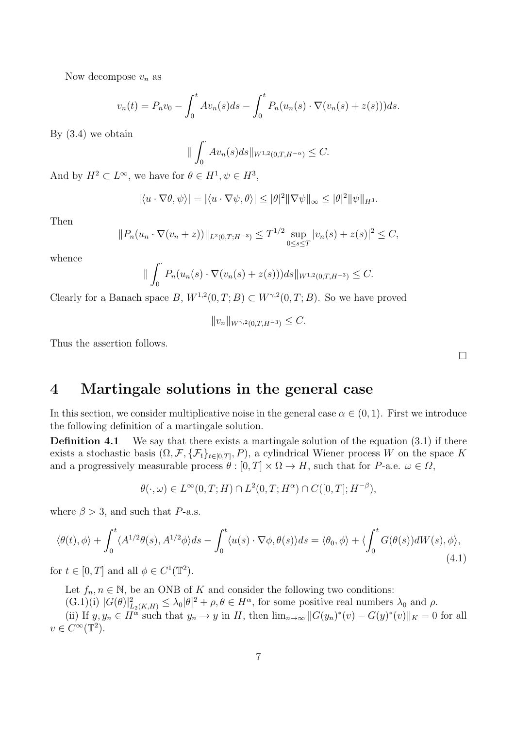Now decompose $v_n$ as

$$v_n(t) = P_n v_0 - \int_0^t A v_n(s) ds - \int_0^t P_n(u_n(s) \cdot \nabla(v_n(s) + z(s))) ds.$$

By (3.4) we obtain

$$\| \int_0^\cdot A v_n(s) ds \|_{W^{1,2}(0,T,H^{-\alpha})} \leq C.$$

And by $H^2 \subset L^\infty$, we have for $\theta \in H^1, \psi \in H^3$,

$$|\langle u \cdot \nabla \theta, \psi \rangle| = |\langle u \cdot \nabla \psi, \theta \rangle| \leq |\theta|^2 \|\nabla \psi\|_\infty \leq |\theta|^2 \|\psi\|_{H^3}.$$

Then

$$\|P_n(u_n \cdot \nabla(v_n + z))\|_{L^2(0,T;H^{-3})} \leq T^{1/2} \sup_{0 \leq s \leq T} |v_n(s) + z(s)|^2 \leq C,$$

whence

$$\| \int_0^\cdot P_n(u_n(s) \cdot \nabla(v_n(s) + z(s))) ds \|_{W^{1,2}(0,T,H^{-3})} \leq C.$$

Clearly for a Banach space $B$, $W^{1,2}(0,T;B) \subset W^{\gamma,2}(0,T;B)$. So we have proved

$$\|v_n\|_{W^{\gamma,2}(0,T,H^{-3})} \leq C.$$

Thus the assertion follows.

□

# 4 Martingale solutions in the general case

In this section, we consider multiplicative noise in the general case $\alpha \in (0,1)$. First we introduce the following definition of a martingale solution.

**Definition 4.1** We say that there exists a martingale solution of the equation (3.1) if there exists a stochastic basis $(\Omega, \mathcal{F}, \{\mathcal{F}_t\}_{t \in [0,T]}, P)$, a cylindrical Wiener process $W$ on the space $K$ and a progressively measurable process $\theta : [0,T] \times \Omega \to H$, such that for $P$-a.e. $\omega \in \Omega$,

$$\theta(\cdot, \omega) \in L^\infty(0,T;H) \cap L^2(0,T;H^\alpha) \cap C([0,T];H^{-\beta}),$$

where $\beta > 3$, and such that $P$-a.s.

$$\langle \theta(t), \phi \rangle + \int_0^t \langle A^{1/2}\theta(s), A^{1/2}\phi \rangle ds - \int_0^t \langle u(s) \cdot \nabla \phi, \theta(s) \rangle ds = \langle \theta_0, \phi \rangle + \langle \int_0^t G(\theta(s)) dW(s), \phi \rangle, \tag{4.1}$$

for $t \in [0,T]$ and all $\phi \in C^1(\mathbb{T}^2)$.

Let $f_n, n \in \mathbb{N}$, be an ONB of $K$ and consider the following two conditions:

(G.1)(i) $|G(\theta)|^2_{L_2(K,H)} \leq \lambda_0 |\theta|^2 + \rho, \theta \in H^\alpha$, for some positive real numbers $\lambda_0$ and $\rho$.

(ii) If $y, y_n \in H^\alpha$ such that $y_n \to y$ in $H$, then $\lim_{n \to \infty} \|G(y_n)^*(v) - G(y)^*(v)\|_K = 0$ for all $v \in C^\infty(\mathbb{T}^2)$.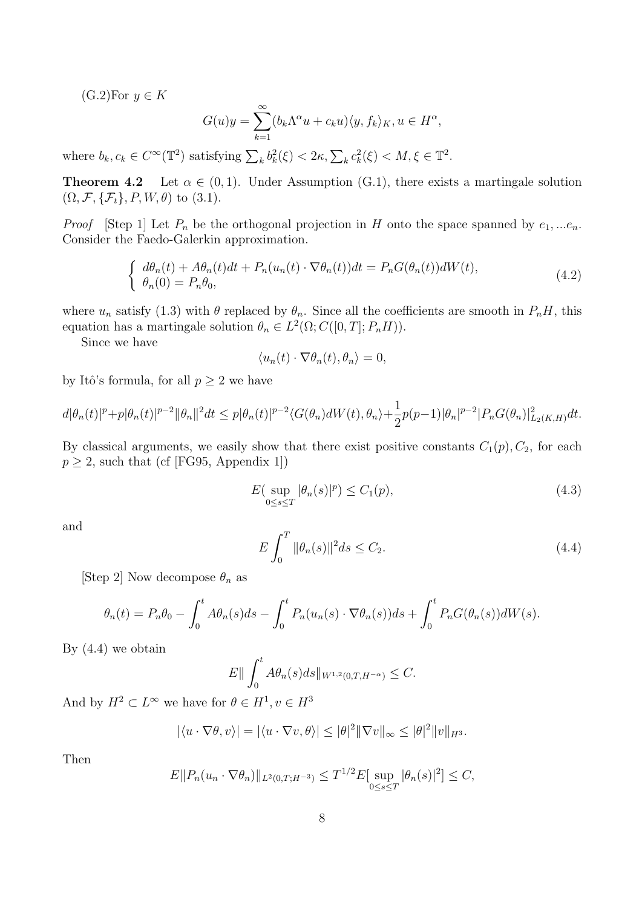(G.2)For $y \in K$

$$G(u)y = \sum_{k=1}^{\infty} (b_k \Lambda^\alpha u + c_k u)\langle y, f_k\rangle_K, u \in H^\alpha,$$

where $b_k, c_k \in C^\infty(\mathbb{T}^2)$ satisfying $\sum_k b_k^2(\xi) < 2\kappa, \sum_k c_k^2(\xi) < M, \xi \in \mathbb{T}^2$.

**Theorem 4.2** Let $\alpha \in (0,1)$. Under Assumption (G.1), there exists a martingale solution $(\Omega, \mathcal{F}, \{\mathcal{F}_t\}, P, W, \theta)$ to (3.1).

*Proof* [Step 1] Let $P_n$ be the orthogonal projection in $H$ onto the space spanned by $e_1, ...e_n$. Consider the Faedo-Galerkin approximation.

$$\left\{ \begin{array}{l} d\theta_n(t) + A\theta_n(t)dt + P_n(u_n(t)\cdot\nabla\theta_n(t))dt = P_nG(\theta_n(t))dW(t), \\ \theta_n(0) = P_n\theta_0, \end{array} \right. \tag{4.2}$$

where $u_n$ satisfy (1.3) with $\theta$ replaced by $\theta_n$. Since all the coefficients are smooth in $P_nH$, this equation has a martingale solution $\theta_n \in L^2(\Omega; C([0,T]; P_nH))$.

Since we have

$$\langle u_n(t)\cdot\nabla\theta_n(t), \theta_n\rangle = 0,$$

by Itô's formula, for all $p \geq 2$ we have

$$d|\theta_n(t)|^p + p|\theta_n(t)|^{p-2}\|\theta_n\|^2dt \leq p|\theta_n(t)|^{p-2}\langle G(\theta_n)dW(t), \theta_n\rangle + \frac{1}{2}p(p-1)|\theta_n|^{p-2}|P_nG(\theta_n)|^2_{L_2(K,H)}dt.$$

By classical arguments, we easily show that there exist positive constants $C_1(p), C_2$, for each $p \geq 2$, such that (cf [FG95, Appendix 1])

$$E(\sup_{0\leq s\leq T}|\theta_n(s)|^p) \leq C_1(p), \tag{4.3}$$

and

$$E\int_0^T \|\theta_n(s)\|^2 ds \leq C_2. \tag{4.4}$$

[Step 2] Now decompose $\theta_n$ as

$$\theta_n(t) = P_n\theta_0 - \int_0^t A\theta_n(s)ds - \int_0^t P_n(u_n(s)\cdot\nabla\theta_n(s))ds + \int_0^t P_nG(\theta_n(s))dW(s).$$

By (4.4) we obtain

$$E\|\int_0^t A\theta_n(s)ds\|_{W^{1,2}(0,T,H^{-\alpha})} \leq C.$$

And by $H^2 \subset L^\infty$ we have for $\theta \in H^1, v \in H^3$

$$|\langle u\cdot\nabla\theta, v\rangle| = |\langle u\cdot\nabla v, \theta\rangle| \leq |\theta|^2\|\nabla v\|_\infty \leq |\theta|^2\|v\|_{H^3}.$$

Then

$$E\|P_n(u_n\cdot\nabla\theta_n)\|_{L^2(0,T;H^{-3})} \leq T^{1/2}E[\sup_{0\leq s\leq T}|\theta_n(s)|^2] \leq C,$$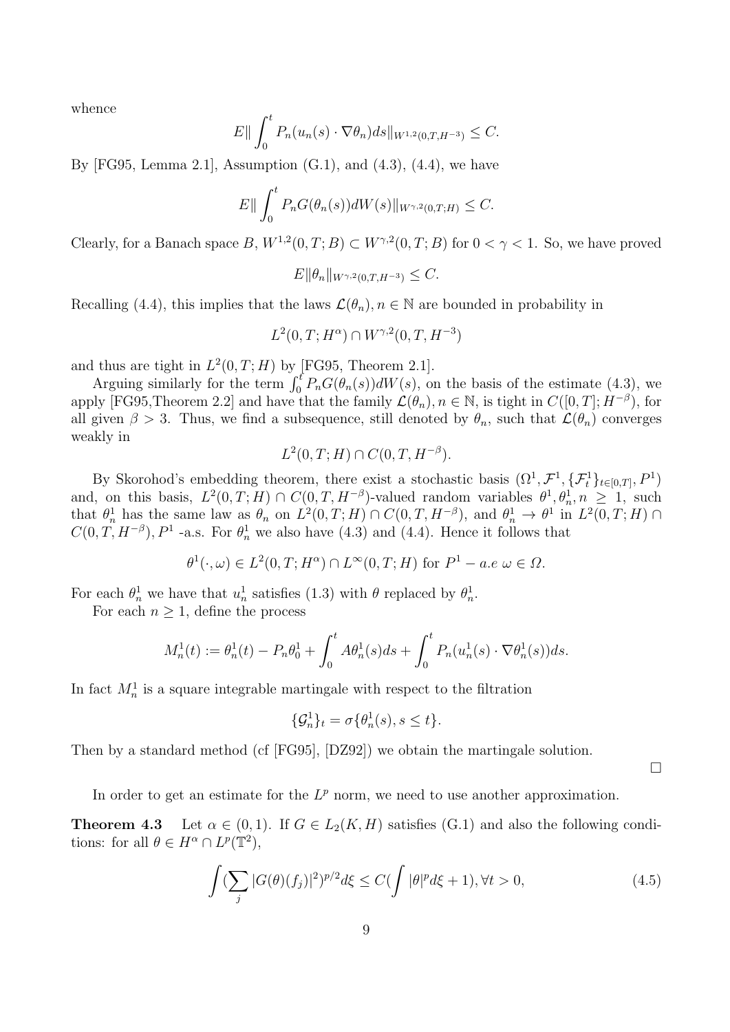whence

$$E\|\int_0^t P_n(u_n(s)\cdot\nabla\theta_n)ds\|_{W^{1,2}(0,T,H^{-3})}\leq C.$$

By [FG95, Lemma 2.1], Assumption (G.1), and (4.3), (4.4), we have

$$E\|\int_0^t P_nG(\theta_n(s))dW(s)\|_{W^{\gamma,2}(0,T;H)}\leq C.$$

Clearly, for a Banach space $B$, $W^{1,2}(0,T;B)\subset W^{\gamma,2}(0,T;B)$ for $0<\gamma<1$. So, we have proved

$$E\|\theta_n\|_{W^{\gamma,2}(0,T,H^{-3})}\leq C.$$

Recalling (4.4), this implies that the laws $\mathcal{L}(\theta_n), n\in\mathbb{N}$ are bounded in probability in

$$L^2(0,T;H^\alpha)\cap W^{\gamma,2}(0,T,H^{-3})$$

and thus are tight in $L^2(0,T;H)$ by [FG95, Theorem 2.1].

Arguing similarly for the term $\int_0^t P_nG(\theta_n(s))dW(s)$, on the basis of the estimate (4.3), we apply [FG95,Theorem 2.2] and have that the family $\mathcal{L}(\theta_n), n\in\mathbb{N}$, is tight in $C([0,T];H^{-\beta})$, for all given $\beta>3$. Thus, we find a subsequence, still denoted by $\theta_n$, such that $\mathcal{L}(\theta_n)$ converges weakly in

$$L^2(0,T;H)\cap C(0,T,H^{-\beta}).$$

By Skorohod's embedding theorem, there exist a stochastic basis $(\Omega^1,\mathcal{F}^1,\{\mathcal{F}_t^1\}_{t\in[0,T]},P^1)$ and, on this basis, $L^2(0,T;H)\cap C(0,T,H^{-\beta})$-valued random variables $\theta^1,\theta_n^1, n\geq 1$, such that $\theta_n^1$ has the same law as $\theta_n$ on $L^2(0,T;H)\cap C(0,T,H^{-\beta})$, and $\theta_n^1\to\theta^1$ in $L^2(0,T;H)\cap C(0,T,H^{-\beta}), P^1$ -a.s. For $\theta_n^1$ we also have (4.3) and (4.4). Hence it follows that

$$\theta^1(\cdot,\omega)\in L^2(0,T;H^\alpha)\cap L^\infty(0,T;H) \text{ for } P^1-a.e\ \omega\in\Omega.$$

For each $\theta_n^1$ we have that $u_n^1$ satisfies (1.3) with $\theta$ replaced by $\theta_n^1$.

For each $n\geq 1$, define the process

$$M_n^1(t):=\theta_n^1(t)-P_n\theta_0^1+\int_0^t A\theta_n^1(s)ds+\int_0^t P_n(u_n^1(s)\cdot\nabla\theta_n^1(s))ds.$$

In fact $M_n^1$ is a square integrable martingale with respect to the filtration

$$\{\mathcal{G}_n^1\}_t=\sigma\{\theta_n^1(s),s\leq t\}.$$

Then by a standard method (cf [FG95], [DZ92]) we obtain the martingale solution.

□

In order to get an estimate for the $L^p$ norm, we need to use another approximation.

**Theorem 4.3** Let $\alpha\in(0,1)$. If $G\in L_2(K,H)$ satisfies (G.1) and also the following conditions: for all $\theta\in H^\alpha\cap L^p(\mathbb{T}^2)$,

$$\int(\sum_j|G(\theta)(f_j)|^2)^{p/2}d\xi\leq C(\int|\theta|^pd\xi+1),\forall t>0, \tag{4.5}$$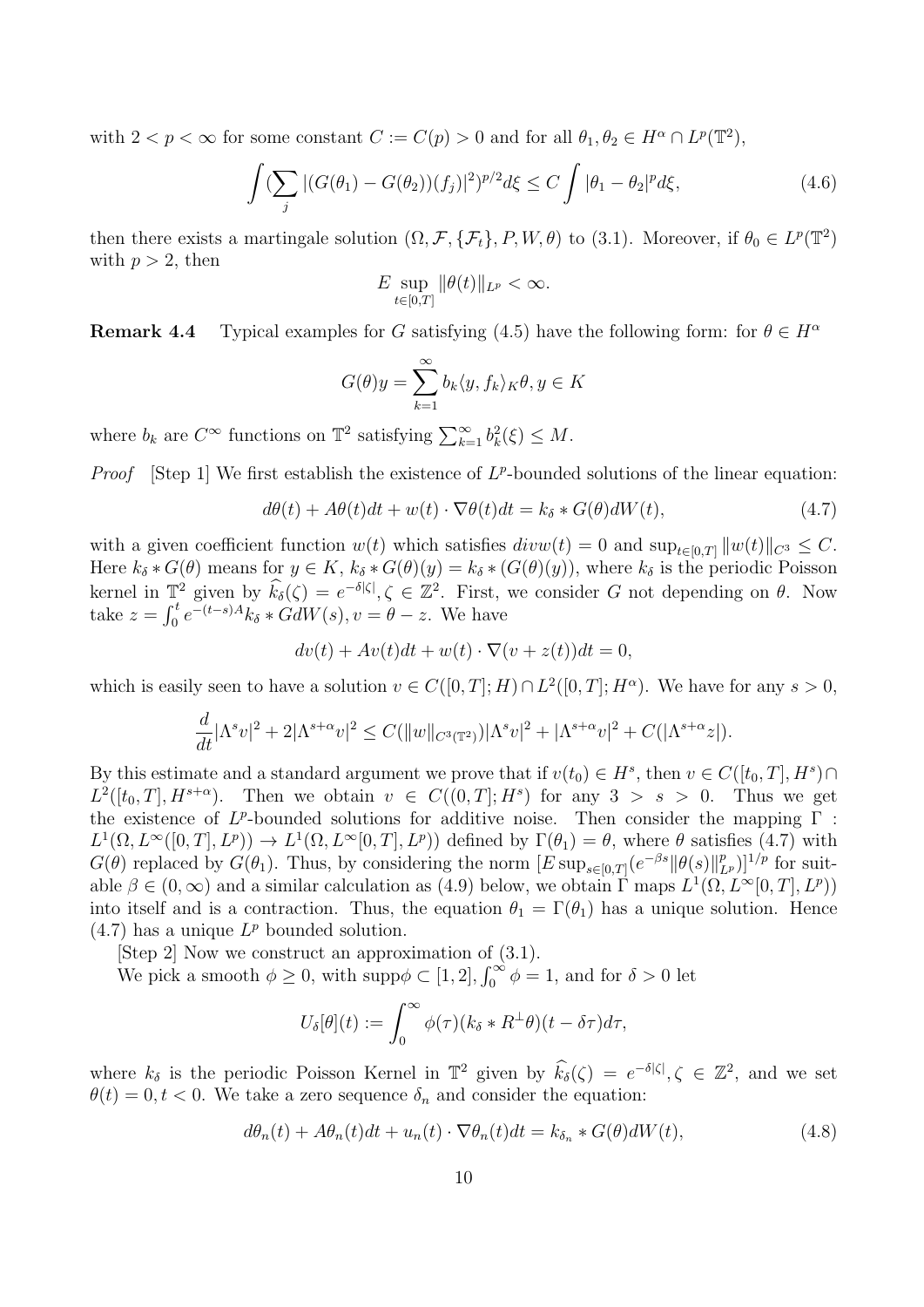with $2 < p < \infty$ for some constant $C := C(p) > 0$ and for all $\theta_1, \theta_2 \in H^\alpha \cap L^p(\mathbb{T}^2)$,

$$\int (\sum_j |(G(\theta_1) - G(\theta_2))(f_j)|^2)^{p/2} d\xi \le C \int |\theta_1 - \theta_2|^p d\xi, \tag{4.6}$$

then there exists a martingale solution $(\Omega, \mathcal{F}, \{\mathcal{F}_t\}, P, W, \theta)$ to (3.1). Moreover, if $\theta_0 \in L^p(\mathbb{T}^2)$ with $p > 2$, then

$$E \sup_{t \in [0,T]} \|\theta(t)\|_{L^p} < \infty.$$

**Remark 4.4** Typical examples for $G$ satisfying (4.5) have the following form: for $\theta \in H^\alpha$

$$G(\theta)y = \sum_{k=1}^\infty b_k \langle y, f_k \rangle_K \theta, y \in K$$

where $b_k$ are $C^\infty$ functions on $\mathbb{T}^2$ satisfying $\sum_{k=1}^\infty b_k^2(\xi) \le M$.

*Proof* [Step 1] We first establish the existence of $L^p$-bounded solutions of the linear equation:

$$d\theta(t) + A\theta(t)dt + w(t) \cdot \nabla\theta(t)dt = k_\delta * G(\theta)dW(t), \tag{4.7}$$

with a given coefficient function $w(t)$ which satisfies $div w(t) = 0$ and $\sup_{t\in[0,T]} \|w(t)\|_{C^3} \le C$. Here $k_\delta * G(\theta)$ means for $y \in K$, $k_\delta * G(\theta)(y) = k_\delta * (G(\theta)(y))$, where $k_\delta$ is the periodic Poisson kernel in $\mathbb{T}^2$ given by $\widehat{k_\delta}(\zeta) = e^{-\delta|\zeta|}, \zeta \in \mathbb{Z}^2$. First, we consider $G$ not depending on $\theta$. Now take $z = \int_0^t e^{-(t-s)A} k_\delta * G dW(s), v = \theta - z$. We have

$$dv(t) + Av(t)dt + w(t) \cdot \nabla(v + z(t))dt = 0,$$

which is easily seen to have a solution $v \in C([0,T]; H) \cap L^2([0,T]; H^\alpha)$. We have for any $s > 0$,

$$\frac{d}{dt}|\Lambda^s v|^2 + 2|\Lambda^{s+\alpha} v|^2 \le C(\|w\|_{C^3(\mathbb{T}^2)})|\Lambda^s v|^2 + |\Lambda^{s+\alpha} v|^2 + C(|\Lambda^{s+\alpha} z|).$$

By this estimate and a standard argument we prove that if $v(t_0) \in H^s$, then $v \in C([t_0, T], H^s) \cap L^2([t_0, T], H^{s+\alpha})$. Then we obtain $v \in C((0,T]; H^s)$ for any $3 > s > 0$. Thus we get the existence of $L^p$-bounded solutions for additive noise. Then consider the mapping $\Gamma : L^1(\Omega, L^\infty([0,T], L^p)) \to L^1(\Omega, L^\infty[0,T], L^p))$ defined by $\Gamma(\theta_1) = \theta$, where $\theta$ satisfies (4.7) with $G(\theta)$ replaced by $G(\theta_1)$. Thus, by considering the norm $[E \sup_{s\in[0,T]}(e^{-\beta s}\|\theta(s)\|_{L^p}^p)]^{1/p}$ for suitable $\beta \in (0, \infty)$ and a similar calculation as (4.9) below, we obtain $\Gamma$ maps $L^1(\Omega, L^\infty[0,T], L^p))$ into itself and is a contraction. Thus, the equation $\theta_1 = \Gamma(\theta_1)$ has a unique solution. Hence (4.7) has a unique $L^p$ bounded solution.

[Step 2] Now we construct an approximation of (3.1).

We pick a smooth $\phi \ge 0$, with supp$\phi \subset [1,2]$, $\int_0^\infty \phi = 1$, and for $\delta > 0$ let

$$U_\delta[\theta](t) := \int_0^\infty \phi(\tau)(k_\delta * R^\perp\theta)(t - \delta\tau)d\tau,$$

where $k_\delta$ is the periodic Poisson Kernel in $\mathbb{T}^2$ given by $\widehat{k_\delta}(\zeta) = e^{-\delta|\zeta|}, \zeta \in \mathbb{Z}^2$, and we set $\theta(t) = 0, t < 0$. We take a zero sequence $\delta_n$ and consider the equation:

$$d\theta_n(t) + A\theta_n(t)dt + u_n(t) \cdot \nabla\theta_n(t)dt = k_{\delta_n} * G(\theta)dW(t), \tag{4.8}$$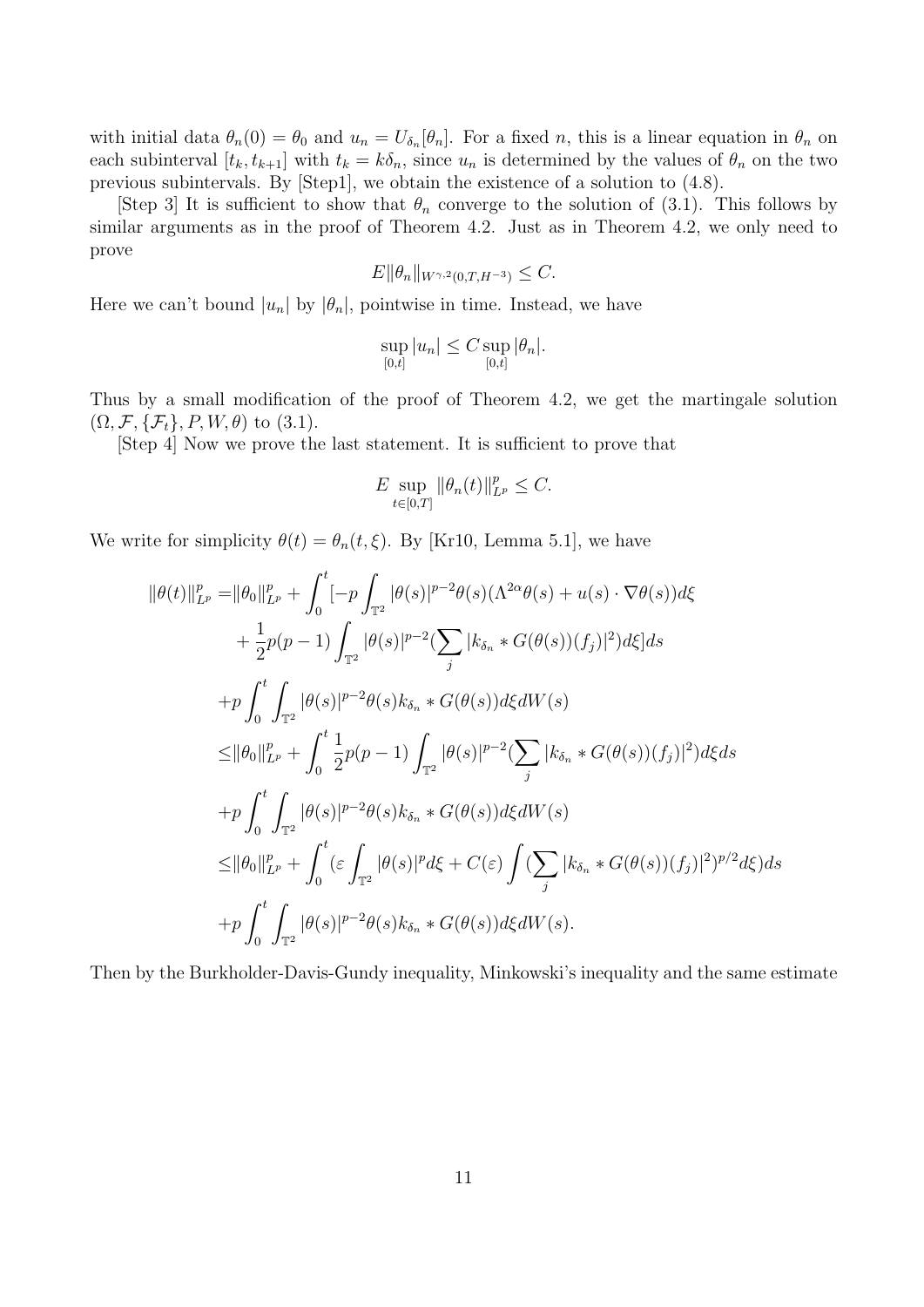with initial data $\theta_n(0) = \theta_0$ and $u_n = U_{\delta_n}[\theta_n]$. For a fixed $n$, this is a linear equation in $\theta_n$ on each subinterval $[t_k, t_{k+1}]$ with $t_k = k\delta_n$, since $u_n$ is determined by the values of $\theta_n$ on the two previous subintervals. By [Step1], we obtain the existence of a solution to (4.8).

[Step 3] It is sufficient to show that $\theta_n$ converge to the solution of (3.1). This follows by similar arguments as in the proof of Theorem 4.2. Just as in Theorem 4.2, we only need to prove

$$E\|\theta_n\|_{W^{\gamma,2}(0,T,H^{-3})} \leq C.$$

Here we can't bound $|u_n|$ by $|\theta_n|$, pointwise in time. Instead, we have

$$\sup_{[0,t]} |u_n| \leq C \sup_{[0,t]} |\theta_n|.$$

Thus by a small modification of the proof of Theorem 4.2, we get the martingale solution $(\Omega, \mathcal{F}, \{\mathcal{F}_t\}, P, W, \theta)$ to (3.1).

[Step 4] Now we prove the last statement. It is sufficient to prove that

$$E \sup_{t\in[0,T]} \|\theta_n(t)\|_{L^p}^p \leq C.$$

We write for simplicity $\theta(t) = \theta_n(t,\xi)$. By [Kr10, Lemma 5.1], we have

$$\begin{aligned}
\|\theta(t)\|_{L^p}^p =& \|\theta_0\|_{L^p}^p + \int_0^t [-p\int_{\mathbb{T}^2} |\theta(s)|^{p-2}\theta(s)(\Lambda^{2\alpha}\theta(s) + u(s)\cdot\nabla\theta(s))d\xi \\
&+ \frac{1}{2}p(p-1)\int_{\mathbb{T}^2} |\theta(s)|^{p-2}(\sum_j |k_{\delta_n} * G(\theta(s))(f_j)|^2)d\xi]ds \\
&+p\int_0^t\int_{\mathbb{T}^2} |\theta(s)|^{p-2}\theta(s)k_{\delta_n} * G(\theta(s))d\xi dW(s) \\
\leq& \|\theta_0\|_{L^p}^p + \int_0^t \frac{1}{2}p(p-1)\int_{\mathbb{T}^2} |\theta(s)|^{p-2}(\sum_j |k_{\delta_n} * G(\theta(s))(f_j)|^2)d\xi ds \\
&+p\int_0^t\int_{\mathbb{T}^2} |\theta(s)|^{p-2}\theta(s)k_{\delta_n} * G(\theta(s))d\xi dW(s) \\
\leq& \|\theta_0\|_{L^p}^p + \int_0^t (\varepsilon\int_{\mathbb{T}^2} |\theta(s)|^p d\xi + C(\varepsilon)\int (\sum_j |k_{\delta_n} * G(\theta(s))(f_j)|^2)^{p/2}d\xi)ds \\
&+p\int_0^t\int_{\mathbb{T}^2} |\theta(s)|^{p-2}\theta(s)k_{\delta_n} * G(\theta(s))d\xi dW(s).
\end{aligned}$$

Then by the Burkholder-Davis-Gundy inequality, Minkowski's inequality and the same estimate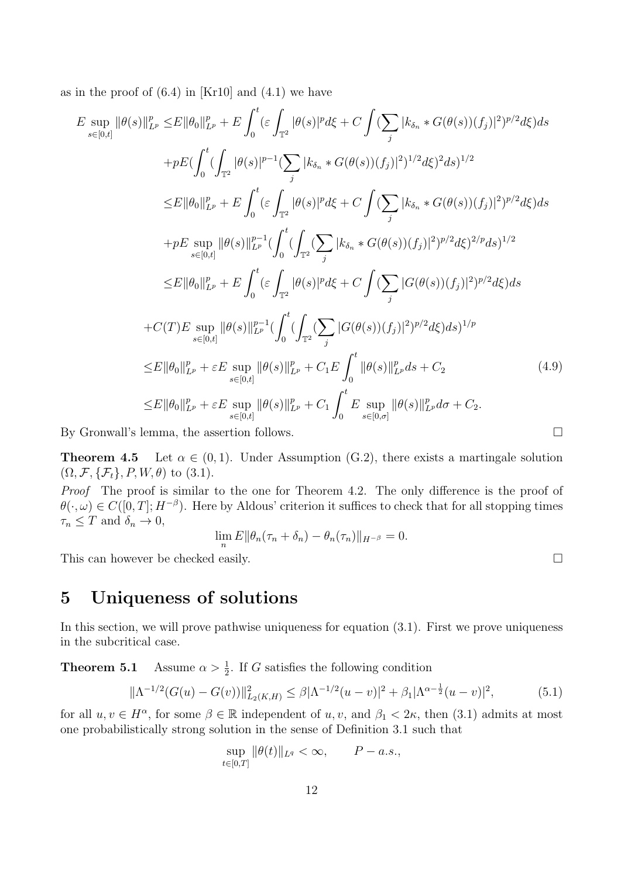as in the proof of (6.4) in [Kr10] and (4.1) we have

$$
\begin{aligned}
E\sup_{s\in[0,t]}\|\theta(s)\|_{L^p}^p \leq & E\|\theta_0\|_{L^p}^p + E\int_0^t(\varepsilon\int_{\mathbb{T}^2}|\theta(s)|^p d\xi + C\int(\sum_j|k_{\delta_n}*G(\theta(s))(f_j)|^2)^{p/2}d\xi)ds \\
& + pE(\int_0^t(\int_{\mathbb{T}^2}|\theta(s)|^{p-1}(\sum_j|k_{\delta_n}*G(\theta(s))(f_j)|^2)^{1/2}d\xi)^2 ds)^{1/2} \\
\leq & E\|\theta_0\|_{L^p}^p + E\int_0^t(\varepsilon\int_{\mathbb{T}^2}|\theta(s)|^p d\xi + C\int(\sum_j|k_{\delta_n}*G(\theta(s))(f_j)|^2)^{p/2}d\xi)ds \\
& + pE\sup_{s\in[0,t]}\|\theta(s)\|_{L^p}^{p-1}(\int_0^t(\int_{\mathbb{T}^2}(\sum_j|k_{\delta_n}*G(\theta(s))(f_j)|^2)^{p/2}d\xi)^{2/p}ds)^{1/2} \\
\leq & E\|\theta_0\|_{L^p}^p + E\int_0^t(\varepsilon\int_{\mathbb{T}^2}|\theta(s)|^p d\xi + C\int(\sum_j|G(\theta(s))(f_j)|^2)^{p/2}d\xi)ds \\
+ & C(T)E\sup_{s\in[0,t]}\|\theta(s)\|_{L^p}^{p-1}(\int_0^t(\int_{\mathbb{T}^2}(\sum_j|G(\theta(s))(f_j)|^2)^{p/2}d\xi)ds)^{1/p} \\
\leq & E\|\theta_0\|_{L^p}^p + \varepsilon E\sup_{s\in[0,t]}\|\theta(s)\|_{L^p}^p + C_1 E\int_0^t\|\theta(s)\|_{L^p}^p ds + C_2 \qquad (4.9) \\
\leq & E\|\theta_0\|_{L^p}^p + \varepsilon E\sup_{s\in[0,t]}\|\theta(s)\|_{L^p}^p + C_1\int_0^t E\sup_{s\in[0,\sigma]}\|\theta(s)\|_{L^p}^p d\sigma + C_2.
\end{aligned}
$$

By Gronwall's lemma, the assertion follows. □

**Theorem 4.5** Let $\alpha\in(0,1)$. Under Assumption (G.2), there exists a martingale solution $(\Omega,\mathcal{F},\{\mathcal{F}_t\},P,W,\theta)$ to (3.1).

*Proof* The proof is similar to the one for Theorem 4.2. The only difference is the proof of $\theta(\cdot,\omega)\in C([0,T];H^{-\beta})$. Here by Aldous' criterion it suffices to check that for all stopping times $\tau_n\leq T$ and $\delta_n\to 0$,

$$
\lim_n E\|\theta_n(\tau_n+\delta_n)-\theta_n(\tau_n)\|_{H^{-\beta}}=0.
$$

This can however be checked easily. □

# 5 Uniqueness of solutions

In this section, we will prove pathwise uniqueness for equation (3.1). First we prove uniqueness in the subcritical case.

**Theorem 5.1** Assume $\alpha>\frac{1}{2}$. If $G$ satisfies the following condition

$$
\|\Lambda^{-1/2}(G(u)-G(v))\|_{L_2(K,H)}^2 \leq \beta|\Lambda^{-1/2}(u-v)|^2+\beta_1|\Lambda^{\alpha-\frac{1}{2}}(u-v)|^2, \qquad (5.1)
$$

for all $u,v\in H^\alpha$, for some $\beta\in\mathbb{R}$ independent of $u,v$, and $\beta_1<2\kappa$, then (3.1) admits at most one probabilistically strong solution in the sense of Definition 3.1 such that

$$
\sup_{t\in[0,T]}\|\theta(t)\|_{L^q}<\infty, \qquad P-a.s.,
$$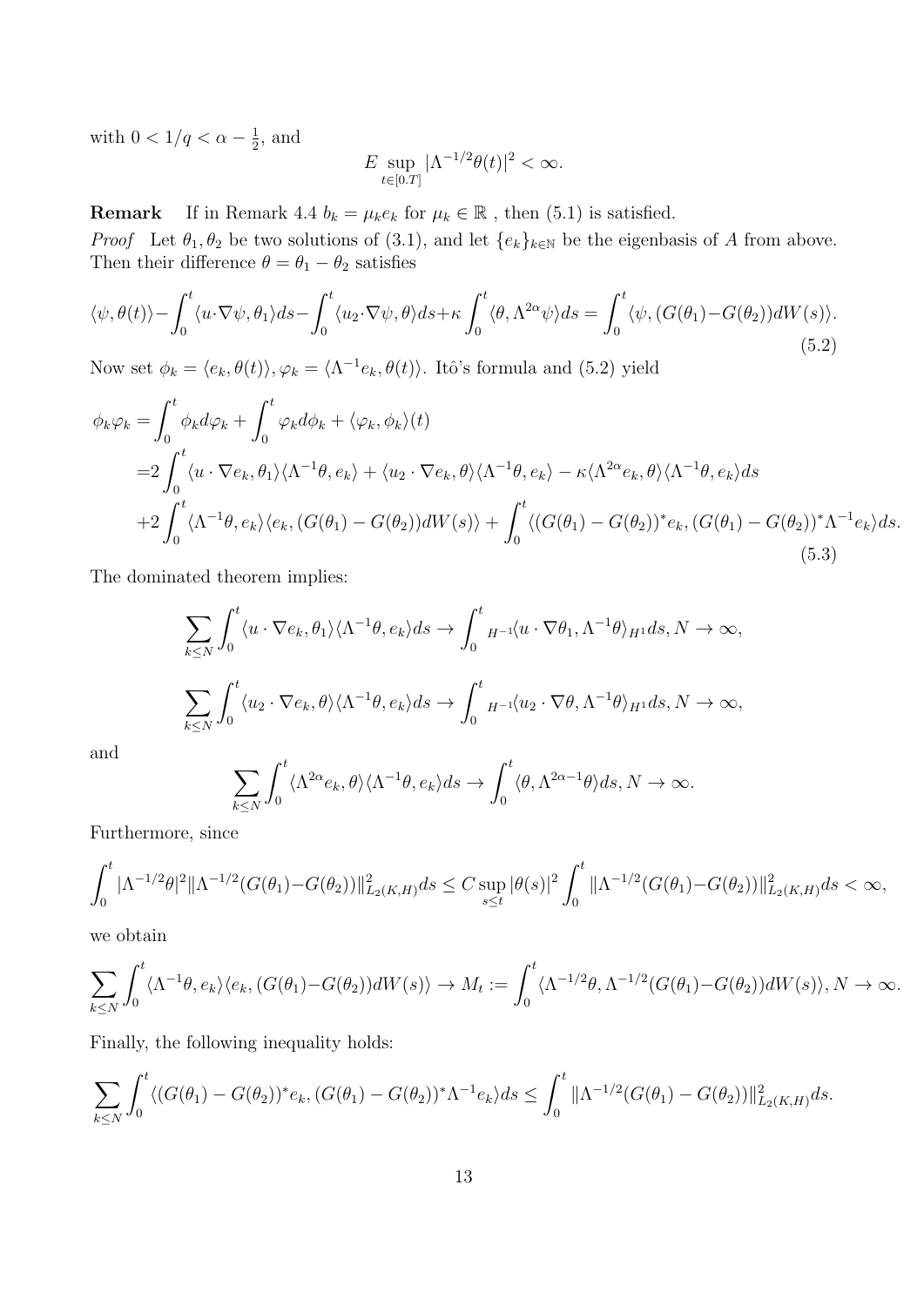with $0 < 1/q < \alpha - \frac{1}{2}$, and

$$E \sup_{t\in[0.T]} |\Lambda^{-1/2}\theta(t)|^2 < \infty.$$

**Remark** If in Remark 4.4 $b_k = \mu_k e_k$ for $\mu_k \in \mathbb{R}$ , then (5.1) is satisfied.

*Proof* Let $\theta_1, \theta_2$ be two solutions of (3.1), and let $\{e_k\}_{k\in\mathbb{N}}$ be the eigenbasis of $A$ from above. Then their difference $\theta = \theta_1 - \theta_2$ satisfies

$$\langle \psi, \theta(t)\rangle - \int_0^t \langle u\cdot\nabla\psi, \theta_1\rangle ds - \int_0^t \langle u_2\cdot\nabla\psi, \theta\rangle ds + \kappa\int_0^t \langle \theta, \Lambda^{2\alpha}\psi\rangle ds = \int_0^t \langle \psi, (G(\theta_1)-G(\theta_2))dW(s)\rangle. \tag{5.2}$$

Now set $\phi_k = \langle e_k, \theta(t)\rangle, \varphi_k = \langle \Lambda^{-1}e_k, \theta(t)\rangle$. Itô's formula and (5.2) yield

$$\begin{aligned}
\phi_k\varphi_k =& \int_0^t \phi_k d\varphi_k + \int_0^t \varphi_k d\phi_k + \langle \varphi_k, \phi_k\rangle(t)\\
=&2\int_0^t \langle u\cdot\nabla e_k, \theta_1\rangle\langle \Lambda^{-1}\theta, e_k\rangle + \langle u_2\cdot\nabla e_k, \theta\rangle\langle \Lambda^{-1}\theta, e_k\rangle - \kappa\langle \Lambda^{2\alpha}e_k, \theta\rangle\langle \Lambda^{-1}\theta, e_k\rangle ds\\
&+2\int_0^t \langle \Lambda^{-1}\theta, e_k\rangle\langle e_k, (G(\theta_1)-G(\theta_2))dW(s)\rangle + \int_0^t \langle (G(\theta_1)-G(\theta_2))^* e_k, (G(\theta_1)-G(\theta_2))^*\Lambda^{-1}e_k\rangle ds.
\end{aligned} \tag{5.3}$$

The dominated theorem implies:

$$\sum_{k\leq N}\int_0^t \langle u\cdot\nabla e_k, \theta_1\rangle\langle \Lambda^{-1}\theta, e_k\rangle ds \to \int_0^t {}_{H^{-1}}\langle u\cdot\nabla\theta_1, \Lambda^{-1}\theta\rangle_{H^1} ds, N\to\infty,$$

$$\sum_{k\leq N}\int_0^t \langle u_2\cdot\nabla e_k, \theta\rangle\langle \Lambda^{-1}\theta, e_k\rangle ds \to \int_0^t {}_{H^{-1}}\langle u_2\cdot\nabla\theta, \Lambda^{-1}\theta\rangle_{H^1} ds, N\to\infty,$$

and

$$\sum_{k\leq N}\int_0^t \langle \Lambda^{2\alpha}e_k, \theta\rangle\langle \Lambda^{-1}\theta, e_k\rangle ds \to \int_0^t \langle \theta, \Lambda^{2\alpha-1}\theta\rangle ds, N\to\infty.$$

Furthermore, since

$$\int_0^t |\Lambda^{-1/2}\theta|^2\|\Lambda^{-1/2}(G(\theta_1)-G(\theta_2))\|^2_{L_2(K,H)} ds \leq C\sup_{s\leq t}|\theta(s)|^2\int_0^t \|\Lambda^{-1/2}(G(\theta_1)-G(\theta_2))\|^2_{L_2(K,H)} ds < \infty,$$

we obtain

$$\sum_{k\leq N}\int_0^t \langle \Lambda^{-1}\theta, e_k\rangle\langle e_k, (G(\theta_1)-G(\theta_2))dW(s)\rangle \to M_t := \int_0^t \langle \Lambda^{-1/2}\theta, \Lambda^{-1/2}(G(\theta_1)-G(\theta_2))dW(s)\rangle, N\to\infty.$$

Finally, the following inequality holds:

$$\sum_{k\leq N}\int_0^t \langle (G(\theta_1)-G(\theta_2))^* e_k, (G(\theta_1)-G(\theta_2))^*\Lambda^{-1}e_k\rangle ds \leq \int_0^t \|\Lambda^{-1/2}(G(\theta_1)-G(\theta_2))\|^2_{L_2(K,H)} ds.$$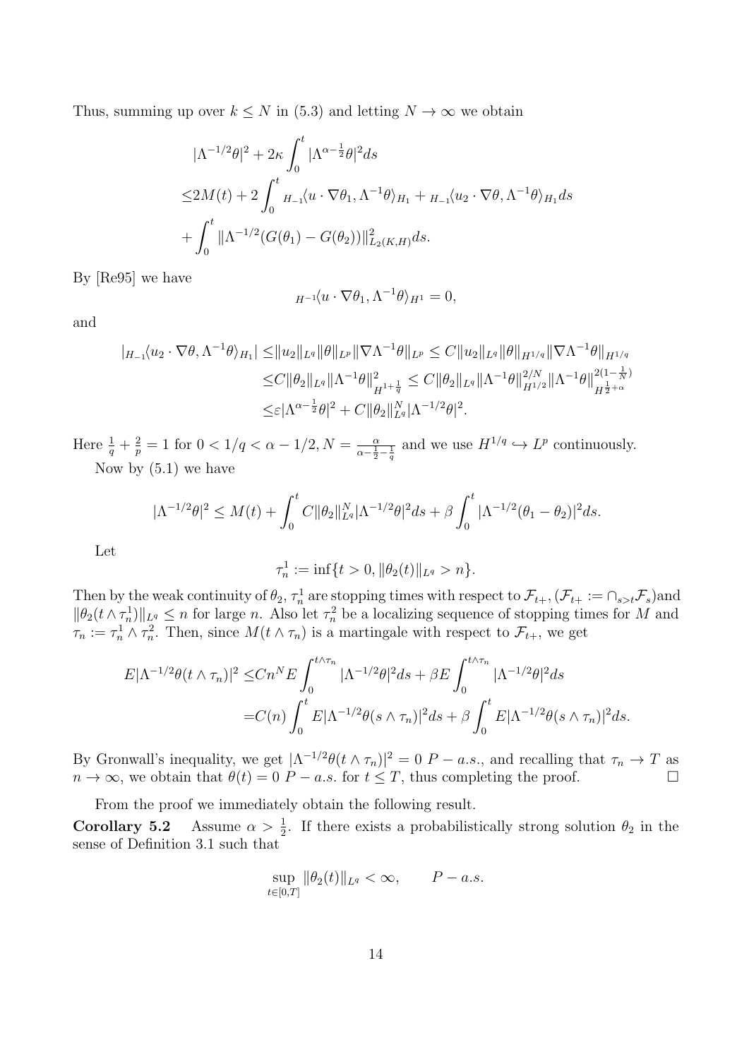Thus, summing up over $k \leq N$ in (5.3) and letting $N \to \infty$ we obtain

$$
\begin{aligned}
&|\Lambda^{-1/2}\theta|^2 + 2\kappa \int_0^t |\Lambda^{\alpha-\frac{1}{2}}\theta|^2 ds \\
\leq& 2M(t) + 2\int_0^t {}_{H_{-1}}\langle u \cdot \nabla\theta_1, \Lambda^{-1}\theta\rangle_{H_1} + {}_{H_{-1}}\langle u_2 \cdot \nabla\theta, \Lambda^{-1}\theta\rangle_{H_1} ds \\
&+ \int_0^t \|\Lambda^{-1/2}(G(\theta_1) - G(\theta_2))\|^2_{L_2(K,H)} ds.
\end{aligned}
$$

By [Re95] we have

$$
{}_{H^{-1}}\langle u \cdot \nabla\theta_1, \Lambda^{-1}\theta\rangle_{H^1} = 0,
$$

and

$$
\begin{aligned}
|{}_{H_{-1}}\langle u_2 \cdot \nabla\theta, \Lambda^{-1}\theta\rangle_{H_1}| \leq& \|u_2\|_{L^q}\|\theta\|_{L^p}\|\nabla\Lambda^{-1}\theta\|_{L^p} \leq C\|u_2\|_{L^q}\|\theta\|_{H^{1/q}}\|\nabla\Lambda^{-1}\theta\|_{H^{1/q}} \\
\leq& C\|\theta_2\|_{L^q}\|\Lambda^{-1}\theta\|^2_{H^{1+\frac{1}{q}}} \leq C\|\theta_2\|_{L^q}\|\Lambda^{-1}\theta\|^{2/N}_{H^{1/2}}\|\Lambda^{-1}\theta\|^{2(1-\frac{1}{N})}_{H^{\frac{1}{2}+\alpha}} \\
\leq& \varepsilon|\Lambda^{\alpha-\frac{1}{2}}\theta|^2 + C\|\theta_2\|^N_{L^q}|\Lambda^{-1/2}\theta|^2.
\end{aligned}
$$

Here $\frac{1}{q} + \frac{2}{p} = 1$ for $0 < 1/q < \alpha - 1/2, N = \frac{\alpha}{\alpha - \frac{1}{2} - \frac{1}{q}}$ and we use $H^{1/q} \hookrightarrow L^p$ continuously.

Now by (5.1) we have

$$
|\Lambda^{-1/2}\theta|^2 \leq M(t) + \int_0^t C\|\theta_2\|^N_{L^q}|\Lambda^{-1/2}\theta|^2 ds + \beta\int_0^t |\Lambda^{-1/2}(\theta_1 - \theta_2)|^2 ds.
$$

Let

$$
\tau_n^1 := \inf\{t > 0, \|\theta_2(t)\|_{L^q} > n\}.
$$

Then by the weak continuity of $\theta_2$, $\tau_n^1$ are stopping times with respect to $\mathcal{F}_{t+}$, ($\mathcal{F}_{t+} := \cap_{s>t}\mathcal{F}_s$)and $\|\theta_2(t \wedge \tau_n^1)\|_{L^q} \leq n$ for large $n$. Also let $\tau_n^2$ be a localizing sequence of stopping times for $M$ and $\tau_n := \tau_n^1 \wedge \tau_n^2$. Then, since $M(t \wedge \tau_n)$ is a martingale with respect to $\mathcal{F}_{t+}$, we get

$$
\begin{aligned}
E|\Lambda^{-1/2}\theta(t \wedge \tau_n)|^2 \leq& Cn^N E\int_0^{t\wedge\tau_n} |\Lambda^{-1/2}\theta|^2 ds + \beta E\int_0^{t\wedge\tau_n} |\Lambda^{-1/2}\theta|^2 ds \\
=& C(n)\int_0^t E|\Lambda^{-1/2}\theta(s \wedge \tau_n)|^2 ds + \beta\int_0^t E|\Lambda^{-1/2}\theta(s \wedge \tau_n)|^2 ds.
\end{aligned}
$$

By Gronwall's inequality, we get $|\Lambda^{-1/2}\theta(t \wedge \tau_n)|^2 = 0$ $P-a.s.$, and recalling that $\tau_n \to T$ as $n \to \infty$, we obtain that $\theta(t) = 0$ $P-a.s.$ for $t \leq T$, thus completing the proof. $\square$

From the proof we immediately obtain the following result.

**Corollary 5.2** Assume $\alpha > \frac{1}{2}$. If there exists a probabilistically strong solution $\theta_2$ in the sense of Definition 3.1 such that

$$
\sup_{t\in[0,T]} \|\theta_2(t)\|_{L^q} < \infty, \qquad P-a.s.
$$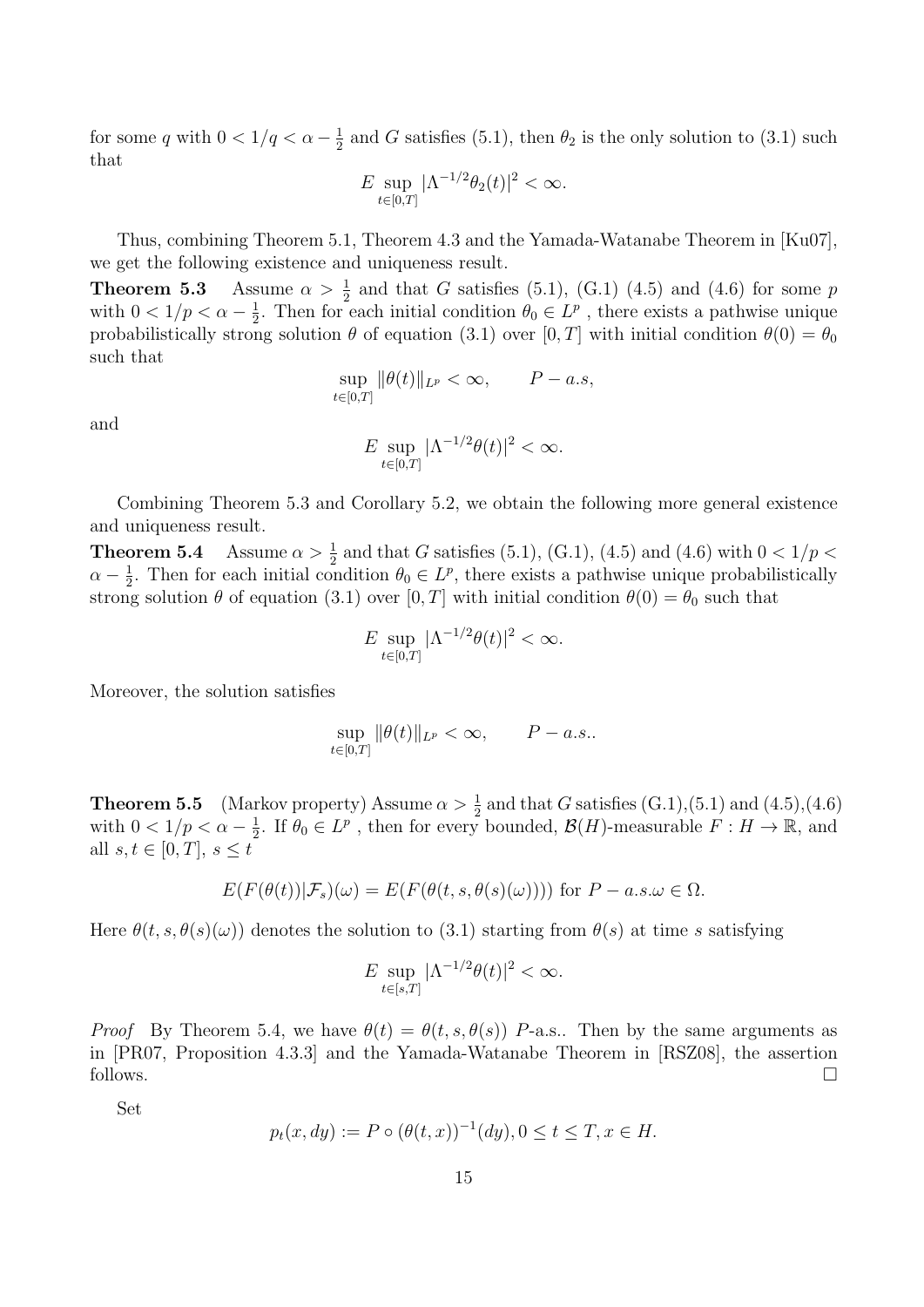for some $q$ with $0 < 1/q < \alpha - \frac{1}{2}$ and $G$ satisfies (5.1), then $\theta_2$ is the only solution to (3.1) such that

$$E \sup_{t\in[0,T]} |\Lambda^{-1/2}\theta_2(t)|^2 < \infty.$$

Thus, combining Theorem 5.1, Theorem 4.3 and the Yamada-Watanabe Theorem in [Ku07], we get the following existence and uniqueness result.

**Theorem 5.3** Assume $\alpha > \frac{1}{2}$ and that $G$ satisfies (5.1), (G.1) (4.5) and (4.6) for some $p$ with $0 < 1/p < \alpha - \frac{1}{2}$. Then for each initial condition $\theta_0 \in L^p$ , there exists a pathwise unique probabilistically strong solution $\theta$ of equation (3.1) over $[0, T]$ with initial condition $\theta(0) = \theta_0$ such that

$$\sup_{t\in[0,T]} \|\theta(t)\|_{L^p} < \infty, \qquad P-a.s,$$

and

$$E \sup_{t\in[0,T]} |\Lambda^{-1/2}\theta(t)|^2 < \infty.$$

Combining Theorem 5.3 and Corollary 5.2, we obtain the following more general existence and uniqueness result.

**Theorem 5.4** Assume $\alpha > \frac{1}{2}$ and that $G$ satisfies (5.1), (G.1), (4.5) and (4.6) with $0 < 1/p < \alpha - \frac{1}{2}$. Then for each initial condition $\theta_0 \in L^p$, there exists a pathwise unique probabilistically strong solution $\theta$ of equation (3.1) over $[0, T]$ with initial condition $\theta(0) = \theta_0$ such that

$$E \sup_{t\in[0,T]} |\Lambda^{-1/2}\theta(t)|^2 < \infty.$$

Moreover, the solution satisfies

$$\sup_{t\in[0,T]} \|\theta(t)\|_{L^p} < \infty, \qquad P-a.s..$$

**Theorem 5.5** (Markov property) Assume $\alpha > \frac{1}{2}$ and that $G$ satisfies (G.1),(5.1) and (4.5),(4.6) with $0 < 1/p < \alpha - \frac{1}{2}$. If $\theta_0 \in L^p$ , then for every bounded, $\mathcal{B}(H)$-measurable $F : H \to \mathbb{R}$, and all $s, t \in [0, T]$, $s \le t$

$$E(F(\theta(t))|\mathcal{F}_s)(\omega) = E(F(\theta(t, s, \theta(s)(\omega)))) \text{ for } P-a.s.\omega \in \Omega.$$

Here $\theta(t, s, \theta(s)(\omega))$ denotes the solution to (3.1) starting from $\theta(s)$ at time $s$ satisfying

$$E \sup_{t\in[s,T]} |\Lambda^{-1/2}\theta(t)|^2 < \infty.$$

*Proof* By Theorem 5.4, we have $\theta(t) = \theta(t, s, \theta(s))$ $P$-a.s.. Then by the same arguments as in [PR07, Proposition 4.3.3] and the Yamada-Watanabe Theorem in [RSZ08], the assertion follows. $\square$

Set

$$p_t(x, dy) := P \circ (\theta(t, x))^{-1}(dy), 0 \le t \le T, x \in H.$$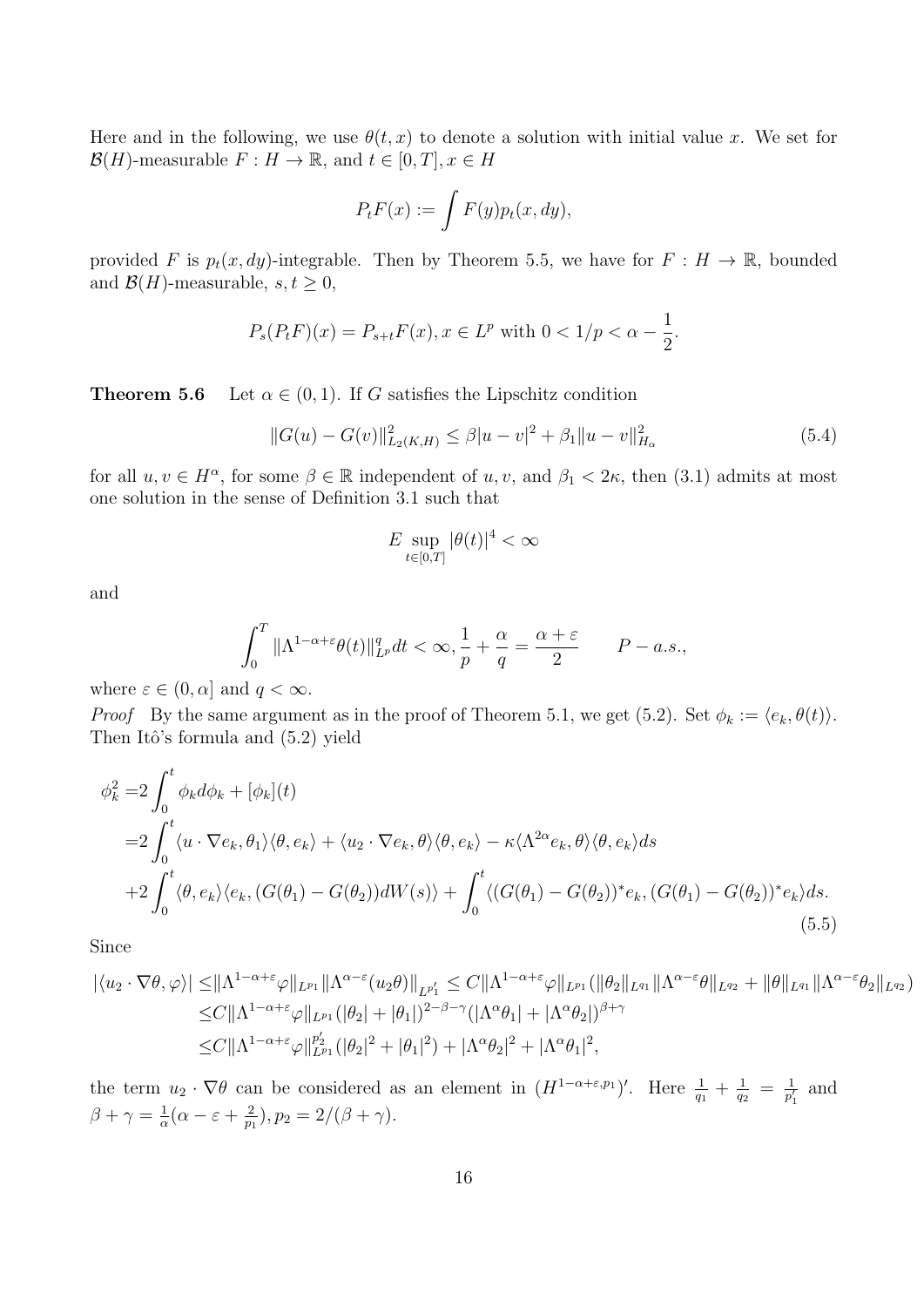Here and in the following, we use $\theta(t,x)$ to denote a solution with initial value $x$. We set for $\mathcal{B}(H)$-measurable $F : H \to \mathbb{R}$, and $t \in [0,T], x \in H$

$$P_t F(x) := \int F(y) p_t(x, dy),$$

provided $F$ is $p_t(x,dy)$-integrable. Then by Theorem 5.5, we have for $F : H \to \mathbb{R}$, bounded and $\mathcal{B}(H)$-measurable, $s, t \geq 0$,

$$P_s(P_t F)(x) = P_{s+t}F(x), x \in L^p \text{ with } 0 < 1/p < \alpha - \frac{1}{2}.$$

**Theorem 5.6** Let $\alpha \in (0,1)$. If $G$ satisfies the Lipschitz condition

$$\|G(u) - G(v)\|^2_{L_2(K,H)} \leq \beta |u-v|^2 + \beta_1 \|u-v\|^2_{H_\alpha} \tag{5.4}$$

for all $u, v \in H^\alpha$, for some $\beta \in \mathbb{R}$ independent of $u, v$, and $\beta_1 < 2\kappa$, then (3.1) admits at most one solution in the sense of Definition 3.1 such that

$$E \sup_{t\in[0,T]} |\theta(t)|^4 < \infty$$

and

$$\int_0^T \|\Lambda^{1-\alpha+\varepsilon}\theta(t)\|^q_{L^p} dt < \infty, \frac{1}{p} + \frac{\alpha}{q} = \frac{\alpha+\varepsilon}{2} \qquad P-a.s.,$$

where $\varepsilon \in (0, \alpha]$ and $q < \infty$.

*Proof* By the same argument as in the proof of Theorem 5.1, we get (5.2). Set $\phi_k := \langle e_k, \theta(t)\rangle$. Then Itô's formula and (5.2) yield

$$\begin{aligned}
\phi_k^2 =& 2\int_0^t \phi_k d\phi_k + [\phi_k](t) \\
=& 2\int_0^t \langle u \cdot \nabla e_k, \theta_1\rangle\langle \theta, e_k\rangle + \langle u_2 \cdot \nabla e_k, \theta\rangle\langle \theta, e_k\rangle - \kappa\langle \Lambda^{2\alpha} e_k, \theta\rangle\langle \theta, e_k\rangle ds \\
&+ 2\int_0^t \langle \theta, e_k\rangle\langle e_k, (G(\theta_1) - G(\theta_2))dW(s)\rangle + \int_0^t \langle (G(\theta_1) - G(\theta_2))^* e_k, (G(\theta_1) - G(\theta_2))^* e_k\rangle ds.
\end{aligned} \tag{5.5}$$

Since

$$\begin{aligned}
|\langle u_2 \cdot \nabla\theta, \varphi\rangle| \leq& \|\Lambda^{1-\alpha+\varepsilon}\varphi\|_{L^{p_1}} \|\Lambda^{\alpha-\varepsilon}(u_2\theta)\|_{L^{p_1'}} \leq C\|\Lambda^{1-\alpha+\varepsilon}\varphi\|_{L^{p_1}}(\|\theta_2\|_{L^{q_1}}\|\Lambda^{\alpha-\varepsilon}\theta\|_{L^{q_2}} + \|\theta\|_{L^{q_1}}\|\Lambda^{\alpha-\varepsilon}\theta_2\|_{L^{q_2}}) \\
\leq& C\|\Lambda^{1-\alpha+\varepsilon}\varphi\|_{L^{p_1}}(|\theta_2| + |\theta_1|)^{2-\beta-\gamma}(|\Lambda^\alpha\theta_1| + |\Lambda^\alpha\theta_2|)^{\beta+\gamma} \\
\leq& C\|\Lambda^{1-\alpha+\varepsilon}\varphi\|^{p_2'}_{L^{p_1}}(|\theta_2|^2 + |\theta_1|^2) + |\Lambda^\alpha\theta_2|^2 + |\Lambda^\alpha\theta_1|^2,
\end{aligned}$$

the term $u_2 \cdot \nabla\theta$ can be considered as an element in $(H^{1-\alpha+\varepsilon,p_1})'$. Here $\frac{1}{q_1} + \frac{1}{q_2} = \frac{1}{p_1'}$ and $\beta + \gamma = \frac{1}{\alpha}(\alpha - \varepsilon + \frac{2}{p_1}), p_2 = 2/(\beta+\gamma)$.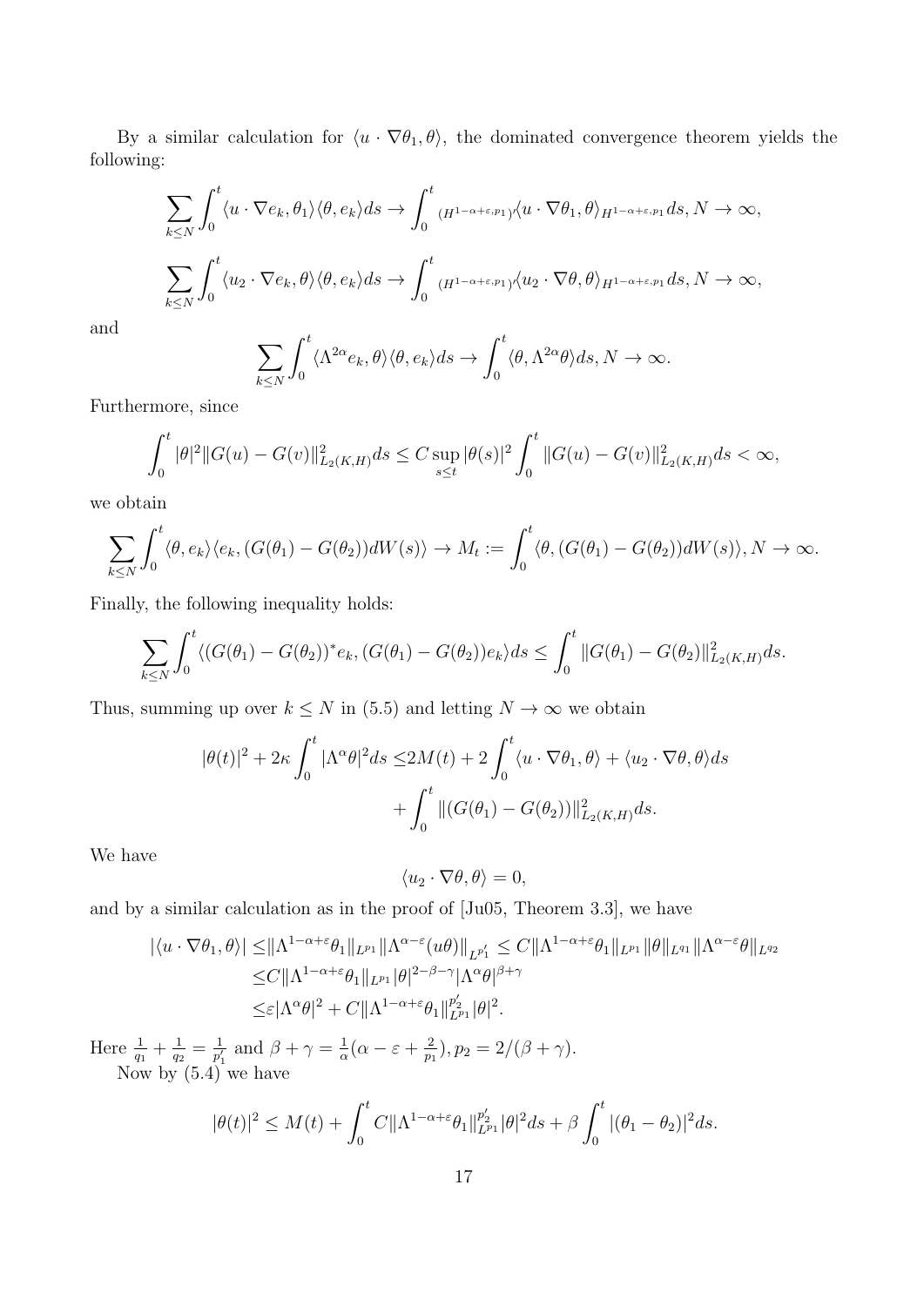By a similar calculation for $\langle u \cdot \nabla\theta_1, \theta\rangle$, the dominated convergence theorem yields the following:

$$
\sum_{k\leq N}\int_0^t \langle u\cdot \nabla e_k, \theta_1\rangle\langle \theta, e_k\rangle ds \to \int_0^t {}_{(H^{1-\alpha+\varepsilon,p_1})'}\langle u\cdot\nabla\theta_1, \theta\rangle_{H^{1-\alpha+\varepsilon,p_1}} ds, N\to\infty,
$$

$$
\sum_{k\leq N}\int_0^t \langle u_2\cdot \nabla e_k, \theta\rangle\langle \theta, e_k\rangle ds \to \int_0^t {}_{(H^{1-\alpha+\varepsilon,p_1})'}\langle u_2\cdot\nabla\theta, \theta\rangle_{H^{1-\alpha+\varepsilon,p_1}} ds, N\to\infty,
$$

and

$$
\sum_{k\leq N}\int_0^t \langle \Lambda^{2\alpha} e_k, \theta\rangle\langle \theta, e_k\rangle ds \to \int_0^t \langle \theta, \Lambda^{2\alpha}\theta\rangle ds, N\to\infty.
$$

Furthermore, since

$$
\int_0^t |\theta|^2\|G(u)-G(v)\|^2_{L_2(K,H)} ds \leq C\sup_{s\leq t}|\theta(s)|^2\int_0^t \|G(u)-G(v)\|^2_{L_2(K,H)} ds < \infty,
$$

we obtain

$$
\sum_{k\leq N}\int_0^t \langle \theta, e_k\rangle\langle e_k, (G(\theta_1)-G(\theta_2))dW(s)\rangle \to M_t := \int_0^t \langle \theta, (G(\theta_1)-G(\theta_2))dW(s)\rangle, N\to\infty.
$$

Finally, the following inequality holds:

$$
\sum_{k\leq N}\int_0^t \langle (G(\theta_1)-G(\theta_2))^* e_k, (G(\theta_1)-G(\theta_2))e_k\rangle ds \leq \int_0^t \|G(\theta_1)-G(\theta_2)\|^2_{L_2(K,H)} ds.
$$

Thus, summing up over $k\leq N$ in (5.5) and letting $N\to\infty$ we obtain

$$
\begin{aligned}
|\theta(t)|^2 + 2\kappa\int_0^t |\Lambda^\alpha\theta|^2 ds \leq & 2M(t) + 2\int_0^t \langle u\cdot\nabla\theta_1, \theta\rangle + \langle u_2\cdot\nabla\theta, \theta\rangle ds \\
& + \int_0^t \|(G(\theta_1)-G(\theta_2))\|^2_{L_2(K,H)} ds.
\end{aligned}
$$

We have

$$
\langle u_2\cdot\nabla\theta, \theta\rangle = 0,
$$

and by a similar calculation as in the proof of [Ju05, Theorem 3.3], we have

$$
\begin{aligned}
|\langle u\cdot\nabla\theta_1, \theta\rangle| \leq & \|\Lambda^{1-\alpha+\varepsilon}\theta_1\|_{L^{p_1}}\|\Lambda^{\alpha-\varepsilon}(u\theta)\|_{L^{p_1'}} \leq C\|\Lambda^{1-\alpha+\varepsilon}\theta_1\|_{L^{p_1}}\|\theta\|_{L^{q_1}}\|\Lambda^{\alpha-\varepsilon}\theta\|_{L^{q_2}} \\
\leq & C\|\Lambda^{1-\alpha+\varepsilon}\theta_1\|_{L^{p_1}}|\theta|^{2-\beta-\gamma}|\Lambda^\alpha\theta|^{\beta+\gamma} \\
\leq & \varepsilon|\Lambda^\alpha\theta|^2 + C\|\Lambda^{1-\alpha+\varepsilon}\theta_1\|^{p_2'}_{L^{p_1}}|\theta|^2.
\end{aligned}
$$

Here $\frac{1}{q_1}+\frac{1}{q_2}=\frac{1}{p_1'}$ and $\beta+\gamma=\frac{1}{\alpha}(\alpha-\varepsilon+\frac{2}{p_1}), p_2=2/(\beta+\gamma)$.

Now by (5.4) we have

$$
|\theta(t)|^2 \leq M(t) + \int_0^t C\|\Lambda^{1-\alpha+\varepsilon}\theta_1\|^{p_2'}_{L^{p_1}}|\theta|^2 ds + \beta\int_0^t |(\theta_1-\theta_2)|^2 ds.
$$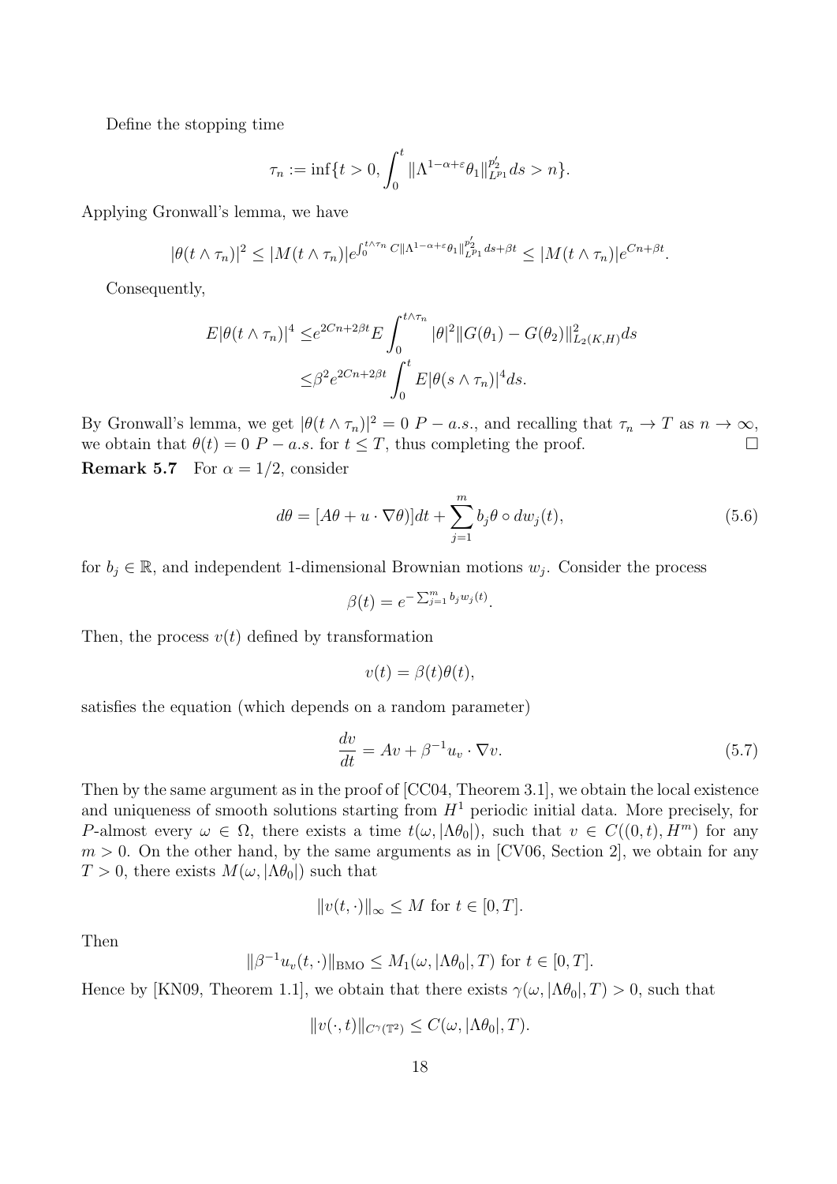Define the stopping time

$$\tau_n := \inf\{t > 0, \int_0^t \|\Lambda^{1-\alpha+\varepsilon}\theta_1\|_{L^{p_1}}^{p_2'} ds > n\}.$$

Applying Gronwall's lemma, we have

$$|\theta(t\wedge\tau_n)|^2 \leq |M(t\wedge\tau_n)| e^{\int_0^{t\wedge\tau_n} C\|\Lambda^{1-\alpha+\varepsilon}\theta_1\|_{L^{p_1}}^{p_2'} ds + \beta t} \leq |M(t\wedge\tau_n)| e^{Cn+\beta t}.$$

Consequently,

$$\begin{aligned} E|\theta(t\wedge\tau_n)|^4 \leq & e^{2Cn+2\beta t} E\int_0^{t\wedge\tau_n} |\theta|^2 \|G(\theta_1) - G(\theta_2)\|_{L_2(K,H)}^2 ds \\ \leq & \beta^2 e^{2Cn+2\beta t} \int_0^t E|\theta(s\wedge\tau_n)|^4 ds. \end{aligned}$$

By Gronwall's lemma, we get $|\theta(t\wedge\tau_n)|^2 = 0$ $P-a.s.$, and recalling that $\tau_n \to T$ as $n \to \infty$, we obtain that $\theta(t) = 0$ $P-a.s.$ for $t \leq T$, thus completing the proof. $\square$

**Remark 5.7** For $\alpha = 1/2$, consider

$$d\theta = [A\theta + u\cdot\nabla\theta)]dt + \sum_{j=1}^m b_j\theta \circ dw_j(t), \tag{5.6}$$

for $b_j \in \mathbb{R}$, and independent 1-dimensional Brownian motions $w_j$. Consider the process

$$\beta(t) = e^{-\sum_{j=1}^m b_j w_j(t)}.$$

Then, the process $v(t)$ defined by transformation

$$v(t) = \beta(t)\theta(t),$$

satisfies the equation (which depends on a random parameter)

$$\frac{dv}{dt} = Av + \beta^{-1}u_v\cdot\nabla v. \tag{5.7}$$

Then by the same argument as in the proof of [CC04, Theorem 3.1], we obtain the local existence and uniqueness of smooth solutions starting from $H^1$ periodic initial data. More precisely, for $P$-almost every $\omega \in \Omega$, there exists a time $t(\omega, |\Lambda\theta_0|)$, such that $v \in C((0,t), H^m)$ for any $m > 0$. On the other hand, by the same arguments as in [CV06, Section 2], we obtain for any $T > 0$, there exists $M(\omega, |\Lambda\theta_0|)$ such that

$$\|v(t,\cdot)\|_\infty \leq M \text{ for } t \in [0,T].$$

Then

$$\|\beta^{-1}u_v(t,\cdot)\|_{\mathrm{BMO}} \leq M_1(\omega, |\Lambda\theta_0|, T) \text{ for } t \in [0,T].$$

Hence by [KN09, Theorem 1.1], we obtain that there exists $\gamma(\omega, |\Lambda\theta_0|, T) > 0$, such that

$$\|v(\cdot,t)\|_{C^\gamma(\mathbb{T}^2)} \leq C(\omega, |\Lambda\theta_0|, T).$$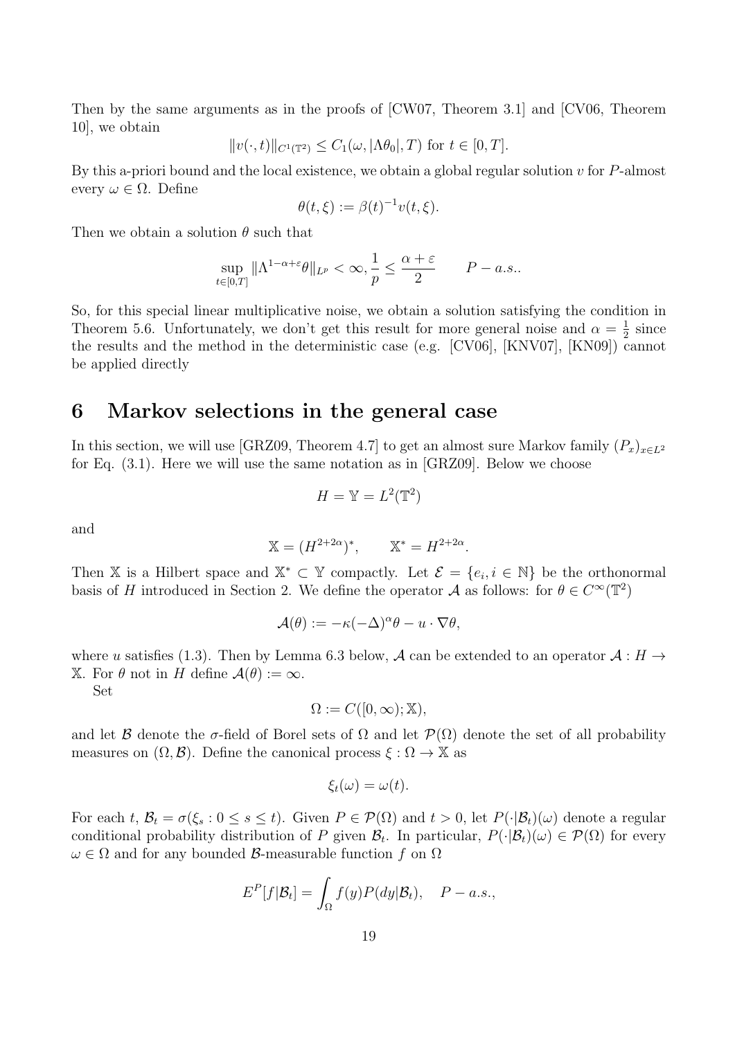Then by the same arguments as in the proofs of [CW07, Theorem 3.1] and [CV06, Theorem 10], we obtain

$$\|v(\cdot,t)\|_{C^1(\mathbb{T}^2)} \leq C_1(\omega, |\Lambda\theta_0|, T) \text{ for } t \in [0,T].$$

By this a-priori bound and the local existence, we obtain a global regular solution $v$ for $P$-almost every $\omega \in \Omega$. Define

$$\theta(t,\xi) := \beta(t)^{-1} v(t,\xi).$$

Then we obtain a solution $\theta$ such that

$$\sup_{t\in[0,T]} \|\Lambda^{1-\alpha+\varepsilon}\theta\|_{L^p} < \infty, \frac{1}{p} \leq \frac{\alpha+\varepsilon}{2} \qquad P-a.s..$$

So, for this special linear multiplicative noise, we obtain a solution satisfying the condition in Theorem 5.6. Unfortunately, we don't get this result for more general noise and $\alpha = \frac{1}{2}$ since the results and the method in the deterministic case (e.g. [CV06], [KNV07], [KN09]) cannot be applied directly

# 6 Markov selections in the general case

In this section, we will use [GRZ09, Theorem 4.7] to get an almost sure Markov family $(P_x)_{x\in L^2}$ for Eq. (3.1). Here we will use the same notation as in [GRZ09]. Below we choose

$$H = \mathbb{Y} = L^2(\mathbb{T}^2)$$

and

$$\mathbb{X} = (H^{2+2\alpha})^*, \qquad \mathbb{X}^* = H^{2+2\alpha}.$$

Then $\mathbb{X}$ is a Hilbert space and $\mathbb{X}^* \subset \mathbb{Y}$ compactly. Let $\mathcal{E} = \{e_i, i \in \mathbb{N}\}$ be the orthonormal basis of $H$ introduced in Section 2. We define the operator $\mathcal{A}$ as follows: for $\theta \in C^\infty(\mathbb{T}^2)$

$$\mathcal{A}(\theta) := -\kappa(-\Delta)^\alpha\theta - u\cdot\nabla\theta,$$

where $u$ satisfies (1.3). Then by Lemma 6.3 below, $\mathcal{A}$ can be extended to an operator $\mathcal{A} : H \to \mathbb{X}$. For $\theta$ not in $H$ define $\mathcal{A}(\theta) := \infty$.

Set

$$\Omega := C([0,\infty); \mathbb{X}),$$

and let $\mathcal{B}$ denote the $\sigma$-field of Borel sets of $\Omega$ and let $\mathcal{P}(\Omega)$ denote the set of all probability measures on $(\Omega, \mathcal{B})$. Define the canonical process $\xi : \Omega \to \mathbb{X}$ as

$$\xi_t(\omega) = \omega(t).$$

For each $t$, $\mathcal{B}_t = \sigma(\xi_s : 0 \leq s \leq t)$. Given $P \in \mathcal{P}(\Omega)$ and $t > 0$, let $P(\cdot|\mathcal{B}_t)(\omega)$ denote a regular conditional probability distribution of $P$ given $\mathcal{B}_t$. In particular, $P(\cdot|\mathcal{B}_t)(\omega) \in \mathcal{P}(\Omega)$ for every $\omega \in \Omega$ and for any bounded $\mathcal{B}$-measurable function $f$ on $\Omega$

$$E^P[f|\mathcal{B}_t] = \int_\Omega f(y)P(dy|\mathcal{B}_t), \quad P-a.s.,$$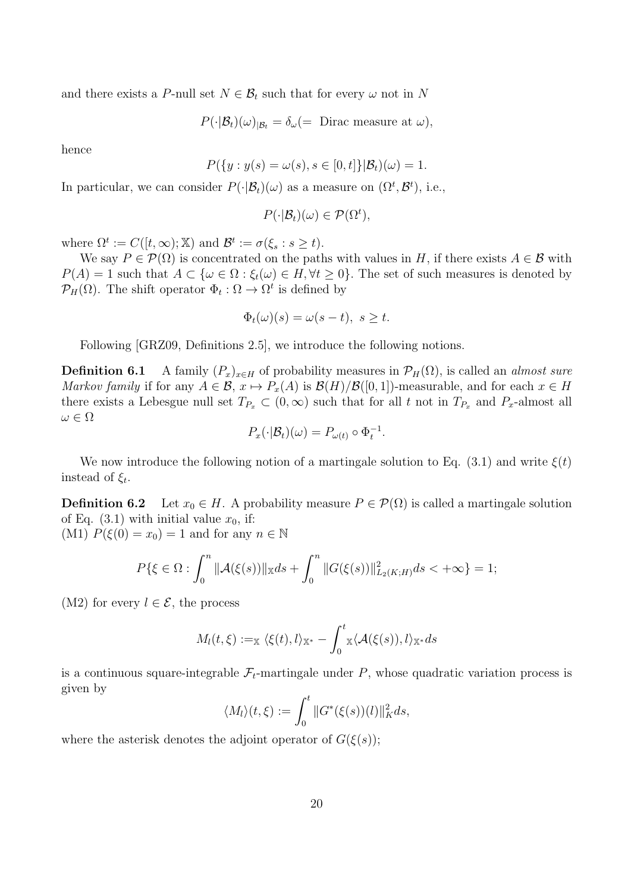and there exists a $P$-null set $N \in \mathcal{B}_t$ such that for every $\omega$ not in $N$

$$P(\cdot|\mathcal{B}_t)(\omega)_{|\mathcal{B}_t} = \delta_\omega (= \text{ Dirac measure at } \omega),$$

hence

$$P(\{y : y(s) = \omega(s), s \in [0,t]\}|\mathcal{B}_t)(\omega) = 1.$$

In particular, we can consider $P(\cdot|\mathcal{B}_t)(\omega)$ as a measure on $(\Omega^t, \mathcal{B}^t)$, i.e.,

$$P(\cdot|\mathcal{B}_t)(\omega) \in \mathcal{P}(\Omega^t),$$

where $\Omega^t := C([t,\infty); \mathbb{X})$ and $\mathcal{B}^t := \sigma(\xi_s : s \geq t)$.

We say $P \in \mathcal{P}(\Omega)$ is concentrated on the paths with values in $H$, if there exists $A \in \mathcal{B}$ with $P(A) = 1$ such that $A \subset \{\omega \in \Omega : \xi_t(\omega) \in H, \forall t \geq 0\}$. The set of such measures is denoted by $\mathcal{P}_H(\Omega)$. The shift operator $\Phi_t : \Omega \to \Omega^t$ is defined by

$$\Phi_t(\omega)(s) = \omega(s-t), \ s \geq t.$$

Following [GRZ09, Definitions 2.5], we introduce the following notions.

**Definition 6.1** A family $(P_x)_{x\in H}$ of probability measures in $\mathcal{P}_H(\Omega)$, is called an *almost sure Markov family* if for any $A \in \mathcal{B}$, $x \mapsto P_x(A)$ is $\mathcal{B}(H)/\mathcal{B}([0,1])$-measurable, and for each $x \in H$ there exists a Lebesgue null set $T_{P_x} \subset (0,\infty)$ such that for all $t$ not in $T_{P_x}$ and $P_x$-almost all $\omega \in \Omega$

$$P_x(\cdot|\mathcal{B}_t)(\omega) = P_{\omega(t)} \circ \Phi_t^{-1}.$$

We now introduce the following notion of a martingale solution to Eq. (3.1) and write $\xi(t)$ instead of $\xi_t$.

**Definition 6.2** Let $x_0 \in H$. A probability measure $P \in \mathcal{P}(\Omega)$ is called a martingale solution of Eq. (3.1) with initial value $x_0$, if:

(M1) $P(\xi(0) = x_0) = 1$ and for any $n \in \mathbb{N}$

$$P\{\xi \in \Omega : \int_0^n \|\mathcal{A}(\xi(s))\|_{\mathbb{X}} ds + \int_0^n \|G(\xi(s))\|^2_{L_2(K;H)} ds < +\infty\} = 1;$$

(M2) for every $l \in \mathcal{E}$, the process

$$M_l(t,\xi) := {}_{\mathbb{X}}\langle \xi(t), l\rangle_{\mathbb{X}^*} - \int_0^t {}_{\mathbb{X}}\langle \mathcal{A}(\xi(s)), l\rangle_{\mathbb{X}^*} ds$$

is a continuous square-integrable $\mathcal{F}_t$-martingale under $P$, whose quadratic variation process is given by

$$\langle M_l\rangle(t,\xi) := \int_0^t \|G^*(\xi(s))(l)\|^2_K ds,$$

where the asterisk denotes the adjoint operator of $G(\xi(s))$;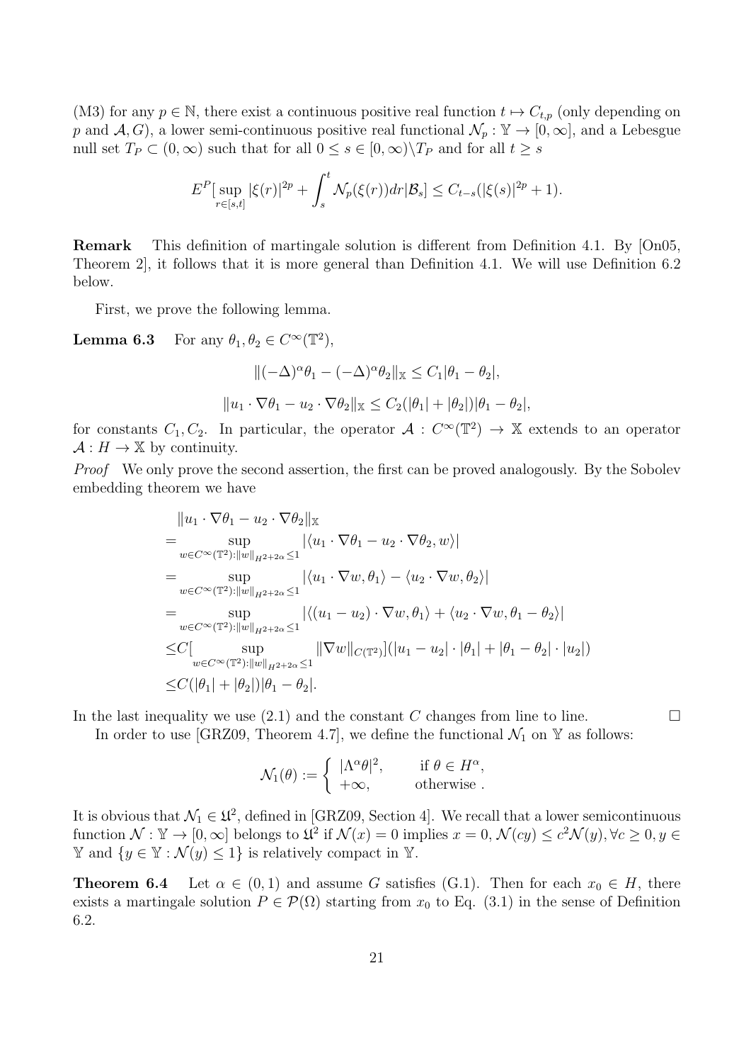(M3) for any $p \in \mathbb{N}$, there exist a continuous positive real function $t \mapsto C_{t,p}$ (only depending on $p$ and $\mathcal{A}, G$), a lower semi-continuous positive real functional $\mathcal{N}_p : \mathbb{Y} \to [0, \infty]$, and a Lebesgue null set $T_P \subset (0, \infty)$ such that for all $0 \leq s \in [0, \infty) \backslash T_P$ and for all $t \geq s$

$$E^P[\sup_{r \in [s,t]} |\xi(r)|^{2p} + \int_s^t \mathcal{N}_p(\xi(r))dr|\mathcal{B}_s] \leq C_{t-s}(|\xi(s)|^{2p} + 1).$$

**Remark** This definition of martingale solution is different from Definition 4.1. By [On05, Theorem 2], it follows that it is more general than Definition 4.1. We will use Definition 6.2 below.

First, we prove the following lemma.

**Lemma 6.3** For any $\theta_1, \theta_2 \in C^\infty(\mathbb{T}^2)$,

$$\|(-\Delta)^\alpha \theta_1 - (-\Delta)^\alpha \theta_2\|_{\mathbb{X}} \leq C_1 |\theta_1 - \theta_2|,$$

$$\|u_1 \cdot \nabla \theta_1 - u_2 \cdot \nabla \theta_2\|_{\mathbb{X}} \leq C_2(|\theta_1| + |\theta_2|)|\theta_1 - \theta_2|,$$

for constants $C_1, C_2$. In particular, the operator $\mathcal{A} : C^\infty(\mathbb{T}^2) \to \mathbb{X}$ extends to an operator $\mathcal{A} : H \to \mathbb{X}$ by continuity.

*Proof* We only prove the second assertion, the first can be proved analogously. By the Sobolev embedding theorem we have

$$\begin{aligned}
&\|u_1 \cdot \nabla \theta_1 - u_2 \cdot \nabla \theta_2\|_{\mathbb{X}} \\
=& \sup_{w \in C^\infty(\mathbb{T}^2): \|w\|_{H^{2+2\alpha}} \leq 1} |\langle u_1 \cdot \nabla \theta_1 - u_2 \cdot \nabla \theta_2, w \rangle| \\
=& \sup_{w \in C^\infty(\mathbb{T}^2): \|w\|_{H^{2+2\alpha}} \leq 1} |\langle u_1 \cdot \nabla w, \theta_1 \rangle - \langle u_2 \cdot \nabla w, \theta_2 \rangle| \\
=& \sup_{w \in C^\infty(\mathbb{T}^2): \|w\|_{H^{2+2\alpha}} \leq 1} |\langle (u_1 - u_2) \cdot \nabla w, \theta_1 \rangle + \langle u_2 \cdot \nabla w, \theta_1 - \theta_2 \rangle| \\
\leq& C[\sup_{w \in C^\infty(\mathbb{T}^2): \|w\|_{H^{2+2\alpha}} \leq 1} \|\nabla w\|_{C(\mathbb{T}^2)}](|u_1 - u_2| \cdot |\theta_1| + |\theta_1 - \theta_2| \cdot |u_2|) \\
\leq& C(|\theta_1| + |\theta_2|)|\theta_1 - \theta_2|.
\end{aligned}$$

In the last inequality we use (2.1) and the constant $C$ changes from line to line. $\square$

In order to use [GRZ09, Theorem 4.7], we define the functional $\mathcal{N}_1$ on $\mathbb{Y}$ as follows:

$$\mathcal{N}_1(\theta) := \begin{cases} |\Lambda^\alpha \theta|^2, & \text{if } \theta \in H^\alpha, \\ +\infty, & \text{otherwise} . \end{cases}$$

It is obvious that $\mathcal{N}_1 \in \mathfrak{U}^2$, defined in [GRZ09, Section 4]. We recall that a lower semicontinuous function $\mathcal{N} : \mathbb{Y} \to [0, \infty]$ belongs to $\mathfrak{U}^2$ if $\mathcal{N}(x) = 0$ implies $x = 0$, $\mathcal{N}(cy) \leq c^2 \mathcal{N}(y), \forall c \geq 0, y \in \mathbb{Y}$ and $\{y \in \mathbb{Y} : \mathcal{N}(y) \leq 1\}$ is relatively compact in $\mathbb{Y}$.

**Theorem 6.4** Let $\alpha \in (0, 1)$ and assume $G$ satisfies (G.1). Then for each $x_0 \in H$, there exists a martingale solution $P \in \mathcal{P}(\Omega)$ starting from $x_0$ to Eq. (3.1) in the sense of Definition 6.2.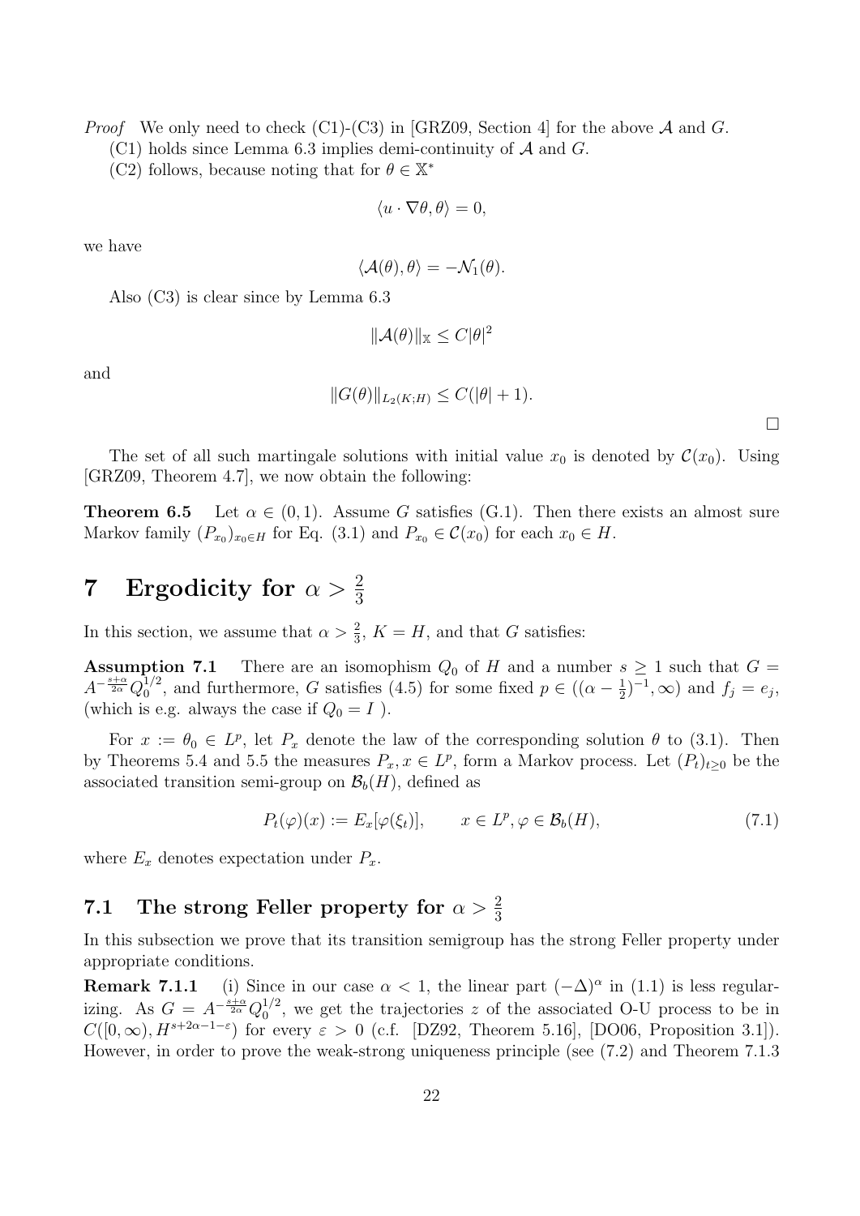*Proof* We only need to check (C1)-(C3) in [GRZ09, Section 4] for the above $\mathcal{A}$ and $G$.

(C1) holds since Lemma 6.3 implies demi-continuity of $\mathcal{A}$ and $G$.

(C2) follows, because noting that for $\theta \in \mathbb{X}^*$

$$\langle u \cdot \nabla\theta, \theta \rangle = 0,$$

we have

$$\langle \mathcal{A}(\theta), \theta \rangle = -\mathcal{N}_1(\theta).$$

Also (C3) is clear since by Lemma 6.3

$$\|\mathcal{A}(\theta)\|_{\mathbb{X}} \leq C|\theta|^2$$

and

$$\|G(\theta)\|_{L_2(K;H)} \leq C(|\theta| + 1).$$

$\square$

The set of all such martingale solutions with initial value $x_0$ is denoted by $\mathcal{C}(x_0)$. Using [GRZ09, Theorem 4.7], we now obtain the following:

**Theorem 6.5** Let $\alpha \in (0, 1)$. Assume $G$ satisfies (G.1). Then there exists an almost sure Markov family $(P_{x_0})_{x_0 \in H}$ for Eq. (3.1) and $P_{x_0} \in \mathcal{C}(x_0)$ for each $x_0 \in H$.

# 7 Ergodicity for $\alpha > \frac{2}{3}$

In this section, we assume that $\alpha > \frac{2}{3}$, $K = H$, and that $G$ satisfies:

**Assumption 7.1** There are an isomophism $Q_0$ of $H$ and a number $s \geq 1$ such that $G = A^{-\frac{s+\alpha}{2\alpha}} Q_0^{1/2}$, and furthermore, $G$ satisfies (4.5) for some fixed $p \in ((\alpha - \frac{1}{2})^{-1}, \infty)$ and $f_j = e_j$, (which is e.g. always the case if $Q_0 = I$ ).

For $x := \theta_0 \in L^p$, let $P_x$ denote the law of the corresponding solution $\theta$ to (3.1). Then by Theorems 5.4 and 5.5 the measures $P_x, x \in L^p$, form a Markov process. Let $(P_t)_{t \geq 0}$ be the associated transition semi-group on $\mathcal{B}_b(H)$, defined as

$$P_t(\varphi)(x) := E_x[\varphi(\xi_t)], \qquad x \in L^p, \varphi \in \mathcal{B}_b(H), \tag{7.1}$$

where $E_x$ denotes expectation under $P_x$.

## 7.1 The strong Feller property for $\alpha > \frac{2}{3}$

In this subsection we prove that its transition semigroup has the strong Feller property under appropriate conditions.

**Remark 7.1.1** (i) Since in our case $\alpha < 1$, the linear part $(-\Delta)^\alpha$ in (1.1) is less regularizing. As $G = A^{-\frac{s+\alpha}{2\alpha}} Q_0^{1/2}$, we get the trajectories $z$ of the associated O-U process to be in $C([0, \infty), H^{s+2\alpha-1-\varepsilon})$ for every $\varepsilon > 0$ (c.f. [DZ92, Theorem 5.16], [DO06, Proposition 3.1]). However, in order to prove the weak-strong uniqueness principle (see (7.2) and Theorem 7.1.3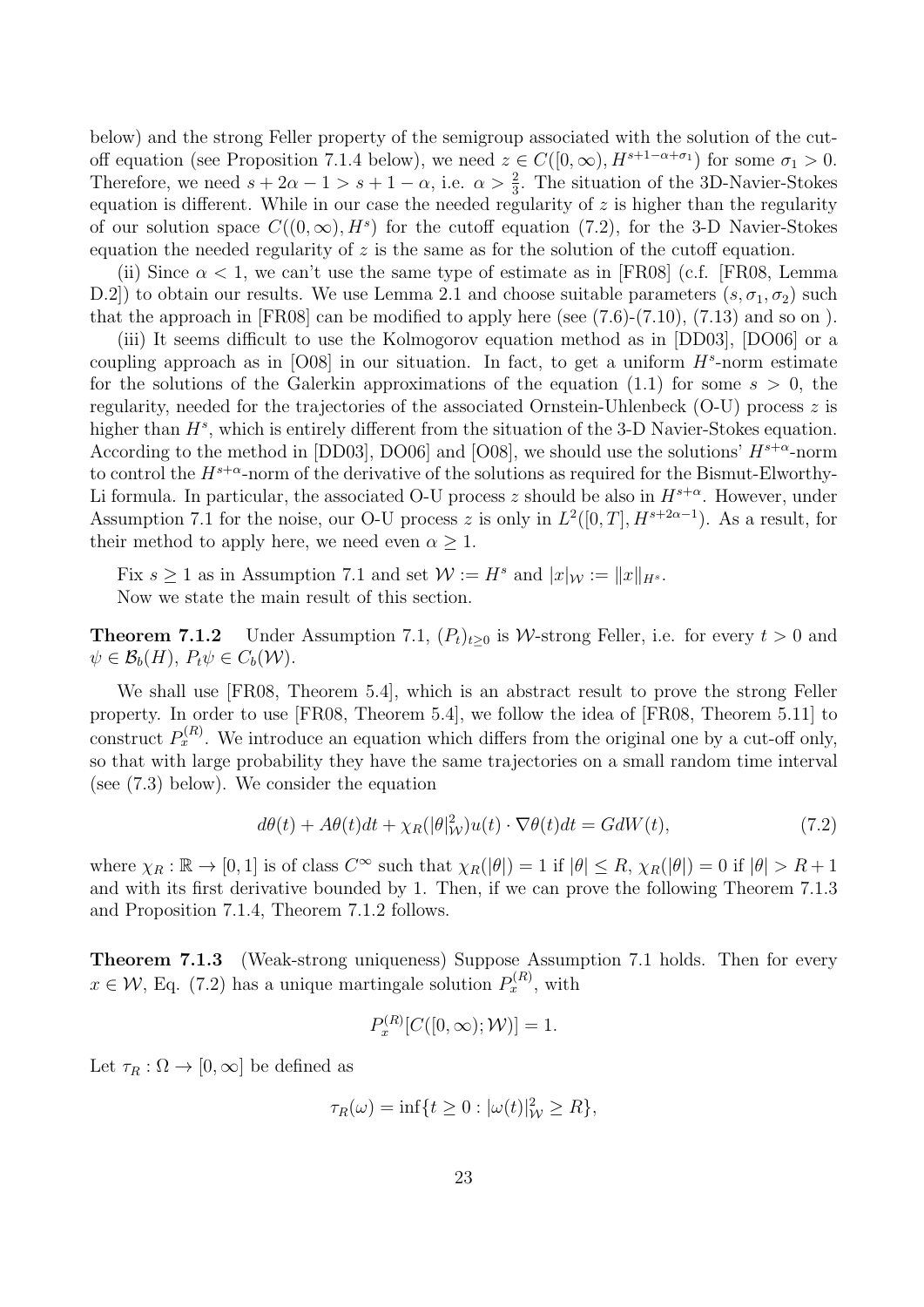below) and the strong Feller property of the semigroup associated with the solution of the cut-off equation (see Proposition 7.1.4 below), we need $z \in C([0,\infty), H^{s+1-\alpha+\sigma_1})$ for some $\sigma_1 > 0$. Therefore, we need $s + 2\alpha - 1 > s + 1 - \alpha$, i.e. $\alpha > \frac{2}{3}$. The situation of the 3D-Navier-Stokes equation is different. While in our case the needed regularity of $z$ is higher than the regularity of our solution space $C((0,\infty), H^s)$ for the cutoff equation (7.2), for the 3-D Navier-Stokes equation the needed regularity of $z$ is the same as for the solution of the cutoff equation.

(ii) Since $\alpha < 1$, we can't use the same type of estimate as in [FR08] (c.f. [FR08, Lemma D.2]) to obtain our results. We use Lemma 2.1 and choose suitable parameters $(s, \sigma_1, \sigma_2)$ such that the approach in [FR08] can be modified to apply here (see (7.6)-(7.10), (7.13) and so on ).

(iii) It seems difficult to use the Kolmogorov equation method as in [DD03], [DO06] or a coupling approach as in [O08] in our situation. In fact, to get a uniform $H^s$-norm estimate for the solutions of the Galerkin approximations of the equation (1.1) for some $s > 0$, the regularity, needed for the trajectories of the associated Ornstein-Uhlenbeck (O-U) process $z$ is higher than $H^s$, which is entirely different from the situation of the 3-D Navier-Stokes equation. According to the method in [DD03], DO06] and [O08], we should use the solutions' $H^{s+\alpha}$-norm to control the $H^{s+\alpha}$-norm of the derivative of the solutions as required for the Bismut-Elworthy-Li formula. In particular, the associated O-U process $z$ should be also in $H^{s+\alpha}$. However, under Assumption 7.1 for the noise, our O-U process $z$ is only in $L^2([0,T], H^{s+2\alpha-1})$. As a result, for their method to apply here, we need even $\alpha \geq 1$.

Fix $s \geq 1$ as in Assumption 7.1 and set $\mathcal{W} := H^s$ and $|x|_{\mathcal{W}} := \|x\|_{H^s}$.

Now we state the main result of this section.

**Theorem 7.1.2** Under Assumption 7.1, $(P_t)_{t\geq 0}$ is $\mathcal{W}$-strong Feller, i.e. for every $t > 0$ and $\psi \in \mathcal{B}_b(H)$, $P_t\psi \in C_b(\mathcal{W})$.

We shall use [FR08, Theorem 5.4], which is an abstract result to prove the strong Feller property. In order to use [FR08, Theorem 5.4], we follow the idea of [FR08, Theorem 5.11] to construct $P_x^{(R)}$. We introduce an equation which differs from the original one by a cut-off only, so that with large probability they have the same trajectories on a small random time interval (see (7.3) below). We consider the equation

$$d\theta(t) + A\theta(t)dt + \chi_R(|\theta|^2_{\mathcal{W}})u(t)\cdot\nabla\theta(t)dt = GdW(t), \tag{7.2}$$

where $\chi_R : \mathbb{R} \to [0,1]$ is of class $C^\infty$ such that $\chi_R(|\theta|) = 1$ if $|\theta| \leq R$, $\chi_R(|\theta|) = 0$ if $|\theta| > R+1$ and with its first derivative bounded by 1. Then, if we can prove the following Theorem 7.1.3 and Proposition 7.1.4, Theorem 7.1.2 follows.

**Theorem 7.1.3** (Weak-strong uniqueness) Suppose Assumption 7.1 holds. Then for every $x \in \mathcal{W}$, Eq. (7.2) has a unique martingale solution $P_x^{(R)}$, with

$$P_x^{(R)}[C([0,\infty);\mathcal{W})] = 1.$$

Let $\tau_R : \Omega \to [0,\infty]$ be defined as

$$\tau_R(\omega) = \inf\{t \geq 0 : |\omega(t)|^2_{\mathcal{W}} \geq R\},$$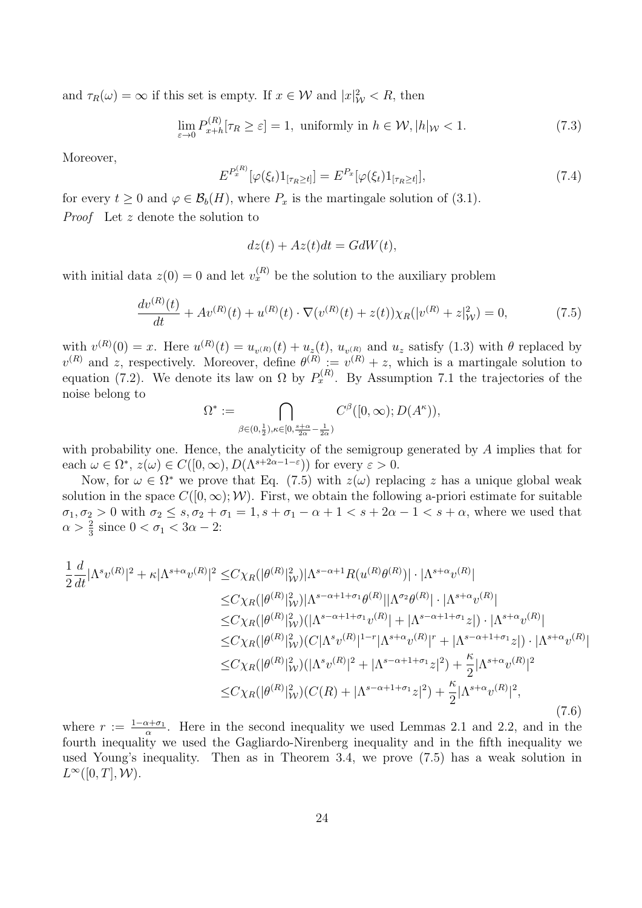and $\tau_R(\omega) = \infty$ if this set is empty. If $x \in \mathcal{W}$ and $|x|^2_{\mathcal{W}} < R$, then

$$\lim_{\varepsilon \to 0} P^{(R)}_{x+h}[\tau_R \geq \varepsilon] = 1, \text{ uniformly in } h \in \mathcal{W}, |h|_{\mathcal{W}} < 1. \tag{7.3}$$

Moreover,

$$E^{P^{(R)}_x}[\varphi(\xi_t) 1_{[\tau_R \geq t]}] = E^{P_x}[\varphi(\xi_t) 1_{[\tau_R \geq t]}], \tag{7.4}$$

for every $t \geq 0$ and $\varphi \in \mathcal{B}_b(H)$, where $P_x$ is the martingale solution of (3.1).

*Proof* Let $z$ denote the solution to

$$dz(t) + Az(t)dt = GdW(t),$$

with initial data $z(0) = 0$ and let $v^{(R)}_x$ be the solution to the auxiliary problem

$$\frac{dv^{(R)}(t)}{dt} + Av^{(R)}(t) + u^{(R)}(t) \cdot \nabla(v^{(R)}(t) + z(t))\chi_R(|v^{(R)} + z|^2_{\mathcal{W}}) = 0, \tag{7.5}$$

with $v^{(R)}(0) = x$. Here $u^{(R)}(t) = u_{v^{(R)}}(t) + u_z(t)$, $u_{v^{(R)}}$ and $u_z$ satisfy (1.3) with $\theta$ replaced by $v^{(R)}$ and $z$, respectively. Moreover, define $\theta^{(R)} := v^{(R)} + z$, which is a martingale solution to equation (7.2). We denote its law on $\Omega$ by $P^{(R)}_x$. By Assumption 7.1 the trajectories of the noise belong to

$$\Omega^* := \bigcap_{\beta \in (0, \frac{1}{2}), \kappa \in [0, \frac{s+\alpha}{2\alpha} - \frac{1}{2\alpha})} C^{\beta}([0, \infty); D(A^{\kappa})),$$

with probability one. Hence, the analyticity of the semigroup generated by $A$ implies that for each $\omega \in \Omega^*$, $z(\omega) \in C([0, \infty), D(\Lambda^{s+2\alpha-1-\varepsilon}))$ for every $\varepsilon > 0$.

Now, for $\omega \in \Omega^*$ we prove that Eq. (7.5) with $z(\omega)$ replacing $z$ has a unique global weak solution in the space $C([0, \infty); \mathcal{W})$. First, we obtain the following a-priori estimate for suitable $\sigma_1, \sigma_2 > 0$ with $\sigma_2 \leq s, \sigma_2 + \sigma_1 = 1, s + \sigma_1 - \alpha + 1 < s + 2\alpha - 1 < s + \alpha$, where we used that $\alpha > \frac{2}{3}$ since $0 < \sigma_1 < 3\alpha - 2$:

$$\begin{aligned}
\frac{1}{2}\frac{d}{dt}|\Lambda^s v^{(R)}|^2 + \kappa|\Lambda^{s+\alpha} v^{(R)}|^2 \leq & C\chi_R(|\theta^{(R)}|^2_{\mathcal{W}})|\Lambda^{s-\alpha+1} R(u^{(R)}\theta^{(R)})| \cdot |\Lambda^{s+\alpha} v^{(R)}| \\
\leq & C\chi_R(|\theta^{(R)}|^2_{\mathcal{W}})|\Lambda^{s-\alpha+1+\sigma_1}\theta^{(R)}||\Lambda^{\sigma_2}\theta^{(R)}| \cdot |\Lambda^{s+\alpha} v^{(R)}| \\
\leq & C\chi_R(|\theta^{(R)}|^2_{\mathcal{W}})(|\Lambda^{s-\alpha+1+\sigma_1} v^{(R)}| + |\Lambda^{s-\alpha+1+\sigma_1} z|) \cdot |\Lambda^{s+\alpha} v^{(R)}| \\
\leq & C\chi_R(|\theta^{(R)}|^2_{\mathcal{W}})(C|\Lambda^s v^{(R)}|^{1-r}|\Lambda^{s+\alpha} v^{(R)}|^r + |\Lambda^{s-\alpha+1+\sigma_1} z|) \cdot |\Lambda^{s+\alpha} v^{(R)}| \\
\leq & C\chi_R(|\theta^{(R)}|^2_{\mathcal{W}})(|\Lambda^s v^{(R)}|^2 + |\Lambda^{s-\alpha+1+\sigma_1} z|^2) + \frac{\kappa}{2}|\Lambda^{s+\alpha} v^{(R)}|^2 \\
\leq & C\chi_R(|\theta^{(R)}|^2_{\mathcal{W}})(C(R) + |\Lambda^{s-\alpha+1+\sigma_1} z|^2) + \frac{\kappa}{2}|\Lambda^{s+\alpha} v^{(R)}|^2,
\end{aligned} \tag{7.6}$$

where $r := \frac{1-\alpha+\sigma_1}{\alpha}$. Here in the second inequality we used Lemmas 2.1 and 2.2, and in the fourth inequality we used the Gagliardo-Nirenberg inequality and in the fifth inequality we used Young's inequality. Then as in Theorem 3.4, we prove (7.5) has a weak solution in $L^{\infty}([0, T], \mathcal{W})$.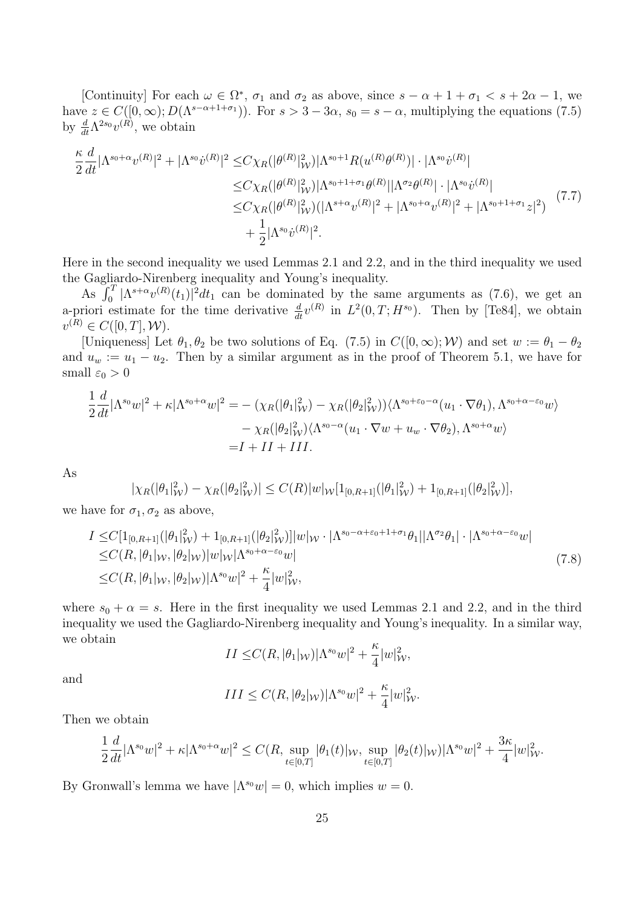[Continuity] For each $\omega \in \Omega^*$, $\sigma_1$ and $\sigma_2$ as above, since $s-\alpha+1+\sigma_1 < s+2\alpha-1$, we have $z \in C([0,\infty); D(\Lambda^{s-\alpha+1+\sigma_1}))$. For $s > 3-3\alpha$, $s_0 = s-\alpha$, multiplying the equations (7.5) by $\frac{d}{dt}\Lambda^{2s_0} v^{(R)}$, we obtain

$$
\begin{aligned}
\frac{\kappa}{2}\frac{d}{dt}|\Lambda^{s_0+\alpha}v^{(R)}|^2 + |\Lambda^{s_0}\dot{v}^{(R)}|^2 \leq & C\chi_R(|\theta^{(R)}|_{\mathcal{W}}^2)|\Lambda^{s_0+1}R(u^{(R)}\theta^{(R)})| \cdot |\Lambda^{s_0}\dot{v}^{(R)}| \\
\leq & C\chi_R(|\theta^{(R)}|_{\mathcal{W}}^2)|\Lambda^{s_0+1+\sigma_1}\theta^{(R)}||\Lambda^{\sigma_2}\theta^{(R)}| \cdot |\Lambda^{s_0}\dot{v}^{(R)}| \\
\leq & C\chi_R(|\theta^{(R)}|_{\mathcal{W}}^2)(|\Lambda^{s+\alpha}v^{(R)}|^2 + |\Lambda^{s_0+\alpha}v^{(R)}|^2 + |\Lambda^{s_0+1+\sigma_1}z|^2) \\
& + \frac{1}{2}|\Lambda^{s_0}\dot{v}^{(R)}|^2.
\end{aligned} \tag{7.7}
$$

Here in the second inequality we used Lemmas 2.1 and 2.2, and in the third inequality we used the Gagliardo-Nirenberg inequality and Young's inequality.

As $\int_0^T |\Lambda^{s+\alpha}v^{(R)}(t_1)|^2 dt_1$ can be dominated by the same arguments as (7.6), we get an a-priori estimate for the time derivative $\frac{d}{dt}v^{(R)}$ in $L^2(0,T;H^{s_0})$. Then by [Te84], we obtain $v^{(R)} \in C([0,T],\mathcal{W})$.

[Uniqueness] Let $\theta_1,\theta_2$ be two solutions of Eq. (7.5) in $C([0,\infty);\mathcal{W})$ and set $w := \theta_1-\theta_2$ and $u_w := u_1 - u_2$. Then by a similar argument as in the proof of Theorem 5.1, we have for small $\varepsilon_0 > 0$

$$
\begin{aligned}
\frac{1}{2}\frac{d}{dt}|\Lambda^{s_0}w|^2 + \kappa|\Lambda^{s_0+\alpha}w|^2 = & -(\chi_R(|\theta_1|_{\mathcal{W}}^2) - \chi_R(|\theta_2|_{\mathcal{W}}^2))\langle\Lambda^{s_0+\varepsilon_0-\alpha}(u_1\cdot\nabla\theta_1), \Lambda^{s_0+\alpha-\varepsilon_0}w\rangle \\
& - \chi_R(|\theta_2|_{\mathcal{W}}^2)\langle\Lambda^{s_0-\alpha}(u_1\cdot\nabla w + u_w\cdot\nabla\theta_2), \Lambda^{s_0+\alpha}w\rangle \\
= & I + II + III.
\end{aligned}
$$

As

$$
|\chi_R(|\theta_1|_{\mathcal{W}}^2) - \chi_R(|\theta_2|_{\mathcal{W}}^2)| \leq C(R)|w|_{\mathcal{W}}[1_{[0,R+1]}(|\theta_1|_{\mathcal{W}}^2) + 1_{[0,R+1]}(|\theta_2|_{\mathcal{W}}^2)],
$$

we have for $\sigma_1,\sigma_2$ as above,

$$
\begin{aligned}
I \leq & C[1_{[0,R+1]}(|\theta_1|_{\mathcal{W}}^2) + 1_{[0,R+1]}(|\theta_2|_{\mathcal{W}}^2)]|w|_{\mathcal{W}} \cdot |\Lambda^{s_0-\alpha+\varepsilon_0+1+\sigma_1}\theta_1||\Lambda^{\sigma_2}\theta_1| \cdot |\Lambda^{s_0+\alpha-\varepsilon_0}w| \\
\leq & C(R,|\theta_1|_{\mathcal{W}},|\theta_2|_{\mathcal{W}})|w|_{\mathcal{W}}|\Lambda^{s_0+\alpha-\varepsilon_0}w| \\
\leq & C(R,|\theta_1|_{\mathcal{W}},|\theta_2|_{\mathcal{W}})|\Lambda^{s_0}w|^2 + \frac{\kappa}{4}|w|_{\mathcal{W}}^2,
\end{aligned} \tag{7.8}
$$

where $s_0+\alpha = s$. Here in the first inequality we used Lemmas 2.1 and 2.2, and in the third inequality we used the Gagliardo-Nirenberg inequality and Young's inequality. In a similar way, we obtain

$$
II \leq C(R,|\theta_1|_{\mathcal{W}})|\Lambda^{s_0}w|^2 + \frac{\kappa}{4}|w|_{\mathcal{W}}^2,
$$

and

$$
III \leq C(R,|\theta_2|_{\mathcal{W}})|\Lambda^{s_0}w|^2 + \frac{\kappa}{4}|w|_{\mathcal{W}}^2.
$$

Then we obtain

$$
\frac{1}{2}\frac{d}{dt}|\Lambda^{s_0}w|^2 + \kappa|\Lambda^{s_0+\alpha}w|^2 \leq C(R, \sup_{t\in[0,T]}|\theta_1(t)|_{\mathcal{W}}, \sup_{t\in[0,T]}|\theta_2(t)|_{\mathcal{W}})|\Lambda^{s_0}w|^2 + \frac{3\kappa}{4}|w|_{\mathcal{W}}^2.
$$

By Gronwall's lemma we have $|\Lambda^{s_0}w| = 0$, which implies $w = 0$.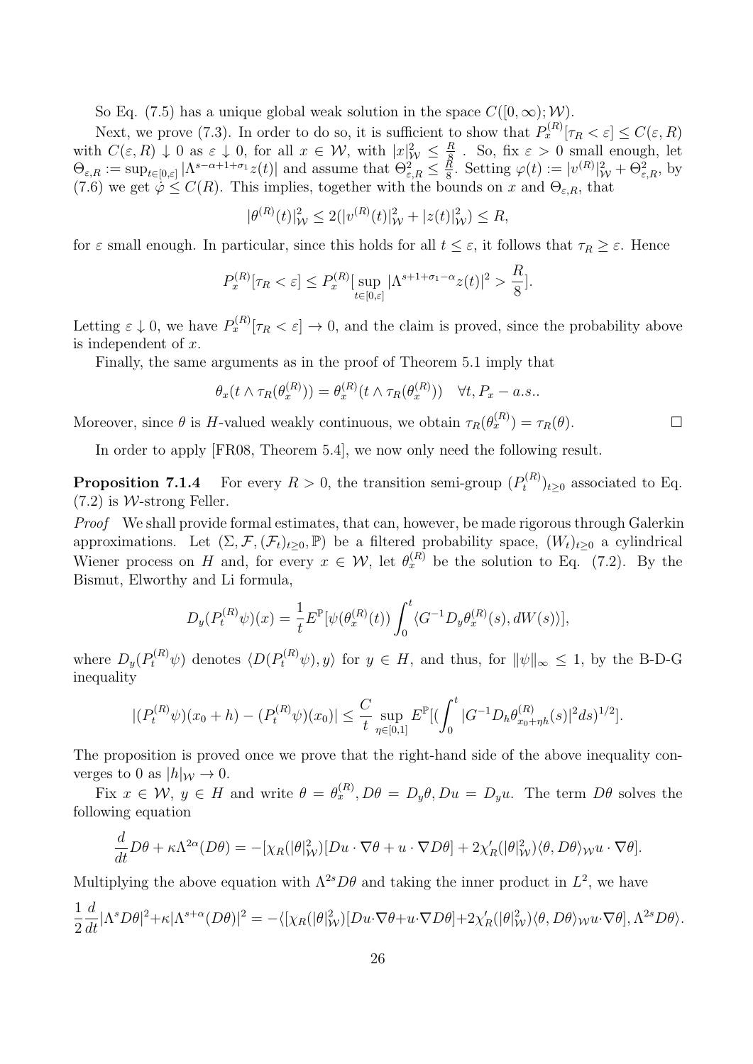So Eq. (7.5) has a unique global weak solution in the space $C([0,\infty);\mathcal{W})$.

Next, we prove (7.3). In order to do so, it is sufficient to show that $P_x^{(R)}[\tau_R < \varepsilon] \le C(\varepsilon, R)$ with $C(\varepsilon,R) \downarrow 0$ as $\varepsilon \downarrow 0$, for all $x \in \mathcal{W}$, with $|x|_{\mathcal{W}}^2 \le \frac{R}{8}$ . So, fix $\varepsilon > 0$ small enough, let $\Theta_{\varepsilon,R} := \sup_{t\in[0,\varepsilon]} |\Lambda^{s-\alpha+1+\sigma_1} z(t)|$ and assume that $\Theta_{\varepsilon,R}^2 \le \frac{R}{8}$. Setting $\varphi(t) := |v^{(R)}|_{\mathcal{W}}^2 + \Theta_{\varepsilon,R}^2$, by (7.6) we get $\dot{\varphi} \le C(R)$. This implies, together with the bounds on $x$ and $\Theta_{\varepsilon,R}$, that

$$|\theta^{(R)}(t)|_{\mathcal{W}}^2 \le 2(|v^{(R)}(t)|_{\mathcal{W}}^2 + |z(t)|_{\mathcal{W}}^2) \le R,$$

for $\varepsilon$ small enough. In particular, since this holds for all $t \le \varepsilon$, it follows that $\tau_R \ge \varepsilon$. Hence

$$P_x^{(R)}[\tau_R < \varepsilon] \le P_x^{(R)}[\sup_{t\in[0,\varepsilon]} |\Lambda^{s+1+\sigma_1-\alpha} z(t)|^2 > \frac{R}{8}].$$

Letting $\varepsilon \downarrow 0$, we have $P_x^{(R)}[\tau_R < \varepsilon] \to 0$, and the claim is proved, since the probability above is independent of $x$.

Finally, the same arguments as in the proof of Theorem 5.1 imply that

$$\theta_x(t \wedge \tau_R(\theta_x^{(R)})) = \theta_x^{(R)}(t \wedge \tau_R(\theta_x^{(R)})) \quad \forall t, P_x - a.s..$$

Moreover, since $\theta$ is $H$-valued weakly continuous, we obtain $\tau_R(\theta_x^{(R)}) = \tau_R(\theta)$. $\square$

In order to apply [FR08, Theorem 5.4], we now only need the following result.

**Proposition 7.1.4** For every $R > 0$, the transition semi-group $(P_t^{(R)})_{t\ge 0}$ associated to Eq. (7.2) is $\mathcal{W}$-strong Feller.

*Proof* We shall provide formal estimates, that can, however, be made rigorous through Galerkin approximations. Let $(\Sigma, \mathcal{F}, (\mathcal{F}_t)_{t\ge0}, \mathbb{P})$ be a filtered probability space, $(W_t)_{t\ge0}$ a cylindrical Wiener process on $H$ and, for every $x \in \mathcal{W}$, let $\theta_x^{(R)}$ be the solution to Eq. (7.2). By the Bismut, Elworthy and Li formula,

$$D_y(P_t^{(R)}\psi)(x) = \frac{1}{t} E^{\mathbb{P}}[\psi(\theta_x^{(R)}(t)) \int_0^t \langle G^{-1} D_y \theta_x^{(R)}(s), dW(s)\rangle],$$

where $D_y(P_t^{(R)}\psi)$ denotes $\langle D(P_t^{(R)}\psi), y\rangle$ for $y \in H$, and thus, for $\|\psi\|_\infty \le 1$, by the B-D-G inequality

$$|(P_t^{(R)}\psi)(x_0 + h) - (P_t^{(R)}\psi)(x_0)| \le \frac{C}{t} \sup_{\eta\in[0,1]} E^{\mathbb{P}}[(\int_0^t |G^{-1} D_h \theta_{x_0+\eta h}^{(R)}(s)|^2 ds)^{1/2}].$$

The proposition is proved once we prove that the right-hand side of the above inequality converges to 0 as $|h|_{\mathcal{W}} \to 0$.

Fix $x \in \mathcal{W}$, $y \in H$ and write $\theta = \theta_x^{(R)}, D\theta = D_y\theta, Du = D_y u$. The term $D\theta$ solves the following equation

$$\frac{d}{dt} D\theta + \kappa \Lambda^{2\alpha}(D\theta) = -[\chi_R(|\theta|_{\mathcal{W}}^2)[Du \cdot \nabla\theta + u \cdot \nabla D\theta] + 2\chi_R'(|\theta|_{\mathcal{W}}^2)\langle\theta, D\theta\rangle_{\mathcal{W}} u \cdot \nabla\theta].$$

Multiplying the above equation with $\Lambda^{2s} D\theta$ and taking the inner product in $L^2$, we have

$$\frac{1}{2}\frac{d}{dt}|\Lambda^s D\theta|^2 + \kappa|\Lambda^{s+\alpha}(D\theta)|^2 = -\langle[\chi_R(|\theta|_{\mathcal{W}}^2)[Du\cdot\nabla\theta + u\cdot\nabla D\theta] + 2\chi_R'(|\theta|_{\mathcal{W}}^2)\langle\theta, D\theta\rangle_{\mathcal{W}} u\cdot\nabla\theta], \Lambda^{2s}D\theta\rangle.$$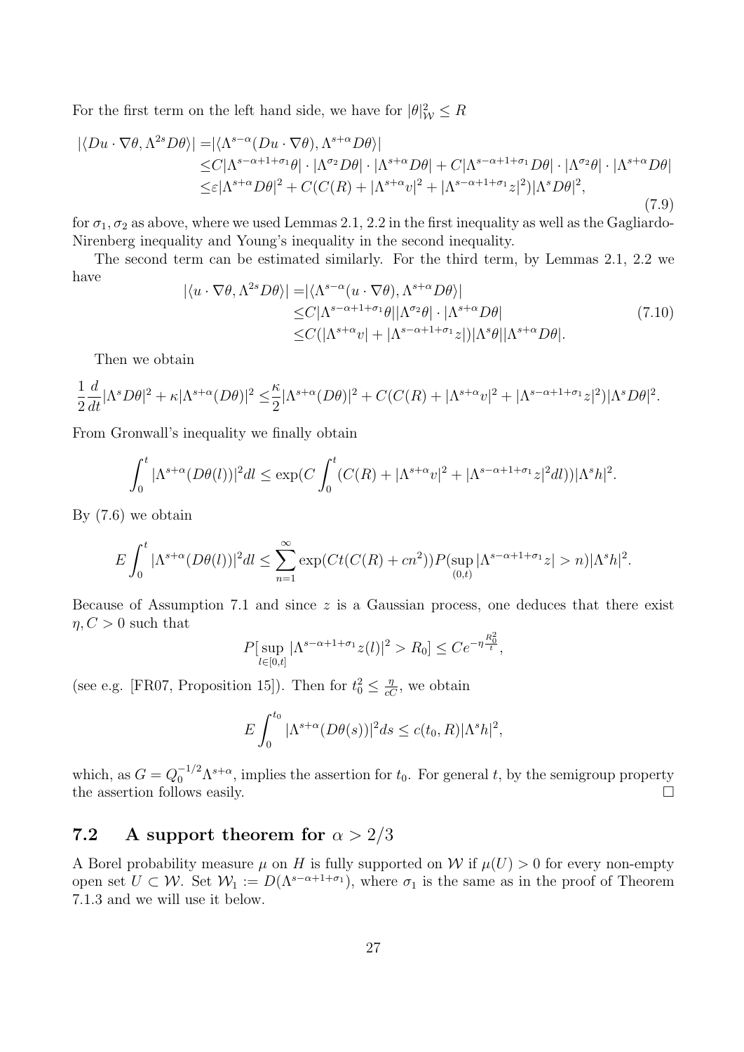For the first term on the left hand side, we have for $|\theta|^2_{\mathcal{W}} \leq R$

$$
\begin{aligned}
|\langle Du \cdot \nabla\theta, \Lambda^{2s} D\theta\rangle| =& |\langle \Lambda^{s-\alpha}(Du \cdot \nabla\theta), \Lambda^{s+\alpha} D\theta\rangle| \\
\leq & C|\Lambda^{s-\alpha+1+\sigma_1}\theta| \cdot |\Lambda^{\sigma_2} D\theta| \cdot |\Lambda^{s+\alpha} D\theta| + C|\Lambda^{s-\alpha+1+\sigma_1} D\theta| \cdot |\Lambda^{\sigma_2}\theta| \cdot |\Lambda^{s+\alpha} D\theta| \\
\leq & \varepsilon |\Lambda^{s+\alpha} D\theta|^2 + C(C(R) + |\Lambda^{s+\alpha} v|^2 + |\Lambda^{s-\alpha+1+\sigma_1} z|^2)|\Lambda^s D\theta|^2,
\end{aligned}
\tag{7.9}
$$

for $\sigma_1, \sigma_2$ as above, where we used Lemmas 2.1, 2.2 in the first inequality as well as the Gagliardo-Nirenberg inequality and Young's inequality in the second inequality.

The second term can be estimated similarly. For the third term, by Lemmas 2.1, 2.2 we have

$$
\begin{aligned}
|\langle u \cdot \nabla\theta, \Lambda^{2s} D\theta\rangle| =& |\langle \Lambda^{s-\alpha}(u \cdot \nabla\theta), \Lambda^{s+\alpha} D\theta\rangle| \\
\leq & C|\Lambda^{s-\alpha+1+\sigma_1}\theta||\Lambda^{\sigma_2}\theta| \cdot |\Lambda^{s+\alpha} D\theta| \\
\leq & C(|\Lambda^{s+\alpha} v| + |\Lambda^{s-\alpha+1+\sigma_1} z|)|\Lambda^s\theta||\Lambda^{s+\alpha} D\theta|.
\end{aligned}
\tag{7.10}
$$

Then we obtain

$$
\frac{1}{2}\frac{d}{dt}|\Lambda^s D\theta|^2 + \kappa|\Lambda^{s+\alpha}(D\theta)|^2 \leq \frac{\kappa}{2}|\Lambda^{s+\alpha}(D\theta)|^2 + C(C(R) + |\Lambda^{s+\alpha} v|^2 + |\Lambda^{s-\alpha+1+\sigma_1} z|^2)|\Lambda^s D\theta|^2.
$$

From Gronwall's inequality we finally obtain

$$
\int_0^t |\Lambda^{s+\alpha}(D\theta(l))|^2 dl \leq \exp(C\int_0^t (C(R) + |\Lambda^{s+\alpha} v|^2 + |\Lambda^{s-\alpha+1+\sigma_1} z|^2 dl))|\Lambda^s h|^2.
$$

By (7.6) we obtain

$$
E\int_0^t |\Lambda^{s+\alpha}(D\theta(l))|^2 dl \leq \sum_{n=1}^{\infty} \exp(Ct(C(R) + cn^2))P(\sup_{(0,t)} |\Lambda^{s-\alpha+1+\sigma_1} z| > n)|\Lambda^s h|^2.
$$

Because of Assumption 7.1 and since $z$ is a Gaussian process, one deduces that there exist $\eta, C > 0$ such that

$$
P[\sup_{l\in[0,t]} |\Lambda^{s-\alpha+1+\sigma_1} z(l)|^2 > R_0] \leq Ce^{-\eta\frac{R_0^2}{t}},
$$

(see e.g. [FR07, Proposition 15]). Then for $t_0^2 \leq \frac{\eta}{cC}$, we obtain

$$
E\int_0^{t_0} |\Lambda^{s+\alpha}(D\theta(s))|^2 ds \leq c(t_0, R)|\Lambda^s h|^2,
$$

which, as $G = Q_0^{-1/2}\Lambda^{s+\alpha}$, implies the assertion for $t_0$. For general $t$, by the semigroup property the assertion follows easily. □

## 7.2 A support theorem for $\alpha > 2/3$

A Borel probability measure $\mu$ on $H$ is fully supported on $\mathcal{W}$ if $\mu(U) > 0$ for every non-empty open set $U \subset \mathcal{W}$. Set $\mathcal{W}_1 := D(\Lambda^{s-\alpha+1+\sigma_1})$, where $\sigma_1$ is the same as in the proof of Theorem 7.1.3 and we will use it below.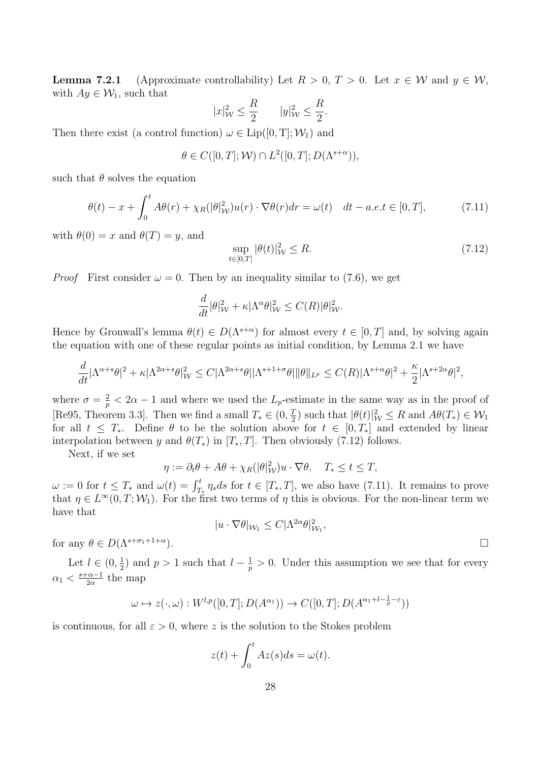**Lemma 7.2.1** (Approximate controllability) Let $R > 0$, $T > 0$. Let $x \in \mathcal{W}$ and $y \in \mathcal{W}$, with $Ay \in \mathcal{W}_1$, such that

$$|x|^2_{\mathcal{W}} \leq \frac{R}{2} \qquad |y|^2_{\mathcal{W}} \leq \frac{R}{2}.$$

Then there exist (a control function) $\omega \in \mathrm{Lip}([0,\mathrm{T}]; \mathcal{W}_1)$ and

$$\theta \in C([0,T]; \mathcal{W}) \cap L^2([0,T]; D(\Lambda^{s+\alpha})),$$

such that $\theta$ solves the equation

$$\theta(t) - x + \int_0^t A\theta(r) + \chi_R(|\theta|^2_{\mathcal{W}})u(r) \cdot \nabla\theta(r)dr = \omega(t) \quad dt - a.e. t \in [0,T], \tag{7.11}$$

with $\theta(0) = x$ and $\theta(T) = y$, and

$$\sup_{t\in[0,T]} |\theta(t)|^2_{\mathcal{W}} \leq R. \tag{7.12}$$

*Proof* First consider $\omega = 0$. Then by an inequality similar to (7.6), we get

$$\frac{d}{dt}|\theta|^2_{\mathcal{W}} + \kappa|\Lambda^\alpha\theta|^2_{\mathcal{W}} \leq C(R)|\theta|^2_{\mathcal{W}}.$$

Hence by Gronwall's lemma $\theta(t) \in D(\Lambda^{s+\alpha})$ for almost every $t \in [0,T]$ and, by solving again the equation with one of these regular points as initial condition, by Lemma 2.1 we have

$$\frac{d}{dt}|\Lambda^{\alpha+s}\theta|^2 + \kappa|\Lambda^{2\alpha+s}\theta|^2_{\mathcal{W}} \leq C|\Lambda^{2\alpha+s}\theta||\Lambda^{s+1+\sigma}\theta|\|\theta\|_{L^p} \leq C(R)|\Lambda^{s+\alpha}\theta|^2 + \frac{\kappa}{2}|\Lambda^{s+2\alpha}\theta|^2,$$

where $\sigma = \frac{2}{p} < 2\alpha - 1$ and where we used the $L_p$-estimate in the same way as in the proof of [Re95, Theorem 3.3]. Then we find a small $T_* \in (0, \frac{T}{2})$ such that $|\theta(t)|^2_{\mathcal{W}} \leq R$ and $A\theta(T_*) \in \mathcal{W}_1$ for all $t \leq T_*$. Define $\theta$ to be the solution above for $t \in [0, T_*]$ and extended by linear interpolation between $y$ and $\theta(T_*)$ in $[T_*, T]$. Then obviously (7.12) follows.

Next, if we set

$$\eta := \partial_t\theta + A\theta + \chi_R(|\theta|^2_{\mathcal{W}})u \cdot \nabla\theta, \quad T_* \leq t \leq T,$$

$\omega := 0$ for $t \leq T_*$ and $\omega(t) = \int_{T_*}^t \eta_s ds$ for $t \in [T_*, T]$, we also have (7.11). It remains to prove that $\eta \in L^\infty(0,T; \mathcal{W}_1)$. For the first two terms of $\eta$ this is obvious. For the non-linear term we have that

$$|u \cdot \nabla\theta|_{\mathcal{W}_1} \leq C|\Lambda^{2\alpha}\theta|^2_{\mathcal{W}_1},$$

for any $\theta \in D(\Lambda^{s+\sigma_1+1+\alpha})$. □

Let $l \in (0, \frac{1}{2})$ and $p > 1$ such that $l - \frac{1}{p} > 0$. Under this assumption we see that for every $\alpha_1 < \frac{s+\alpha-1}{2\alpha}$ the map

$$\omega \mapsto z(\cdot, \omega) : W^{l,p}([0,T]; D(A^{\alpha_1})) \to C([0,T]; D(A^{\alpha_1+l-\frac{1}{p}-\varepsilon}))$$

is continuous, for all $\varepsilon > 0$, where $z$ is the solution to the Stokes problem

$$z(t) + \int_0^t Az(s)ds = \omega(t).$$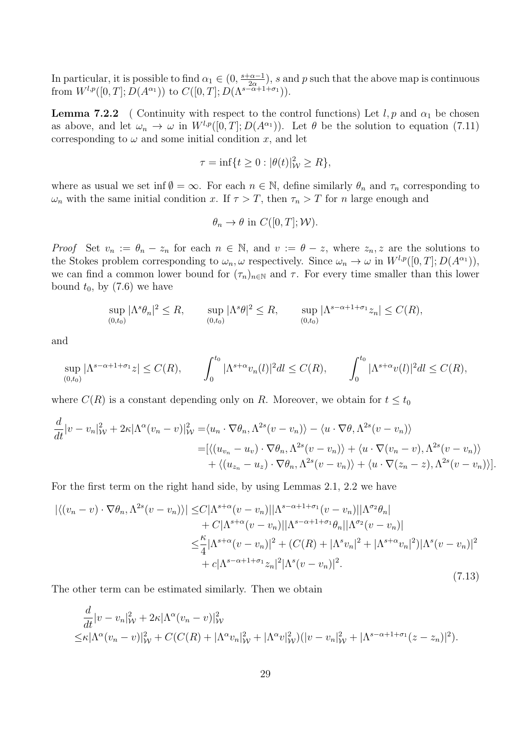In particular, it is possible to find $\alpha_1 \in (0, \frac{s+\alpha-1}{2\alpha})$, $s$ and $p$ such that the above map is continuous from $W^{l,p}([0,T]; D(A^{\alpha_1}))$ to $C([0,T]; D(\Lambda^{s-\alpha+1+\sigma_1}))$.

**Lemma 7.2.2** ( Continuity with respect to the control functions) Let $l, p$ and $\alpha_1$ be chosen as above, and let $\omega_n \to \omega$ in $W^{l,p}([0,T]; D(A^{\alpha_1}))$. Let $\theta$ be the solution to equation (7.11) corresponding to $\omega$ and some initial condition $x$, and let

$$\tau = \inf\{t \geq 0 : |\theta(t)|^2_{\mathcal{W}} \geq R\},$$

where as usual we set $\inf \emptyset = \infty$. For each $n \in \mathbb{N}$, define similarly $\theta_n$ and $\tau_n$ corresponding to $\omega_n$ with the same initial condition $x$. If $\tau > T$, then $\tau_n > T$ for $n$ large enough and

$$\theta_n \to \theta \text{ in } C([0,T]; \mathcal{W}).$$

*Proof* Set $v_n := \theta_n - z_n$ for each $n \in \mathbb{N}$, and $v := \theta - z$, where $z_n, z$ are the solutions to the Stokes problem corresponding to $\omega_n, \omega$ respectively. Since $\omega_n \to \omega$ in $W^{l,p}([0,T]; D(A^{\alpha_1}))$, we can find a common lower bound for $(\tau_n)_{n\in\mathbb{N}}$ and $\tau$. For every time smaller than this lower bound $t_0$, by (7.6) we have

$$\sup_{(0,t_0)} |\Lambda^s \theta_n|^2 \leq R, \qquad \sup_{(0,t_0)} |\Lambda^s \theta|^2 \leq R, \qquad \sup_{(0,t_0)} |\Lambda^{s-\alpha+1+\sigma_1} z_n| \leq C(R),$$

and

$$\sup_{(0,t_0)} |\Lambda^{s-\alpha+1+\sigma_1} z| \leq C(R), \qquad \int_0^{t_0} |\Lambda^{s+\alpha} v_n(l)|^2 dl \leq C(R), \qquad \int_0^{t_0} |\Lambda^{s+\alpha} v(l)|^2 dl \leq C(R),$$

where $C(R)$ is a constant depending only on $R$. Moreover, we obtain for $t \leq t_0$

$$\begin{aligned}
\frac{d}{dt}|v - v_n|^2_{\mathcal{W}} + 2\kappa|\Lambda^\alpha(v_n - v)|^2_{\mathcal{W}} =& \langle u_n \cdot \nabla\theta_n, \Lambda^{2s}(v - v_n)\rangle - \langle u \cdot \nabla\theta, \Lambda^{2s}(v - v_n)\rangle \\
=& [\langle (u_{v_n} - u_v) \cdot \nabla\theta_n, \Lambda^{2s}(v - v_n)\rangle + \langle u \cdot \nabla(v_n - v), \Lambda^{2s}(v - v_n)\rangle \\
&+ \langle (u_{z_n} - u_z) \cdot \nabla\theta_n, \Lambda^{2s}(v - v_n)\rangle + \langle u \cdot \nabla(z_n - z), \Lambda^{2s}(v - v_n)\rangle].
\end{aligned}$$

For the first term on the right hand side, by using Lemmas 2.1, 2.2 we have

$$\begin{aligned}
|\langle (v_n - v) \cdot \nabla\theta_n, \Lambda^{2s}(v - v_n)\rangle| \leq& C|\Lambda^{s+\alpha}(v - v_n)||\Lambda^{s-\alpha+1+\sigma_1}(v - v_n)||\Lambda^{\sigma_2}\theta_n| \\
&+ C|\Lambda^{s+\alpha}(v - v_n)||\Lambda^{s-\alpha+1+\sigma_1}\theta_n||\Lambda^{\sigma_2}(v - v_n)| \\
\leq& \frac{\kappa}{4}|\Lambda^{s+\alpha}(v - v_n)|^2 + (C(R) + |\Lambda^s v_n|^2 + |\Lambda^{s+\alpha} v_n|^2)|\Lambda^s(v - v_n)|^2 \\
&+ c|\Lambda^{s-\alpha+1+\sigma_1} z_n|^2 |\Lambda^s(v - v_n)|^2.
\end{aligned} \tag{7.13}$$

The other term can be estimated similarly. Then we obtain

$$\begin{aligned}
&\frac{d}{dt}|v - v_n|^2_{\mathcal{W}} + 2\kappa|\Lambda^\alpha(v_n - v)|^2_{\mathcal{W}} \\
\leq& \kappa|\Lambda^\alpha(v_n - v)|^2_{\mathcal{W}} + C(C(R) + |\Lambda^\alpha v_n|^2_{\mathcal{W}} + |\Lambda^\alpha v|^2_{\mathcal{W}})(|v - v_n|^2_{\mathcal{W}} + |\Lambda^{s-\alpha+1+\sigma_1}(z - z_n)|^2).
\end{aligned}$$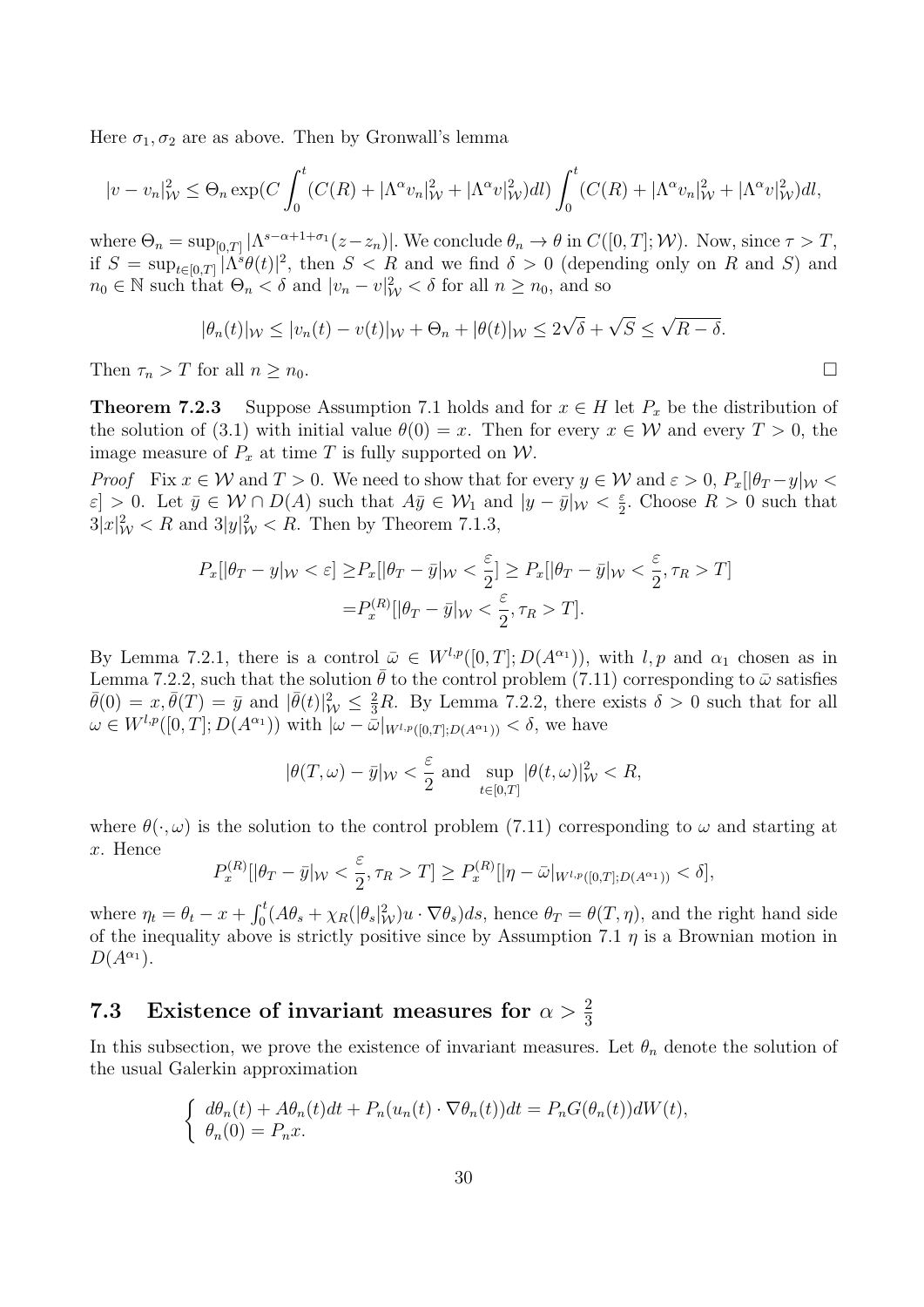Here $\sigma_1, \sigma_2$ are as above. Then by Gronwall's lemma

$$|v - v_n|_{\mathcal{W}}^2 \le \Theta_n \exp(C\int_0^t (C(R) + |\Lambda^\alpha v_n|_{\mathcal{W}}^2 + |\Lambda^\alpha v|_{\mathcal{W}}^2)dl) \int_0^t (C(R) + |\Lambda^\alpha v_n|_{\mathcal{W}}^2 + |\Lambda^\alpha v|_{\mathcal{W}}^2)dl,$$

where $\Theta_n = \sup_{[0,T]} |\Lambda^{s-\alpha+1+\sigma_1}(z - z_n)|$. We conclude $\theta_n \to \theta$ in $C([0,T];\mathcal{W})$. Now, since $\tau > T$, if $S = \sup_{t\in[0,T]} |\Lambda^s \theta(t)|^2$, then $S < R$ and we find $\delta > 0$ (depending only on $R$ and $S$) and $n_0 \in \mathbb{N}$ such that $\Theta_n < \delta$ and $|v_n - v|_{\mathcal{W}}^2 < \delta$ for all $n \ge n_0$, and so

$$|\theta_n(t)|_{\mathcal{W}} \le |v_n(t) - v(t)|_{\mathcal{W}} + \Theta_n + |\theta(t)|_{\mathcal{W}} \le 2\sqrt{\delta} + \sqrt{S} \le \sqrt{R - \delta}.$$

Then $\tau_n > T$ for all $n \ge n_0$. □

**Theorem 7.2.3** Suppose Assumption 7.1 holds and for $x \in H$ let $P_x$ be the distribution of the solution of (3.1) with initial value $\theta(0) = x$. Then for every $x \in \mathcal{W}$ and every $T > 0$, the image measure of $P_x$ at time $T$ is fully supported on $\mathcal{W}$.

*Proof* Fix $x \in \mathcal{W}$ and $T > 0$. We need to show that for every $y \in \mathcal{W}$ and $\varepsilon > 0$, $P_x[|\theta_T - y|_{\mathcal{W}} < \varepsilon] > 0$. Let $\bar{y} \in \mathcal{W} \cap D(A)$ such that $A\bar{y} \in \mathcal{W}_1$ and $|y - \bar{y}|_{\mathcal{W}} < \frac{\varepsilon}{2}$. Choose $R > 0$ such that $3|x|_{\mathcal{W}}^2 < R$ and $3|y|_{\mathcal{W}}^2 < R$. Then by Theorem 7.1.3,

$$\begin{aligned}
P_x[|\theta_T - y|_{\mathcal{W}} < \varepsilon] \ge & P_x[|\theta_T - \bar{y}|_{\mathcal{W}} < \frac{\varepsilon}{2}] \ge P_x[|\theta_T - \bar{y}|_{\mathcal{W}} < \frac{\varepsilon}{2}, \tau_R > T] \\
= & P_x^{(R)}[|\theta_T - \bar{y}|_{\mathcal{W}} < \frac{\varepsilon}{2}, \tau_R > T].
\end{aligned}$$

By Lemma 7.2.1, there is a control $\bar{\omega} \in W^{l,p}([0,T]; D(A^{\alpha_1}))$, with $l, p$ and $\alpha_1$ chosen as in Lemma 7.2.2, such that the solution $\bar{\theta}$ to the control problem (7.11) corresponding to $\bar{\omega}$ satisfies $\bar{\theta}(0) = x, \bar{\theta}(T) = \bar{y}$ and $|\bar{\theta}(t)|_{\mathcal{W}}^2 \le \frac{2}{3}R$. By Lemma 7.2.2, there exists $\delta > 0$ such that for all $\omega \in W^{l,p}([0,T]; D(A^{\alpha_1}))$ with $|\omega - \bar{\omega}|_{W^{l,p}([0,T];D(A^{\alpha_1}))} < \delta$, we have

$$|\theta(T,\omega) - \bar{y}|_{\mathcal{W}} < \frac{\varepsilon}{2} \text{ and } \sup_{t\in[0,T]} |\theta(t,\omega)|_{\mathcal{W}}^2 < R,$$

where $\theta(\cdot,\omega)$ is the solution to the control problem (7.11) corresponding to $\omega$ and starting at $x$. Hence

$$P_x^{(R)}[|\theta_T - \bar{y}|_{\mathcal{W}} < \frac{\varepsilon}{2}, \tau_R > T] \ge P_x^{(R)}[|\eta - \bar{\omega}|_{W^{l,p}([0,T];D(A^{\alpha_1}))} < \delta],$$

where $\eta_t = \theta_t - x + \int_0^t (A\theta_s + \chi_R(|\theta_s|_{\mathcal{W}}^2)u \cdot \nabla\theta_s)ds$, hence $\theta_T = \theta(T,\eta)$, and the right hand side of the inequality above is strictly positive since by Assumption 7.1 $\eta$ is a Brownian motion in $D(A^{\alpha_1})$.

## 7.3 Existence of invariant measures for $\alpha > \frac{2}{3}$

In this subsection, we prove the existence of invariant measures. Let $\theta_n$ denote the solution of the usual Galerkin approximation

$$\begin{cases} d\theta_n(t) + A\theta_n(t)dt + P_n(u_n(t) \cdot \nabla\theta_n(t))dt = P_n G(\theta_n(t))dW(t), \\ \theta_n(0) = P_n x. \end{cases}$$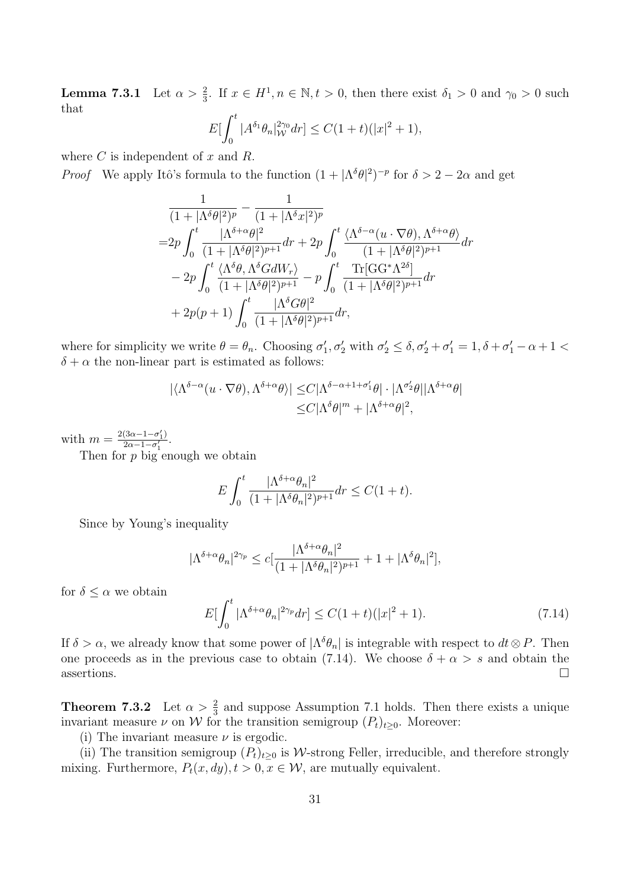**Lemma 7.3.1** Let $\alpha > \frac{2}{3}$. If $x \in H^1, n \in \mathbb{N}, t > 0$, then there exist $\delta_1 > 0$ and $\gamma_0 > 0$ such that

$$E[\int_0^t |A^{\delta_1}\theta_n|_{\mathcal{W}}^{2\gamma_0} dr] \leq C(1+t)(|x|^2+1),$$

where $C$ is independent of $x$ and $R$.

*Proof* We apply Itô's formula to the function $(1+|\Lambda^\delta \theta|^2)^{-p}$ for $\delta > 2-2\alpha$ and get

$$\begin{aligned}
&\frac{1}{(1+|\Lambda^\delta\theta|^2)^p} - \frac{1}{(1+|\Lambda^\delta x|^2)^p} \\
=&2p\int_0^t \frac{|\Lambda^{\delta+\alpha}\theta|^2}{(1+|\Lambda^\delta\theta|^2)^{p+1}}dr + 2p\int_0^t \frac{\langle \Lambda^{\delta-\alpha}(u\cdot\nabla\theta), \Lambda^{\delta+\alpha}\theta\rangle}{(1+|\Lambda^\delta\theta|^2)^{p+1}}dr \\
&-2p\int_0^t \frac{\langle \Lambda^\delta\theta, \Lambda^\delta G dW_r\rangle}{(1+|\Lambda^\delta\theta|^2)^{p+1}} - p\int_0^t \frac{\mathrm{Tr}[\mathrm{GG}^*\Lambda^{2\delta}]}{(1+|\Lambda^\delta\theta|^2)^{p+1}}dr \\
&+2p(p+1)\int_0^t \frac{|\Lambda^\delta G\theta|^2}{(1+|\Lambda^\delta\theta|^2)^{p+1}}dr,
\end{aligned}$$

where for simplicity we write $\theta = \theta_n$. Choosing $\sigma_1', \sigma_2'$ with $\sigma_2' \leq \delta, \sigma_2' + \sigma_1' = 1, \delta + \sigma_1' - \alpha + 1 < \delta + \alpha$ the non-linear part is estimated as follows:

$$\begin{aligned}
|\langle \Lambda^{\delta-\alpha}(u\cdot\nabla\theta), \Lambda^{\delta+\alpha}\theta\rangle| \leq& C|\Lambda^{\delta-\alpha+1+\sigma_1'}\theta| \cdot |\Lambda^{\sigma_2'}\theta||\Lambda^{\delta+\alpha}\theta| \\
\leq& C|\Lambda^\delta\theta|^m + |\Lambda^{\delta+\alpha}\theta|^2,
\end{aligned}$$

with $m = \frac{2(3\alpha-1-\sigma_1')}{2\alpha-1-\sigma_1'}$.

Then for $p$ big enough we obtain

$$E\int_0^t \frac{|\Lambda^{\delta+\alpha}\theta_n|^2}{(1+|\Lambda^\delta\theta_n|^2)^{p+1}}dr \leq C(1+t).$$

Since by Young's inequality

$$|\Lambda^{\delta+\alpha}\theta_n|^{2\gamma_p} \leq c[\frac{|\Lambda^{\delta+\alpha}\theta_n|^2}{(1+|\Lambda^\delta\theta_n|^2)^{p+1}} + 1 + |\Lambda^\delta\theta_n|^2],$$

for $\delta \leq \alpha$ we obtain

$$E[\int_0^t |\Lambda^{\delta+\alpha}\theta_n|^{2\gamma_p} dr] \leq C(1+t)(|x|^2+1). \tag{7.14}$$

If $\delta > \alpha$, we already know that some power of $|\Lambda^\delta\theta_n|$ is integrable with respect to $dt \otimes P$. Then one proceeds as in the previous case to obtain (7.14). We choose $\delta + \alpha > s$ and obtain the assertions. $\square$

**Theorem 7.3.2** Let $\alpha > \frac{2}{3}$ and suppose Assumption 7.1 holds. Then there exists a unique invariant measure $\nu$ on $\mathcal{W}$ for the transition semigroup $(P_t)_{t\geq 0}$. Moreover:

(i) The invariant measure $\nu$ is ergodic.

(ii) The transition semigroup $(P_t)_{t\geq 0}$ is $\mathcal{W}$-strong Feller, irreducible, and therefore strongly mixing. Furthermore, $P_t(x, dy), t > 0, x \in \mathcal{W}$, are mutually equivalent.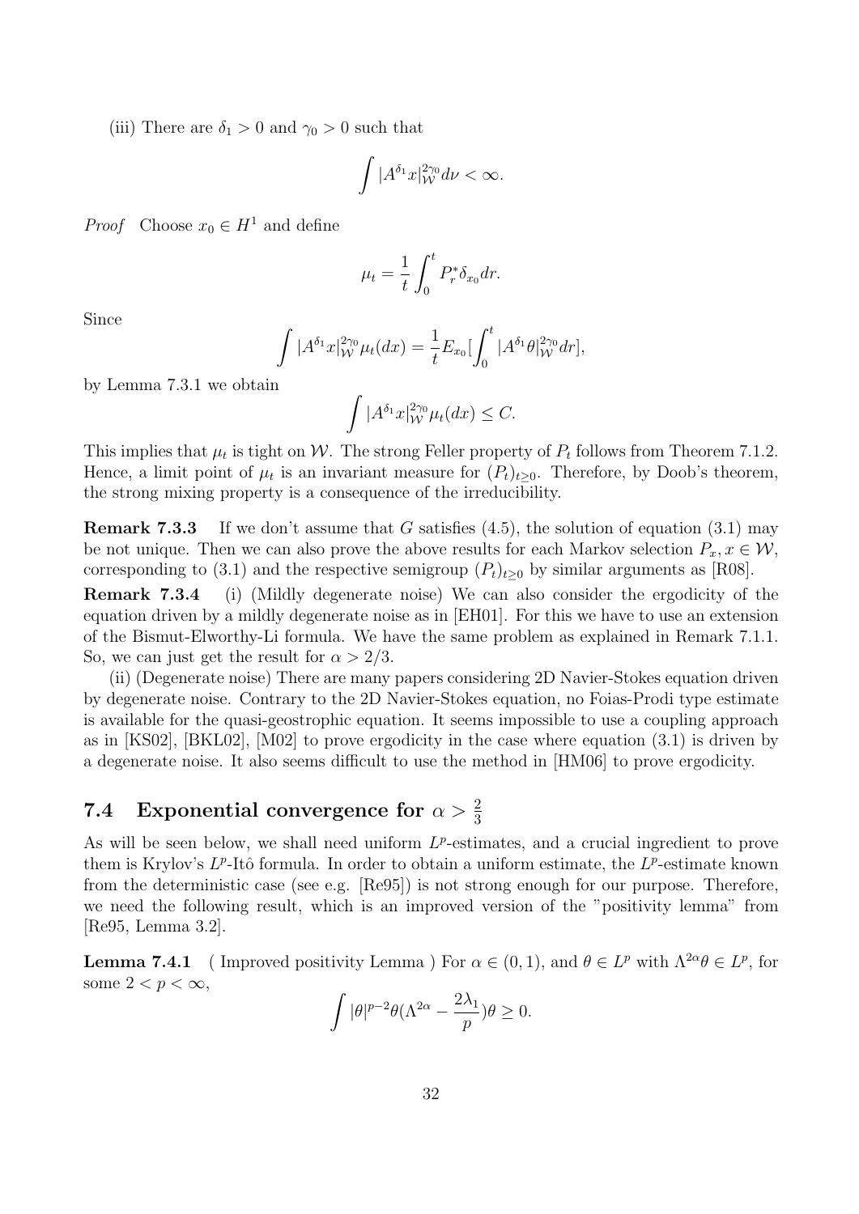(iii) There are $\delta_1 > 0$ and $\gamma_0 > 0$ such that

$$\int |A^{\delta_1} x|_{\mathcal{W}}^{2\gamma_0} d\nu < \infty.$$

*Proof* Choose $x_0 \in H^1$ and define

$$\mu_t = \frac{1}{t} \int_0^t P_r^* \delta_{x_0} dr.$$

Since

$$\int |A^{\delta_1} x|_{\mathcal{W}}^{2\gamma_0} \mu_t(dx) = \frac{1}{t} E_{x_0} [\int_0^t |A^{\delta_1} \theta|_{\mathcal{W}}^{2\gamma_0} dr],$$

by Lemma 7.3.1 we obtain

$$\int |A^{\delta_1} x|_{\mathcal{W}}^{2\gamma_0} \mu_t(dx) \leq C.$$

This implies that $\mu_t$ is tight on $\mathcal{W}$. The strong Feller property of $P_t$ follows from Theorem 7.1.2. Hence, a limit point of $\mu_t$ is an invariant measure for $(P_t)_{t\geq 0}$. Therefore, by Doob's theorem, the strong mixing property is a consequence of the irreducibility.

**Remark 7.3.3** If we don't assume that $G$ satisfies (4.5), the solution of equation (3.1) may be not unique. Then we can also prove the above results for each Markov selection $P_x, x \in \mathcal{W}$, corresponding to (3.1) and the respective semigroup $(P_t)_{t\geq 0}$ by similar arguments as [R08].

**Remark 7.3.4** (i) (Mildly degenerate noise) We can also consider the ergodicity of the equation driven by a mildly degenerate noise as in [EH01]. For this we have to use an extension of the Bismut-Elworthy-Li formula. We have the same problem as explained in Remark 7.1.1. So, we can just get the result for $\alpha > 2/3$.

(ii) (Degenerate noise) There are many papers considering 2D Navier-Stokes equation driven by degenerate noise. Contrary to the 2D Navier-Stokes equation, no Foias-Prodi type estimate is available for the quasi-geostrophic equation. It seems impossible to use a coupling approach as in [KS02], [BKL02], [M02] to prove ergodicity in the case where equation (3.1) is driven by a degenerate noise. It also seems difficult to use the method in [HM06] to prove ergodicity.

## 7.4 Exponential convergence for $\alpha > \frac{2}{3}$

As will be seen below, we shall need uniform $L^p$-estimates, and a crucial ingredient to prove them is Krylov's $L^p$-Itô formula. In order to obtain a uniform estimate, the $L^p$-estimate known from the deterministic case (see e.g. [Re95]) is not strong enough for our purpose. Therefore, we need the following result, which is an improved version of the "positivity lemma" from [Re95, Lemma 3.2].

**Lemma 7.4.1** ( Improved positivity Lemma ) For $\alpha \in (0, 1)$, and $\theta \in L^p$ with $\Lambda^{2\alpha}\theta \in L^p$, for some $2 < p < \infty$,

$$\int |\theta|^{p-2}\theta(\Lambda^{2\alpha} - \frac{2\lambda_1}{p})\theta \geq 0.$$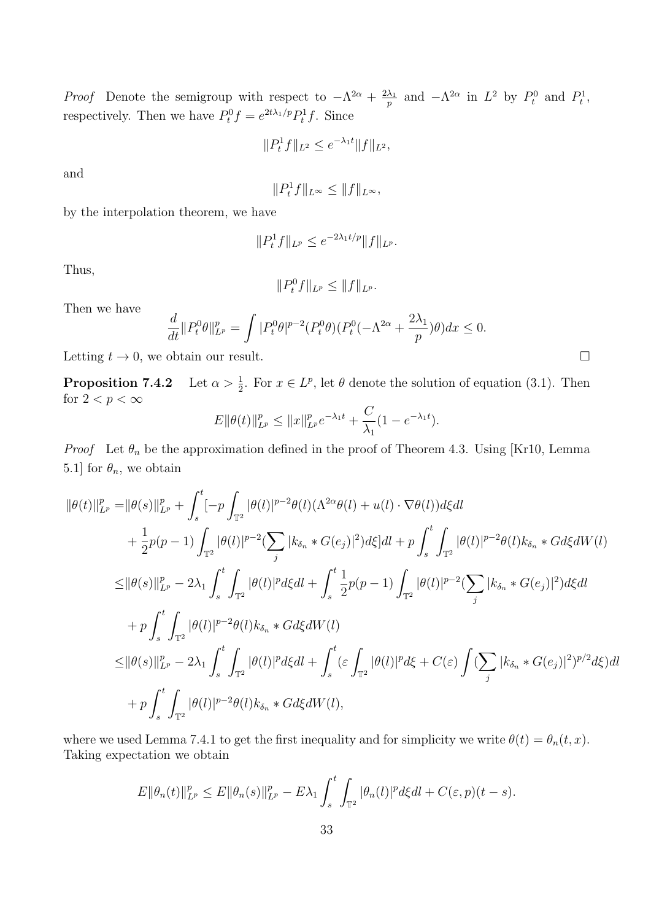*Proof* Denote the semigroup with respect to $-\Lambda^{2\alpha}+\frac{2\lambda_1}{p}$ and $-\Lambda^{2\alpha}$ in $L^2$ by $P_t^0$ and $P_t^1$, respectively. Then we have $P_t^0 f = e^{2t\lambda_1/p}P_t^1 f$. Since

$$\|P_t^1 f\|_{L^2}\leq e^{-\lambda_1 t}\|f\|_{L^2},$$

and

$$\|P_t^1 f\|_{L^\infty}\leq \|f\|_{L^\infty},$$

by the interpolation theorem, we have

$$\|P_t^1 f\|_{L^p}\leq e^{-2\lambda_1 t/p}\|f\|_{L^p}.$$

Thus,

$$\|P_t^0 f\|_{L^p}\leq \|f\|_{L^p}.$$

Then we have

$$\frac{d}{dt}\|P_t^0\theta\|_{L^p}^p=\int |P_t^0\theta|^{p-2}(P_t^0\theta)(P_t^0(-\Lambda^{2\alpha}+\frac{2\lambda_1}{p})\theta)dx\leq 0.$$

Letting $t\to 0$, we obtain our result. □

**Proposition 7.4.2** Let $\alpha>\frac{1}{2}$. For $x\in L^p$, let $\theta$ denote the solution of equation (3.1). Then for $2<p<\infty$

$$E\|\theta(t)\|_{L^p}^p\leq \|x\|_{L^p}^p e^{-\lambda_1 t}+\frac{C}{\lambda_1}(1-e^{-\lambda_1 t}).$$

*Proof* Let $\theta_n$ be the approximation defined in the proof of Theorem 4.3. Using [Kr10, Lemma 5.1] for $\theta_n$, we obtain

$$\begin{aligned}
\|\theta(t)\|_{L^p}^p =&\|\theta(s)\|_{L^p}^p+\int_s^t[-p\int_{\mathbb{T}^2}|\theta(l)|^{p-2}\theta(l)(\Lambda^{2\alpha}\theta(l)+u(l)\cdot\nabla\theta(l))d\xi dl\\
&+\frac{1}{2}p(p-1)\int_{\mathbb{T}^2}|\theta(l)|^{p-2}(\sum_j|k_{\delta_n}*G(e_j)|^2)d\xi]dl+p\int_s^t\int_{\mathbb{T}^2}|\theta(l)|^{p-2}\theta(l)k_{\delta_n}*Gd\xi dW(l)\\
\leq&\|\theta(s)\|_{L^p}^p-2\lambda_1\int_s^t\int_{\mathbb{T}^2}|\theta(l)|^p d\xi dl+\int_s^t\frac{1}{2}p(p-1)\int_{\mathbb{T}^2}|\theta(l)|^{p-2}(\sum_j|k_{\delta_n}*G(e_j)|^2)d\xi dl\\
&+p\int_s^t\int_{\mathbb{T}^2}|\theta(l)|^{p-2}\theta(l)k_{\delta_n}*Gd\xi dW(l)\\
\leq&\|\theta(s)\|_{L^p}^p-2\lambda_1\int_s^t\int_{\mathbb{T}^2}|\theta(l)|^p d\xi dl+\int_s^t(\varepsilon\int_{\mathbb{T}^2}|\theta(l)|^p d\xi+C(\varepsilon)\int(\sum_j|k_{\delta_n}*G(e_j)|^2)^{p/2}d\xi)dl\\
&+p\int_s^t\int_{\mathbb{T}^2}|\theta(l)|^{p-2}\theta(l)k_{\delta_n}*Gd\xi dW(l),
\end{aligned}$$

where we used Lemma 7.4.1 to get the first inequality and for simplicity we write $\theta(t)=\theta_n(t,x)$. Taking expectation we obtain

$$E\|\theta_n(t)\|_{L^p}^p\leq E\|\theta_n(s)\|_{L^p}^p-E\lambda_1\int_s^t\int_{\mathbb{T}^2}|\theta_n(l)|^p d\xi dl+C(\varepsilon,p)(t-s).$$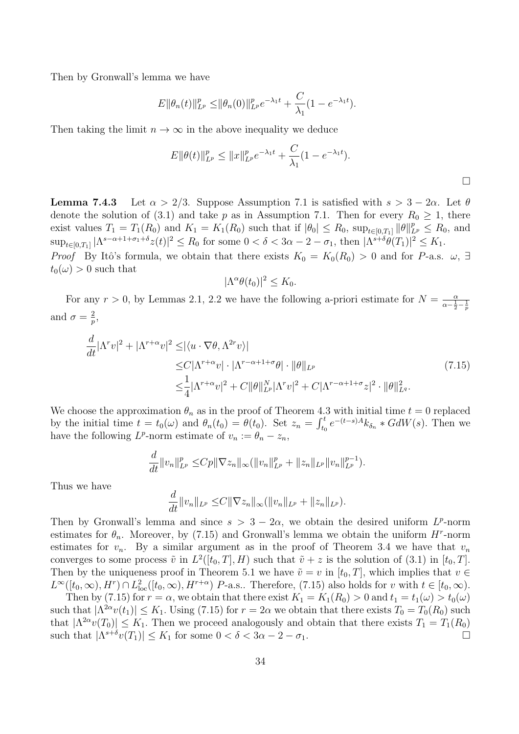Then by Gronwall's lemma we have

$$E\|\theta_n(t)\|_{L^p}^p \leq \|\theta_n(0)\|_{L^p}^p e^{-\lambda_1 t} + \frac{C}{\lambda_1}(1 - e^{-\lambda_1 t}).$$

Then taking the limit $n \to \infty$ in the above inequality we deduce

$$E\|\theta(t)\|_{L^p}^p \leq \|x\|_{L^p}^p e^{-\lambda_1 t} + \frac{C}{\lambda_1}(1 - e^{-\lambda_1 t}).$$

$\square$

**Lemma 7.4.3** Let $\alpha > 2/3$. Suppose Assumption 7.1 is satisfied with $s > 3 - 2\alpha$. Let $\theta$ denote the solution of (3.1) and take $p$ as in Assumption 7.1. Then for every $R_0 \geq 1$, there exist values $T_1 = T_1(R_0)$ and $K_1 = K_1(R_0)$ such that if $|\theta_0| \leq R_0$, $\sup_{t\in[0,T_1]} \|\theta\|_{L^p}^p \leq R_0$, and $\sup_{t\in[0,T_1]} |\Lambda^{s-\alpha+1+\sigma_1+\delta} z(t)|^2 \leq R_0$ for some $0 < \delta < 3\alpha - 2 - \sigma_1$, then $|\Lambda^{s+\delta}\theta(T_1)|^2 \leq K_1$.

*Proof* By Itô's formula, we obtain that there exists $K_0 = K_0(R_0) > 0$ and for $P$-a.s. $\omega$, $\exists$ $t_0(\omega) > 0$ such that

$$|\Lambda^\alpha \theta(t_0)|^2 \leq K_0.$$

For any $r > 0$, by Lemmas 2.1, 2.2 we have the following a-priori estimate for $N = \frac{\alpha}{\alpha - \frac{1}{2} - \frac{1}{p}}$ and $\sigma = \frac{2}{p}$,

$$\begin{aligned}
\frac{d}{dt}|\Lambda^r v|^2 + |\Lambda^{r+\alpha} v|^2 \leq & |\langle u \cdot \nabla\theta, \Lambda^{2r} v\rangle| \\
\leq & C|\Lambda^{r+\alpha} v| \cdot |\Lambda^{r-\alpha+1+\sigma}\theta| \cdot \|\theta\|_{L^p} \\
\leq & \frac{1}{4}|\Lambda^{r+\alpha} v|^2 + C\|\theta\|_{L^p}^N |\Lambda^r v|^2 + C|\Lambda^{r-\alpha+1+\sigma} z|^2 \cdot \|\theta\|_{L^q}^2.
\end{aligned} \tag{7.15}$$

We choose the approximation $\theta_n$ as in the proof of Theorem 4.3 with initial time $t = 0$ replaced by the initial time $t = t_0(\omega)$ and $\theta_n(t_0) = \theta(t_0)$. Set $z_n = \int_{t_0}^t e^{-(t-s)A} k_{\delta_n} * GdW(s)$. Then we have the following $L^p$-norm estimate of $v_n := \theta_n - z_n$,

$$\frac{d}{dt}\|v_n\|_{L^p}^p \leq Cp\|\nabla z_n\|_\infty (\|v_n\|_{L^p}^p + \|z_n\|_{L^p}\|v_n\|_{L^p}^{p-1}).$$

Thus we have

$$\frac{d}{dt}\|v_n\|_{L^p} \leq C\|\nabla z_n\|_\infty (\|v_n\|_{L^p} + \|z_n\|_{L^p}).$$

Then by Gronwall's lemma and since $s > 3 - 2\alpha$, we obtain the desired uniform $L^p$-norm estimates for $\theta_n$. Moreover, by (7.15) and Gronwall's lemma we obtain the uniform $H^r$-norm estimates for $v_n$. By a similar argument as in the proof of Theorem 3.4 we have that $v_n$ converges to some process $\tilde{v}$ in $L^2([t_0, T], H)$ such that $\tilde{v} + z$ is the solution of (3.1) in $[t_0, T]$. Then by the uniqueness proof in Theorem 5.1 we have $\tilde{v} = v$ in $[t_0, T]$, which implies that $v \in L^\infty([t_0, \infty), H^r) \cap L^2_{\rm loc}([t_0, \infty), H^{r+\alpha})$ $P$-a.s.. Therefore, (7.15) also holds for $v$ with $t \in [t_0, \infty)$.

Then by (7.15) for $r = \alpha$, we obtain that there exist $K_1 = K_1(R_0) > 0$ and $t_1 = t_1(\omega) > t_0(\omega)$ such that $|\Lambda^{2\alpha} v(t_1)| \leq K_1$. Using (7.15) for $r = 2\alpha$ we obtain that there exists $T_0 = T_0(R_0)$ such that $|\Lambda^{2\alpha} v(T_0)| \leq K_1$. Then we proceed analogously and obtain that there exists $T_1 = T_1(R_0)$ such that $|\Lambda^{s+\delta} v(T_1)| \leq K_1$ for some $0 < \delta < 3\alpha - 2 - \sigma_1$. $\square$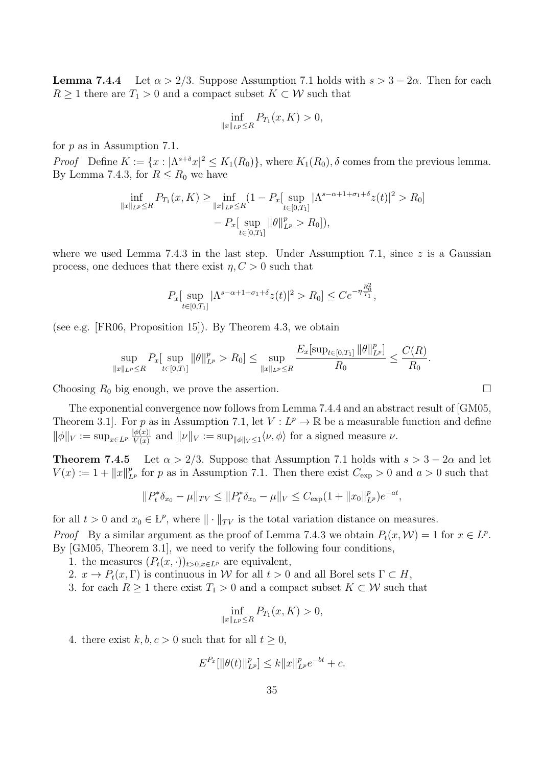**Lemma 7.4.4** Let $\alpha > 2/3$. Suppose Assumption 7.1 holds with $s > 3 - 2\alpha$. Then for each $R \geq 1$ there are $T_1 > 0$ and a compact subset $K \subset \mathcal{W}$ such that

$$\inf_{\|x\|_{L^p} \leq R} P_{T_1}(x, K) > 0,$$

for $p$ as in Assumption 7.1.

*Proof* Define $K := \{x : |\Lambda^{s+\delta} x|^2 \leq K_1(R_0)\}$, where $K_1(R_0), \delta$ comes from the previous lemma. By Lemma 7.4.3, for $R \leq R_0$ we have

$$\inf_{\|x\|_{L^p} \leq R} P_{T_1}(x, K) \geq \inf_{\|x\|_{L^p} \leq R} (1 - P_x[\sup_{t \in [0,T_1]} |\Lambda^{s-\alpha+1+\sigma_1+\delta} z(t)|^2 > R_0] - P_x[\sup_{t \in [0,T_1]} \|\theta\|_{L^p}^p > R_0]),$$

where we used Lemma 7.4.3 in the last step. Under Assumption 7.1, since $z$ is a Gaussian process, one deduces that there exist $\eta, C > 0$ such that

$$P_x[\sup_{t \in [0,T_1]} |\Lambda^{s-\alpha+1+\sigma_1+\delta} z(t)|^2 > R_0] \leq C e^{-\eta \frac{R_0^2}{T_1}},$$

(see e.g. [FR06, Proposition 15]). By Theorem 4.3, we obtain

$$\sup_{\|x\|_{L^p} \leq R} P_x[\sup_{t \in [0,T_1]} \|\theta\|_{L^p}^p > R_0] \leq \sup_{\|x\|_{L^p} \leq R} \frac{E_x[\sup_{t \in [0,T_1]} \|\theta\|_{L^p}^p]}{R_0} \leq \frac{C(R)}{R_0}.$$

Choosing $R_0$ big enough, we prove the assertion. $\square$

The exponential convergence now follows from Lemma 7.4.4 and an abstract result of [GM05, Theorem 3.1]. For $p$ as in Assumption 7.1, let $V : L^p \to \mathbb{R}$ be a measurable function and define $\|\phi\|_V := \sup_{x \in L^p} \frac{|\phi(x)|}{V(x)}$ and $\|\nu\|_V := \sup_{\|\phi\|_V \leq 1} \langle \nu, \phi \rangle$ for a signed measure $\nu$.

**Theorem 7.4.5** Let $\alpha > 2/3$. Suppose that Assumption 7.1 holds with $s > 3 - 2\alpha$ and let $V(x) := 1 + \|x\|_{L^p}^p$ for $p$ as in Assumption 7.1. Then there exist $C_{\exp} > 0$ and $a > 0$ such that

$$\|P_t^* \delta_{x_0} - \mu\|_{TV} \leq \|P_t^* \delta_{x_0} - \mu\|_V \leq C_{\exp}(1 + \|x_0\|_{L^p}^p) e^{-at},$$

for all $t > 0$ and $x_0 \in L^p$, where $\|\cdot\|_{TV}$ is the total variation distance on measures.

*Proof* By a similar argument as the proof of Lemma 7.4.3 we obtain $P_t(x, \mathcal{W}) = 1$ for $x \in L^p$. By [GM05, Theorem 3.1], we need to verify the following four conditions,

1. the measures $(P_t(x, \cdot))_{t>0, x \in L^p}$ are equivalent,
2. $x \to P_t(x, \Gamma)$ is continuous in $\mathcal{W}$ for all $t > 0$ and all Borel sets $\Gamma \subset H$,
3. for each $R \geq 1$ there exist $T_1 > 0$ and a compact subset $K \subset \mathcal{W}$ such that

$$\inf_{\|x\|_{L^p} \leq R} P_{T_1}(x, K) > 0,$$

4. there exist $k, b, c > 0$ such that for all $t \geq 0$,

$$E^{P_x}[\|\theta(t)\|_{L^p}^p] \leq k \|x\|_{L^p}^p e^{-bt} + c.$$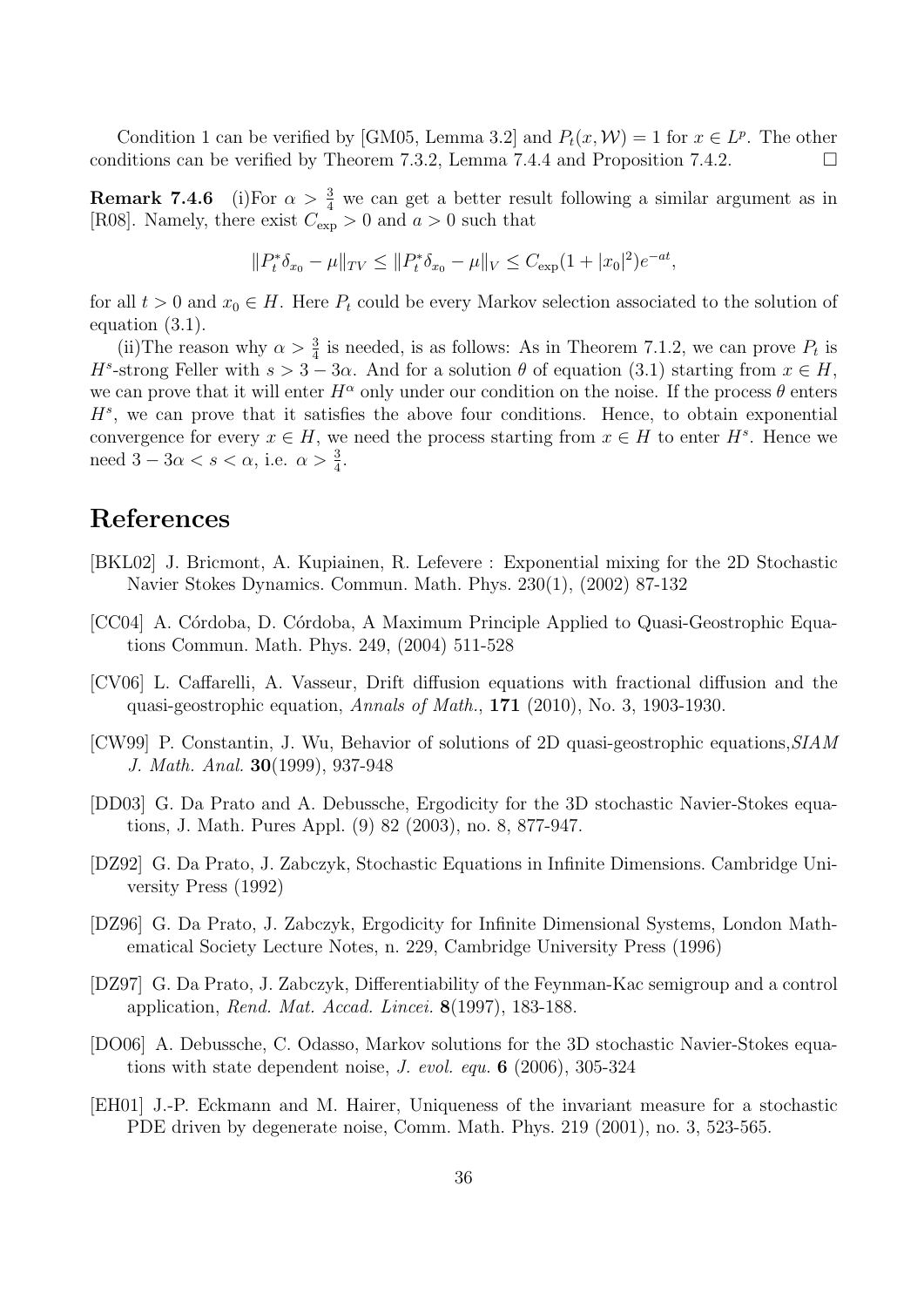Condition 1 can be verified by [GM05, Lemma 3.2] and $P_t(x, \mathcal{W}) = 1$ for $x \in L^p$. The other conditions can be verified by Theorem 7.3.2, Lemma 7.4.4 and Proposition 7.4.2. □

**Remark 7.4.6** (i)For $\alpha > \frac{3}{4}$ we can get a better result following a similar argument as in [R08]. Namely, there exist $C_{\exp} > 0$ and $a > 0$ such that

$$\|P_t^*\delta_{x_0} - \mu\|_{TV} \leq \|P_t^*\delta_{x_0} - \mu\|_V \leq C_{\exp}(1 + |x_0|^2)e^{-at},$$

for all $t > 0$ and $x_0 \in H$. Here $P_t$ could be every Markov selection associated to the solution of equation (3.1).

(ii)The reason why $\alpha > \frac{3}{4}$ is needed, is as follows: As in Theorem 7.1.2, we can prove $P_t$ is $H^s$-strong Feller with $s > 3 - 3\alpha$. And for a solution $\theta$ of equation (3.1) starting from $x \in H$, we can prove that it will enter $H^\alpha$ only under our condition on the noise. If the process $\theta$ enters $H^s$, we can prove that it satisfies the above four conditions. Hence, to obtain exponential convergence for every $x \in H$, we need the process starting from $x \in H$ to enter $H^s$. Hence we need $3 - 3\alpha < s < \alpha$, i.e. $\alpha > \frac{3}{4}$.

# References

[BKL02] J. Bricmont, A. Kupiainen, R. Lefevere : Exponential mixing for the 2D Stochastic Navier Stokes Dynamics. Commun. Math. Phys. 230(1), (2002) 87-132

[CC04] A. Córdoba, D. Córdoba, A Maximum Principle Applied to Quasi-Geostrophic Equations Commun. Math. Phys. 249, (2004) 511-528

[CV06] L. Caffarelli, A. Vasseur, Drift diffusion equations with fractional diffusion and the quasi-geostrophic equation, *Annals of Math.*, **171** (2010), No. 3, 1903-1930.

[CW99] P. Constantin, J. Wu, Behavior of solutions of 2D quasi-geostrophic equations,*SIAM J. Math. Anal.* **30**(1999), 937-948

[DD03] G. Da Prato and A. Debussche, Ergodicity for the 3D stochastic Navier-Stokes equations, J. Math. Pures Appl. (9) 82 (2003), no. 8, 877-947.

[DZ92] G. Da Prato, J. Zabczyk, Stochastic Equations in Infinite Dimensions. Cambridge University Press (1992)

[DZ96] G. Da Prato, J. Zabczyk, Ergodicity for Infinite Dimensional Systems, London Mathematical Society Lecture Notes, n. 229, Cambridge University Press (1996)

[DZ97] G. Da Prato, J. Zabczyk, Differentiability of the Feynman-Kac semigroup and a control application, *Rend. Mat. Accad. Lincei.* **8**(1997), 183-188.

[DO06] A. Debussche, C. Odasso, Markov solutions for the 3D stochastic Navier-Stokes equations with state dependent noise, *J. evol. equ.* **6** (2006), 305-324

[EH01] J.-P. Eckmann and M. Hairer, Uniqueness of the invariant measure for a stochastic PDE driven by degenerate noise, Comm. Math. Phys. 219 (2001), no. 3, 523-565.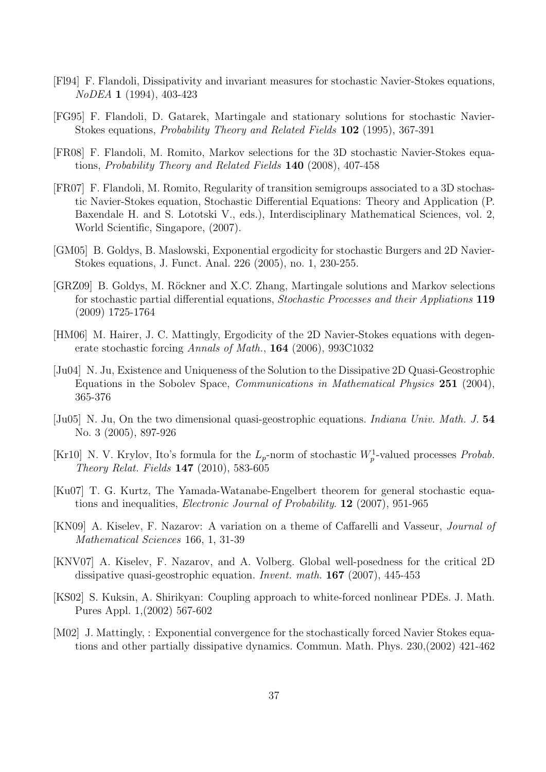[Fl94] F. Flandoli, Dissipativity and invariant measures for stochastic Navier-Stokes equations, *NoDEA* **1** (1994), 403-423

[FG95] F. Flandoli, D. Gatarek, Martingale and stationary solutions for stochastic Navier-Stokes equations, *Probability Theory and Related Fields* **102** (1995), 367-391

[FR08] F. Flandoli, M. Romito, Markov selections for the 3D stochastic Navier-Stokes equations, *Probability Theory and Related Fields* **140** (2008), 407-458

[FR07] F. Flandoli, M. Romito, Regularity of transition semigroups associated to a 3D stochastic Navier-Stokes equation, Stochastic Differential Equations: Theory and Application (P. Baxendale H. and S. Lototski V., eds.), Interdisciplinary Mathematical Sciences, vol. 2, World Scientific, Singapore, (2007).

[GM05] B. Goldys, B. Maslowski, Exponential ergodicity for stochastic Burgers and 2D Navier-Stokes equations, J. Funct. Anal. 226 (2005), no. 1, 230-255.

[GRZ09] B. Goldys, M. Röckner and X.C. Zhang, Martingale solutions and Markov selections for stochastic partial differential equations, *Stochastic Processes and their Appliations* **119** (2009) 1725-1764

[HM06] M. Hairer, J. C. Mattingly, Ergodicity of the 2D Navier-Stokes equations with degenerate stochastic forcing *Annals of Math.*, **164** (2006), 993C1032

[Ju04] N. Ju, Existence and Uniqueness of the Solution to the Dissipative 2D Quasi-Geostrophic Equations in the Sobolev Space, *Communications in Mathematical Physics* **251** (2004), 365-376

[Ju05] N. Ju, On the two dimensional quasi-geostrophic equations. *Indiana Univ. Math. J.* **54** No. 3 (2005), 897-926

[Kr10] N. V. Krylov, Ito's formula for the $L_p$-norm of stochastic $W_p^1$-valued processes *Probab. Theory Relat. Fields* **147** (2010), 583-605

[Ku07] T. G. Kurtz, The Yamada-Watanabe-Engelbert theorem for general stochastic equations and inequalities, *Electronic Journal of Probability*. **12** (2007), 951-965

[KN09] A. Kiselev, F. Nazarov: A variation on a theme of Caffarelli and Vasseur, *Journal of Mathematical Sciences* 166, 1, 31-39

[KNV07] A. Kiselev, F. Nazarov, and A. Volberg. Global well-posedness for the critical 2D dissipative quasi-geostrophic equation. *Invent. math.* **167** (2007), 445-453

[KS02] S. Kuksin, A. Shirikyan: Coupling approach to white-forced nonlinear PDEs. J. Math. Pures Appl. 1,(2002) 567-602

[M02] J. Mattingly, : Exponential convergence for the stochastically forced Navier Stokes equations and other partially dissipative dynamics. Commun. Math. Phys. 230,(2002) 421-462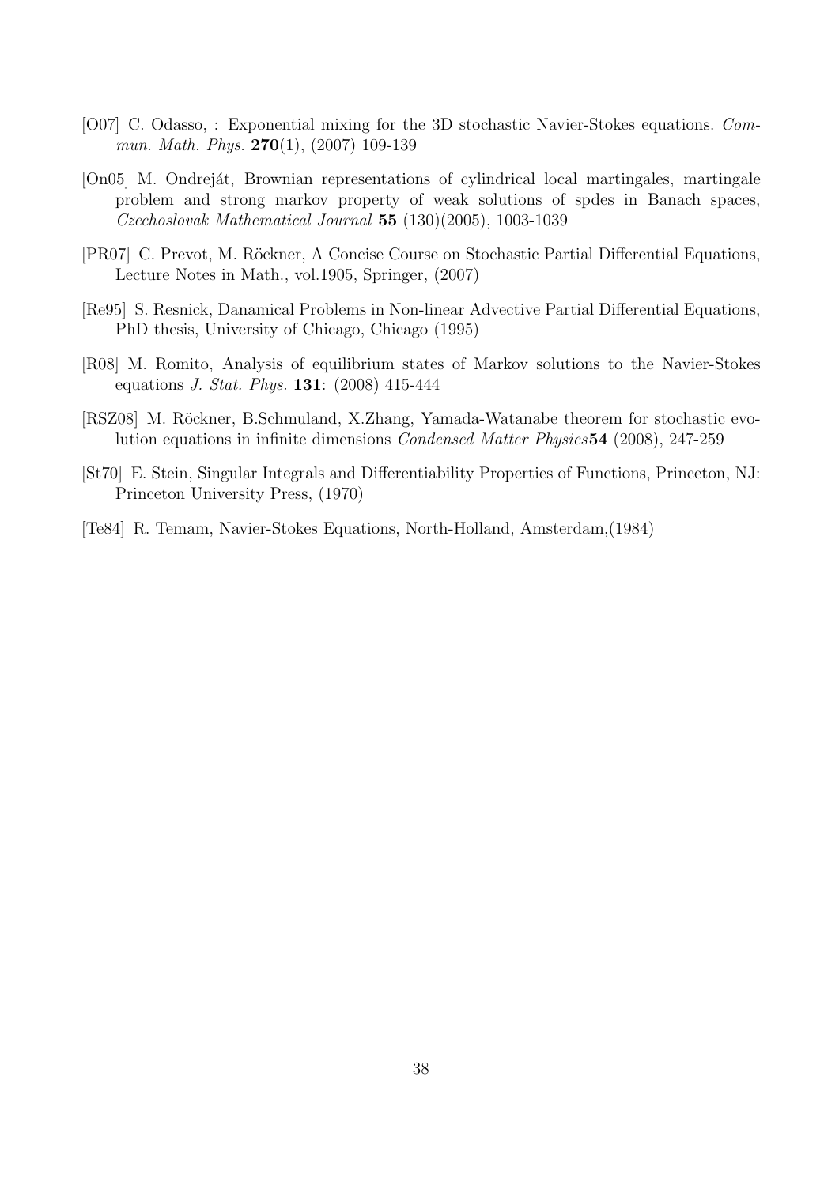[O07] C. Odasso, : Exponential mixing for the 3D stochastic Navier-Stokes equations. *Commun. Math. Phys.* **270**(1), (2007) 109-139

[On05] M. Ondreját, Brownian representations of cylindrical local martingales, martingale problem and strong markov property of weak solutions of spdes in Banach spaces, *Czechoslovak Mathematical Journal* **55** (130)(2005), 1003-1039

[PR07] C. Prevot, M. Röckner, A Concise Course on Stochastic Partial Differential Equations, Lecture Notes in Math., vol.1905, Springer, (2007)

[Re95] S. Resnick, Danamical Problems in Non-linear Advective Partial Differential Equations, PhD thesis, University of Chicago, Chicago (1995)

[R08] M. Romito, Analysis of equilibrium states of Markov solutions to the Navier-Stokes equations *J. Stat. Phys.* **131**: (2008) 415-444

[RSZ08] M. Röckner, B.Schmuland, X.Zhang, Yamada-Watanabe theorem for stochastic evolution equations in infinite dimensions *Condensed Matter Physics* **54** (2008), 247-259

[St70] E. Stein, Singular Integrals and Differentiability Properties of Functions, Princeton, NJ: Princeton University Press, (1970)

[Te84] R. Temam, Navier-Stokes Equations, North-Holland, Amsterdam,(1984)